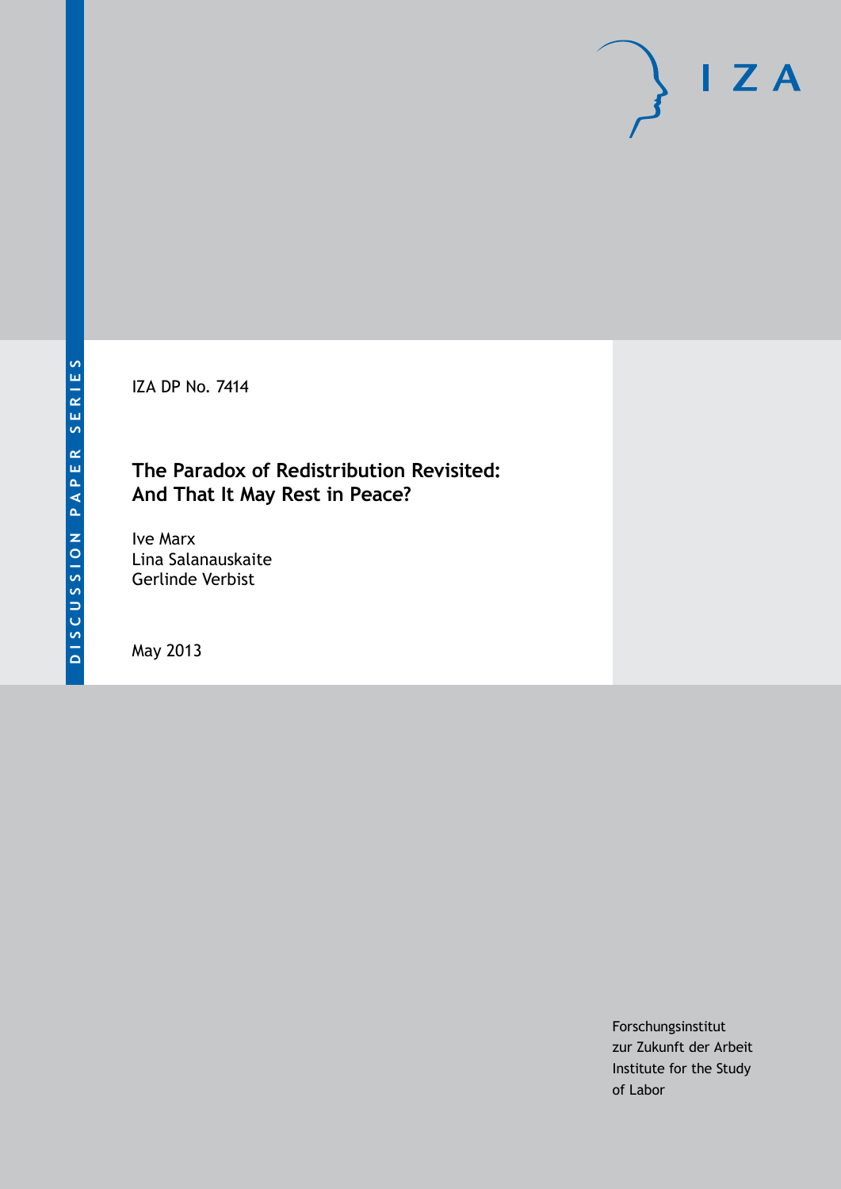DISCUSSION PAPER SERIES

IZA

IZA DP No. 7414

# The Paradox of Redistribution Revisited: And That It May Rest in Peace?

Ive Marx
Lina Salanauskaite
Gerlinde Verbist

May 2013

Forschungsinstitut
zur Zukunft der Arbeit
Institute for the Study
of Labor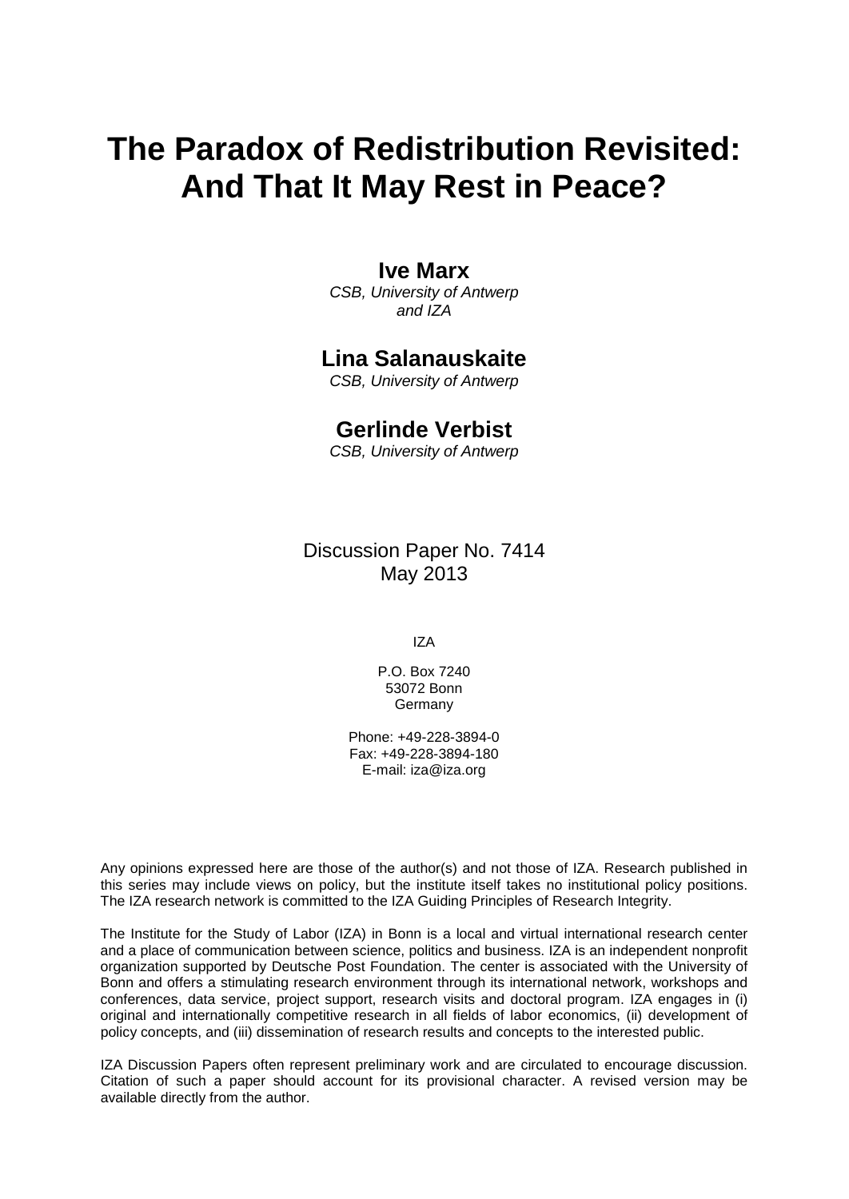# The Paradox of Redistribution Revisited: And That It May Rest in Peace?

**Ive Marx**
*CSB, University of Antwerp and IZA*

**Lina Salanauskaite**
*CSB, University of Antwerp*

**Gerlinde Verbist**
*CSB, University of Antwerp*

Discussion Paper No. 7414
May 2013

IZA

P.O. Box 7240
53072 Bonn
Germany

Phone: +49-228-3894-0
Fax: +49-228-3894-180
E-mail: iza@iza.org

Any opinions expressed here are those of the author(s) and not those of IZA. Research published in this series may include views on policy, but the institute itself takes no institutional policy positions. The IZA research network is committed to the IZA Guiding Principles of Research Integrity.

The Institute for the Study of Labor (IZA) in Bonn is a local and virtual international research center and a place of communication between science, politics and business. IZA is an independent nonprofit organization supported by Deutsche Post Foundation. The center is associated with the University of Bonn and offers a stimulating research environment through its international network, workshops and conferences, data service, project support, research visits and doctoral program. IZA engages in (i) original and internationally competitive research in all fields of labor economics, (ii) development of policy concepts, and (iii) dissemination of research results and concepts to the interested public.

IZA Discussion Papers often represent preliminary work and are circulated to encourage discussion. Citation of such a paper should account for its provisional character. A revised version may be available directly from the author.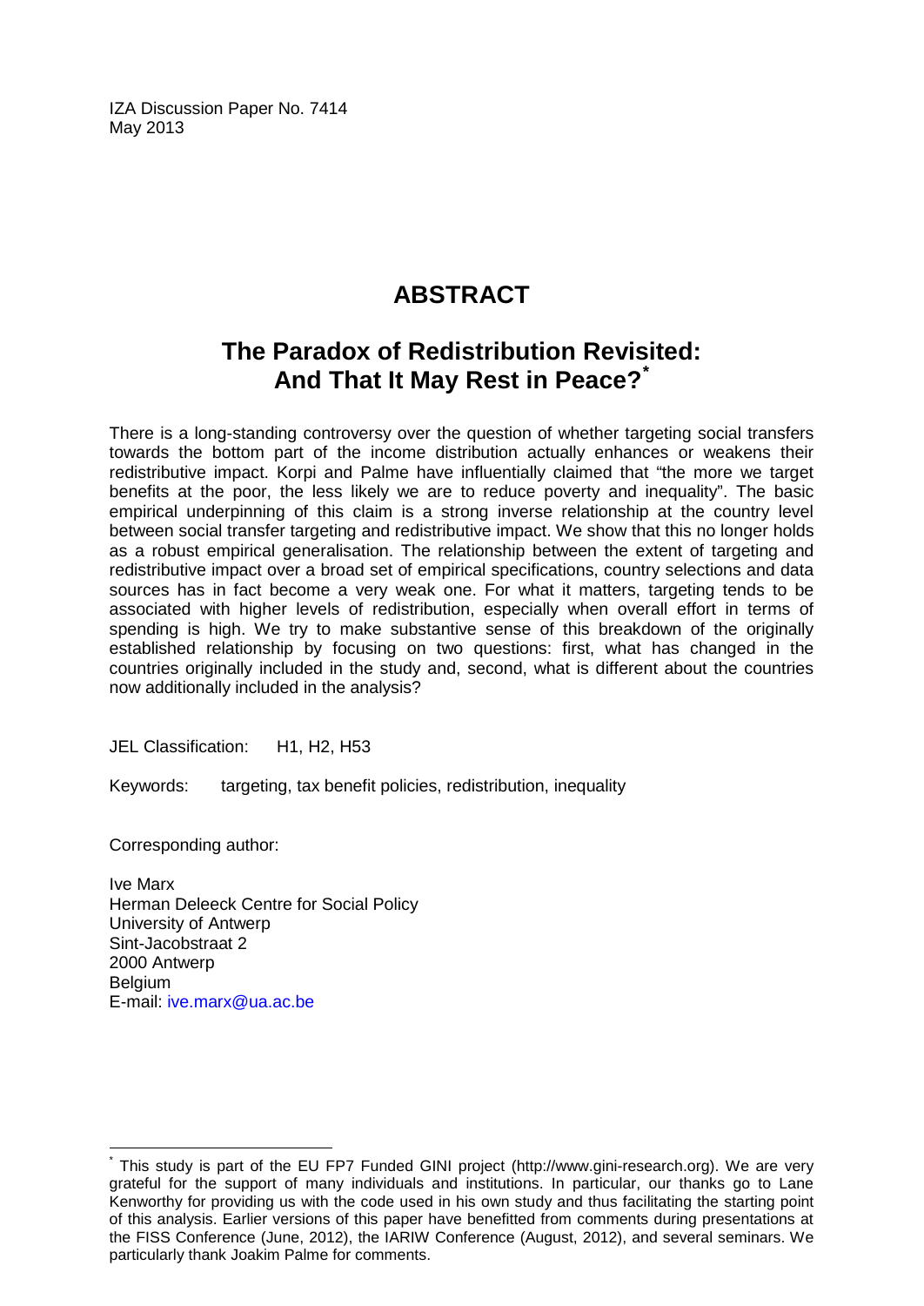IZA Discussion Paper No. 7414
May 2013

# ABSTRACT

## The Paradox of Redistribution Revisited: And That It May Rest in Peace?[*]

There is a long-standing controversy over the question of whether targeting social transfers towards the bottom part of the income distribution actually enhances or weakens their redistributive impact. Korpi and Palme have influentially claimed that "the more we target benefits at the poor, the less likely we are to reduce poverty and inequality". The basic empirical underpinning of this claim is a strong inverse relationship at the country level between social transfer targeting and redistributive impact. We show that this no longer holds as a robust empirical generalisation. The relationship between the extent of targeting and redistributive impact over a broad set of empirical specifications, country selections and data sources has in fact become a very weak one. For what it matters, targeting tends to be associated with higher levels of redistribution, especially when overall effort in terms of spending is high. We try to make substantive sense of this breakdown of the originally established relationship by focusing on two questions: first, what has changed in the countries originally included in the study and, second, what is different about the countries now additionally included in the analysis?

JEL Classification: H1, H2, H53

Keywords: targeting, tax benefit policies, redistribution, inequality

Corresponding author:

Ive Marx
Herman Deleeck Centre for Social Policy
University of Antwerp
Sint-Jacobstraat 2
2000 Antwerp
Belgium
E-mail: ive.marx@ua.ac.be

[*] This study is part of the EU FP7 Funded GINI project (http://www.gini-research.org). We are very grateful for the support of many individuals and institutions. In particular, our thanks go to Lane Kenworthy for providing us with the code used in his own study and thus facilitating the starting point of this analysis. Earlier versions of this paper have benefitted from comments during presentations at the FISS Conference (June, 2012), the IARIW Conference (August, 2012), and several seminars. We particularly thank Joakim Palme for comments.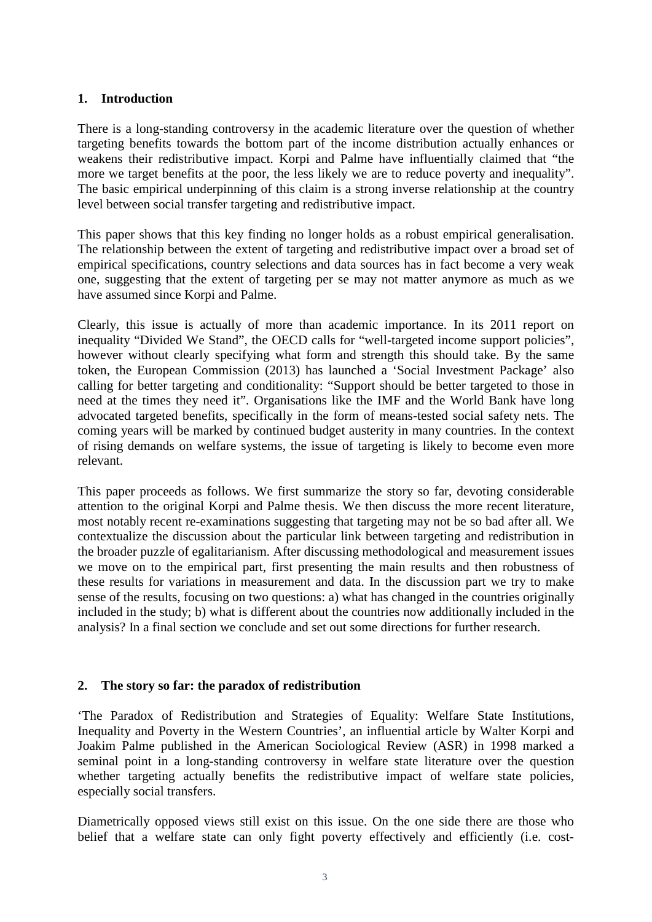## 1. Introduction

There is a long-standing controversy in the academic literature over the question of whether targeting benefits towards the bottom part of the income distribution actually enhances or weakens their redistributive impact. Korpi and Palme have influentially claimed that "the more we target benefits at the poor, the less likely we are to reduce poverty and inequality". The basic empirical underpinning of this claim is a strong inverse relationship at the country level between social transfer targeting and redistributive impact.

This paper shows that this key finding no longer holds as a robust empirical generalisation. The relationship between the extent of targeting and redistributive impact over a broad set of empirical specifications, country selections and data sources has in fact become a very weak one, suggesting that the extent of targeting per se may not matter anymore as much as we have assumed since Korpi and Palme.

Clearly, this issue is actually of more than academic importance. In its 2011 report on inequality "Divided We Stand", the OECD calls for "well-targeted income support policies", however without clearly specifying what form and strength this should take. By the same token, the European Commission (2013) has launched a 'Social Investment Package' also calling for better targeting and conditionality: "Support should be better targeted to those in need at the times they need it". Organisations like the IMF and the World Bank have long advocated targeted benefits, specifically in the form of means-tested social safety nets. The coming years will be marked by continued budget austerity in many countries. In the context of rising demands on welfare systems, the issue of targeting is likely to become even more relevant.

This paper proceeds as follows. We first summarize the story so far, devoting considerable attention to the original Korpi and Palme thesis. We then discuss the more recent literature, most notably recent re-examinations suggesting that targeting may not be so bad after all. We contextualize the discussion about the particular link between targeting and redistribution in the broader puzzle of egalitarianism. After discussing methodological and measurement issues we move on to the empirical part, first presenting the main results and then robustness of these results for variations in measurement and data. In the discussion part we try to make sense of the results, focusing on two questions: a) what has changed in the countries originally included in the study; b) what is different about the countries now additionally included in the analysis? In a final section we conclude and set out some directions for further research.

## 2. The story so far: the paradox of redistribution

'The Paradox of Redistribution and Strategies of Equality: Welfare State Institutions, Inequality and Poverty in the Western Countries', an influential article by Walter Korpi and Joakim Palme published in the American Sociological Review (ASR) in 1998 marked a seminal point in a long-standing controversy in welfare state literature over the question whether targeting actually benefits the redistributive impact of welfare state policies, especially social transfers.

Diametrically opposed views still exist on this issue. On the one side there are those who belief that a welfare state can only fight poverty effectively and efficiently (i.e. cost-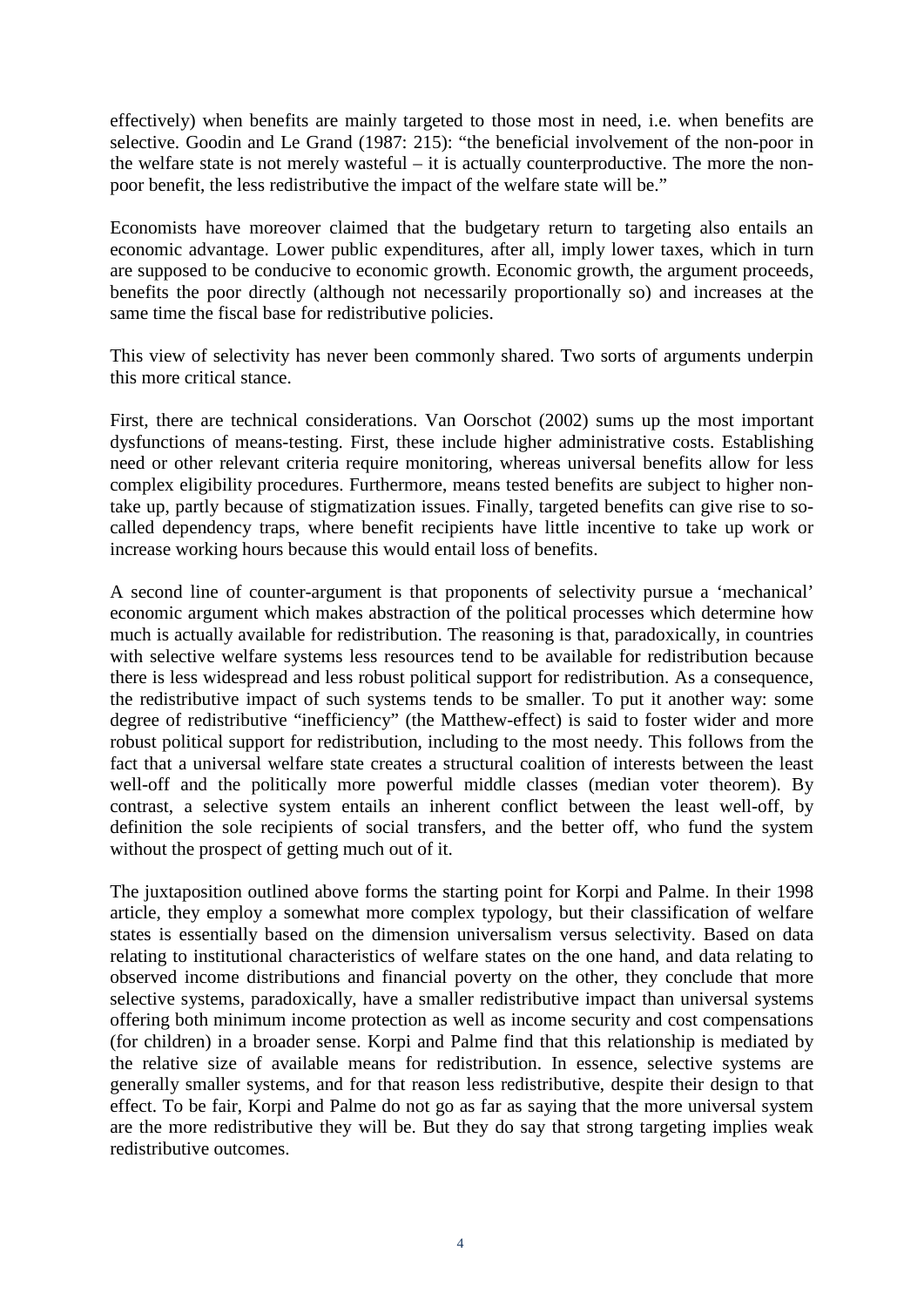effectively) when benefits are mainly targeted to those most in need, i.e. when benefits are selective. Goodin and Le Grand (1987: 215): "the beneficial involvement of the non-poor in the welfare state is not merely wasteful – it is actually counterproductive. The more the non-poor benefit, the less redistributive the impact of the welfare state will be."

Economists have moreover claimed that the budgetary return to targeting also entails an economic advantage. Lower public expenditures, after all, imply lower taxes, which in turn are supposed to be conducive to economic growth. Economic growth, the argument proceeds, benefits the poor directly (although not necessarily proportionally so) and increases at the same time the fiscal base for redistributive policies.

This view of selectivity has never been commonly shared. Two sorts of arguments underpin this more critical stance.

First, there are technical considerations. Van Oorschot (2002) sums up the most important dysfunctions of means-testing. First, these include higher administrative costs. Establishing need or other relevant criteria require monitoring, whereas universal benefits allow for less complex eligibility procedures. Furthermore, means tested benefits are subject to higher non-take up, partly because of stigmatization issues. Finally, targeted benefits can give rise to so-called dependency traps, where benefit recipients have little incentive to take up work or increase working hours because this would entail loss of benefits.

A second line of counter-argument is that proponents of selectivity pursue a 'mechanical' economic argument which makes abstraction of the political processes which determine how much is actually available for redistribution. The reasoning is that, paradoxically, in countries with selective welfare systems less resources tend to be available for redistribution because there is less widespread and less robust political support for redistribution. As a consequence, the redistributive impact of such systems tends to be smaller. To put it another way: some degree of redistributive "inefficiency" (the Matthew-effect) is said to foster wider and more robust political support for redistribution, including to the most needy. This follows from the fact that a universal welfare state creates a structural coalition of interests between the least well-off and the politically more powerful middle classes (median voter theorem). By contrast, a selective system entails an inherent conflict between the least well-off, by definition the sole recipients of social transfers, and the better off, who fund the system without the prospect of getting much out of it.

The juxtaposition outlined above forms the starting point for Korpi and Palme. In their 1998 article, they employ a somewhat more complex typology, but their classification of welfare states is essentially based on the dimension universalism versus selectivity. Based on data relating to institutional characteristics of welfare states on the one hand, and data relating to observed income distributions and financial poverty on the other, they conclude that more selective systems, paradoxically, have a smaller redistributive impact than universal systems offering both minimum income protection as well as income security and cost compensations (for children) in a broader sense. Korpi and Palme find that this relationship is mediated by the relative size of available means for redistribution. In essence, selective systems are generally smaller systems, and for that reason less redistributive, despite their design to that effect. To be fair, Korpi and Palme do not go as far as saying that the more universal system are the more redistributive they will be. But they do say that strong targeting implies weak redistributive outcomes.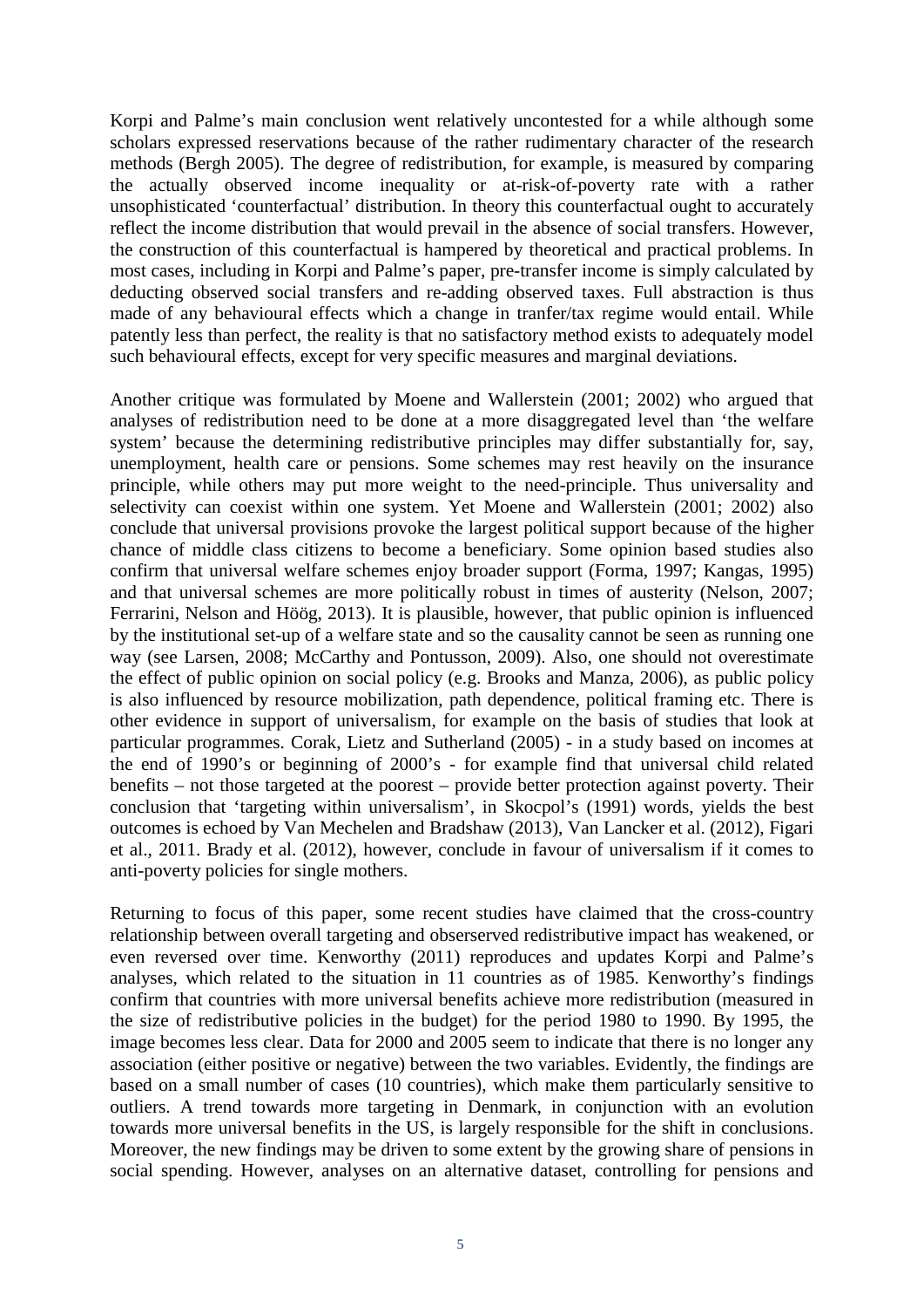Korpi and Palme's main conclusion went relatively uncontested for a while although some scholars expressed reservations because of the rather rudimentary character of the research methods (Bergh 2005). The degree of redistribution, for example, is measured by comparing the actually observed income inequality or at-risk-of-poverty rate with a rather unsophisticated 'counterfactual' distribution. In theory this counterfactual ought to accurately reflect the income distribution that would prevail in the absence of social transfers. However, the construction of this counterfactual is hampered by theoretical and practical problems. In most cases, including in Korpi and Palme's paper, pre-transfer income is simply calculated by deducting observed social transfers and re-adding observed taxes. Full abstraction is thus made of any behavioural effects which a change in tranfer/tax regime would entail. While patently less than perfect, the reality is that no satisfactory method exists to adequately model such behavioural effects, except for very specific measures and marginal deviations.

Another critique was formulated by Moene and Wallerstein (2001; 2002) who argued that analyses of redistribution need to be done at a more disaggregated level than 'the welfare system' because the determining redistributive principles may differ substantially for, say, unemployment, health care or pensions. Some schemes may rest heavily on the insurance principle, while others may put more weight to the need-principle. Thus universality and selectivity can coexist within one system. Yet Moene and Wallerstein (2001; 2002) also conclude that universal provisions provoke the largest political support because of the higher chance of middle class citizens to become a beneficiary. Some opinion based studies also confirm that universal welfare schemes enjoy broader support (Forma, 1997; Kangas, 1995) and that universal schemes are more politically robust in times of austerity (Nelson, 2007; Ferrarini, Nelson and Höög, 2013). It is plausible, however, that public opinion is influenced by the institutional set-up of a welfare state and so the causality cannot be seen as running one way (see Larsen, 2008; McCarthy and Pontusson, 2009). Also, one should not overestimate the effect of public opinion on social policy (e.g. Brooks and Manza, 2006), as public policy is also influenced by resource mobilization, path dependence, political framing etc. There is other evidence in support of universalism, for example on the basis of studies that look at particular programmes. Corak, Lietz and Sutherland (2005) - in a study based on incomes at the end of 1990's or beginning of 2000's - for example find that universal child related benefits – not those targeted at the poorest – provide better protection against poverty. Their conclusion that 'targeting within universalism', in Skocpol's (1991) words, yields the best outcomes is echoed by Van Mechelen and Bradshaw (2013), Van Lancker et al. (2012), Figari et al., 2011. Brady et al. (2012), however, conclude in favour of universalism if it comes to anti-poverty policies for single mothers.

Returning to focus of this paper, some recent studies have claimed that the cross-country relationship between overall targeting and obserserved redistributive impact has weakened, or even reversed over time. Kenworthy (2011) reproduces and updates Korpi and Palme's analyses, which related to the situation in 11 countries as of 1985. Kenworthy's findings confirm that countries with more universal benefits achieve more redistribution (measured in the size of redistributive policies in the budget) for the period 1980 to 1990. By 1995, the image becomes less clear. Data for 2000 and 2005 seem to indicate that there is no longer any association (either positive or negative) between the two variables. Evidently, the findings are based on a small number of cases (10 countries), which make them particularly sensitive to outliers. A trend towards more targeting in Denmark, in conjunction with an evolution towards more universal benefits in the US, is largely responsible for the shift in conclusions. Moreover, the new findings may be driven to some extent by the growing share of pensions in social spending. However, analyses on an alternative dataset, controlling for pensions and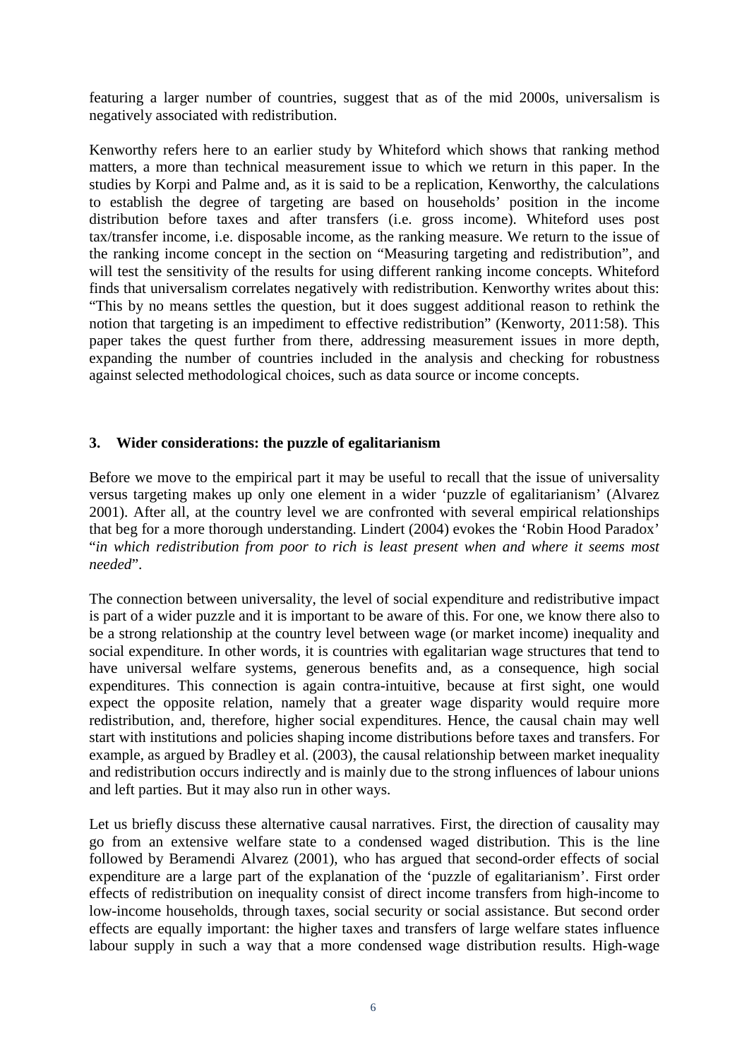featuring a larger number of countries, suggest that as of the mid 2000s, universalism is negatively associated with redistribution.

Kenworthy refers here to an earlier study by Whiteford which shows that ranking method matters, a more than technical measurement issue to which we return in this paper. In the studies by Korpi and Palme and, as it is said to be a replication, Kenworthy, the calculations to establish the degree of targeting are based on households' position in the income distribution before taxes and after transfers (i.e. gross income). Whiteford uses post tax/transfer income, i.e. disposable income, as the ranking measure. We return to the issue of the ranking income concept in the section on "Measuring targeting and redistribution", and will test the sensitivity of the results for using different ranking income concepts. Whiteford finds that universalism correlates negatively with redistribution. Kenworthy writes about this: "This by no means settles the question, but it does suggest additional reason to rethink the notion that targeting is an impediment to effective redistribution" (Kenworty, 2011:58). This paper takes the quest further from there, addressing measurement issues in more depth, expanding the number of countries included in the analysis and checking for robustness against selected methodological choices, such as data source or income concepts.

## 3. Wider considerations: the puzzle of egalitarianism

Before we move to the empirical part it may be useful to recall that the issue of universality versus targeting makes up only one element in a wider 'puzzle of egalitarianism' (Alvarez 2001). After all, at the country level we are confronted with several empirical relationships that beg for a more thorough understanding. Lindert (2004) evokes the 'Robin Hood Paradox' "*in which redistribution from poor to rich is least present when and where it seems most needed*".

The connection between universality, the level of social expenditure and redistributive impact is part of a wider puzzle and it is important to be aware of this. For one, we know there also to be a strong relationship at the country level between wage (or market income) inequality and social expenditure. In other words, it is countries with egalitarian wage structures that tend to have universal welfare systems, generous benefits and, as a consequence, high social expenditures. This connection is again contra-intuitive, because at first sight, one would expect the opposite relation, namely that a greater wage disparity would require more redistribution, and, therefore, higher social expenditures. Hence, the causal chain may well start with institutions and policies shaping income distributions before taxes and transfers. For example, as argued by Bradley et al. (2003), the causal relationship between market inequality and redistribution occurs indirectly and is mainly due to the strong influences of labour unions and left parties. But it may also run in other ways.

Let us briefly discuss these alternative causal narratives. First, the direction of causality may go from an extensive welfare state to a condensed waged distribution. This is the line followed by Beramendi Alvarez (2001), who has argued that second-order effects of social expenditure are a large part of the explanation of the 'puzzle of egalitarianism'. First order effects of redistribution on inequality consist of direct income transfers from high-income to low-income households, through taxes, social security or social assistance. But second order effects are equally important: the higher taxes and transfers of large welfare states influence labour supply in such a way that a more condensed wage distribution results. High-wage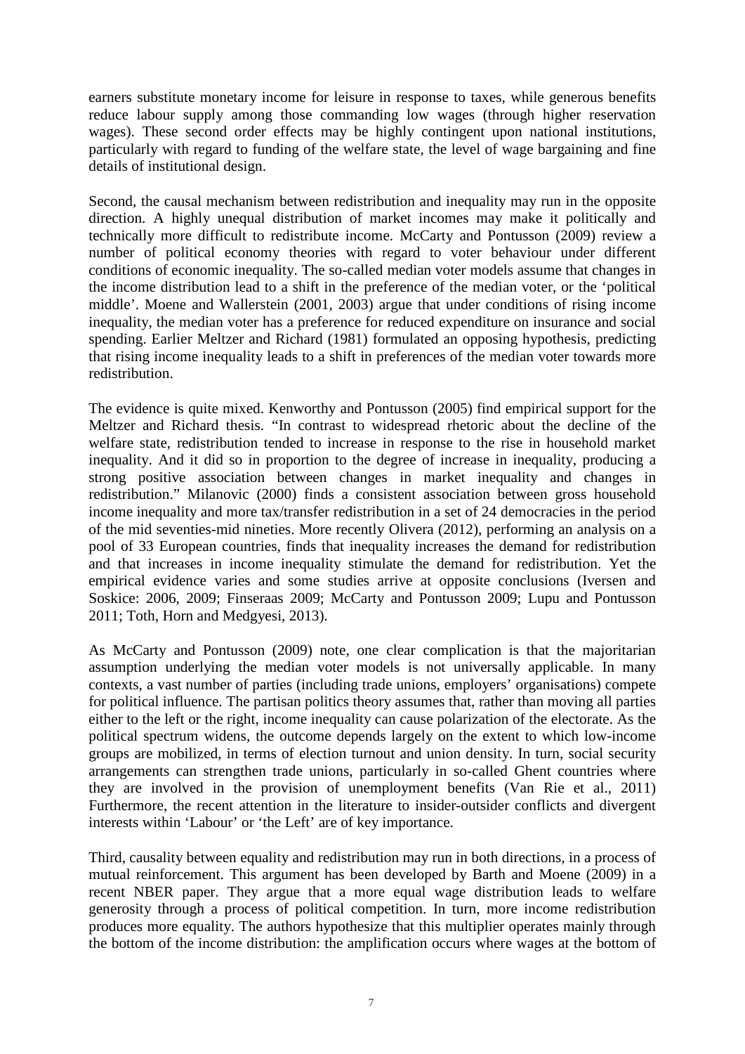earners substitute monetary income for leisure in response to taxes, while generous benefits reduce labour supply among those commanding low wages (through higher reservation wages). These second order effects may be highly contingent upon national institutions, particularly with regard to funding of the welfare state, the level of wage bargaining and fine details of institutional design.

Second, the causal mechanism between redistribution and inequality may run in the opposite direction. A highly unequal distribution of market incomes may make it politically and technically more difficult to redistribute income. McCarty and Pontusson (2009) review a number of political economy theories with regard to voter behaviour under different conditions of economic inequality. The so-called median voter models assume that changes in the income distribution lead to a shift in the preference of the median voter, or the 'political middle'. Moene and Wallerstein (2001, 2003) argue that under conditions of rising income inequality, the median voter has a preference for reduced expenditure on insurance and social spending. Earlier Meltzer and Richard (1981) formulated an opposing hypothesis, predicting that rising income inequality leads to a shift in preferences of the median voter towards more redistribution.

The evidence is quite mixed. Kenworthy and Pontusson (2005) find empirical support for the Meltzer and Richard thesis. "In contrast to widespread rhetoric about the decline of the welfare state, redistribution tended to increase in response to the rise in household market inequality. And it did so in proportion to the degree of increase in inequality, producing a strong positive association between changes in market inequality and changes in redistribution." Milanovic (2000) finds a consistent association between gross household income inequality and more tax/transfer redistribution in a set of 24 democracies in the period of the mid seventies-mid nineties. More recently Olivera (2012), performing an analysis on a pool of 33 European countries, finds that inequality increases the demand for redistribution and that increases in income inequality stimulate the demand for redistribution. Yet the empirical evidence varies and some studies arrive at opposite conclusions (Iversen and Soskice: 2006, 2009; Finseraas 2009; McCarty and Pontusson 2009; Lupu and Pontusson 2011; Toth, Horn and Medgyesi, 2013).

As McCarty and Pontusson (2009) note, one clear complication is that the majoritarian assumption underlying the median voter models is not universally applicable. In many contexts, a vast number of parties (including trade unions, employers' organisations) compete for political influence. The partisan politics theory assumes that, rather than moving all parties either to the left or the right, income inequality can cause polarization of the electorate. As the political spectrum widens, the outcome depends largely on the extent to which low-income groups are mobilized, in terms of election turnout and union density. In turn, social security arrangements can strengthen trade unions, particularly in so-called Ghent countries where they are involved in the provision of unemployment benefits (Van Rie et al., 2011) Furthermore, the recent attention in the literature to insider-outsider conflicts and divergent interests within 'Labour' or 'the Left' are of key importance.

Third, causality between equality and redistribution may run in both directions, in a process of mutual reinforcement. This argument has been developed by Barth and Moene (2009) in a recent NBER paper. They argue that a more equal wage distribution leads to welfare generosity through a process of political competition. In turn, more income redistribution produces more equality. The authors hypothesize that this multiplier operates mainly through the bottom of the income distribution: the amplification occurs where wages at the bottom of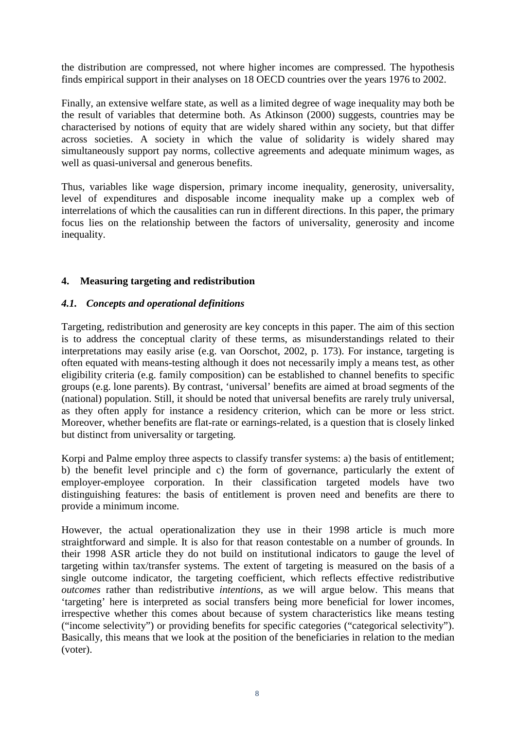the distribution are compressed, not where higher incomes are compressed. The hypothesis finds empirical support in their analyses on 18 OECD countries over the years 1976 to 2002.

Finally, an extensive welfare state, as well as a limited degree of wage inequality may both be the result of variables that determine both. As Atkinson (2000) suggests, countries may be characterised by notions of equity that are widely shared within any society, but that differ across societies. A society in which the value of solidarity is widely shared may simultaneously support pay norms, collective agreements and adequate minimum wages, as well as quasi-universal and generous benefits.

Thus, variables like wage dispersion, primary income inequality, generosity, universality, level of expenditures and disposable income inequality make up a complex web of interrelations of which the causalities can run in different directions. In this paper, the primary focus lies on the relationship between the factors of universality, generosity and income inequality.

## 4. Measuring targeting and redistribution

### *4.1. Concepts and operational definitions*

Targeting, redistribution and generosity are key concepts in this paper. The aim of this section is to address the conceptual clarity of these terms, as misunderstandings related to their interpretations may easily arise (e.g. van Oorschot, 2002, p. 173). For instance, targeting is often equated with means-testing although it does not necessarily imply a means test, as other eligibility criteria (e.g. family composition) can be established to channel benefits to specific groups (e.g. lone parents). By contrast, 'universal' benefits are aimed at broad segments of the (national) population. Still, it should be noted that universal benefits are rarely truly universal, as they often apply for instance a residency criterion, which can be more or less strict. Moreover, whether benefits are flat-rate or earnings-related, is a question that is closely linked but distinct from universality or targeting.

Korpi and Palme employ three aspects to classify transfer systems: a) the basis of entitlement; b) the benefit level principle and c) the form of governance, particularly the extent of employer-employee corporation. In their classification targeted models have two distinguishing features: the basis of entitlement is proven need and benefits are there to provide a minimum income.

However, the actual operationalization they use in their 1998 article is much more straightforward and simple. It is also for that reason contestable on a number of grounds. In their 1998 ASR article they do not build on institutional indicators to gauge the level of targeting within tax/transfer systems. The extent of targeting is measured on the basis of a single outcome indicator, the targeting coefficient, which reflects effective redistributive *outcomes* rather than redistributive *intentions*, as we will argue below. This means that 'targeting' here is interpreted as social transfers being more beneficial for lower incomes, irrespective whether this comes about because of system characteristics like means testing ("income selectivity") or providing benefits for specific categories ("categorical selectivity"). Basically, this means that we look at the position of the beneficiaries in relation to the median (voter).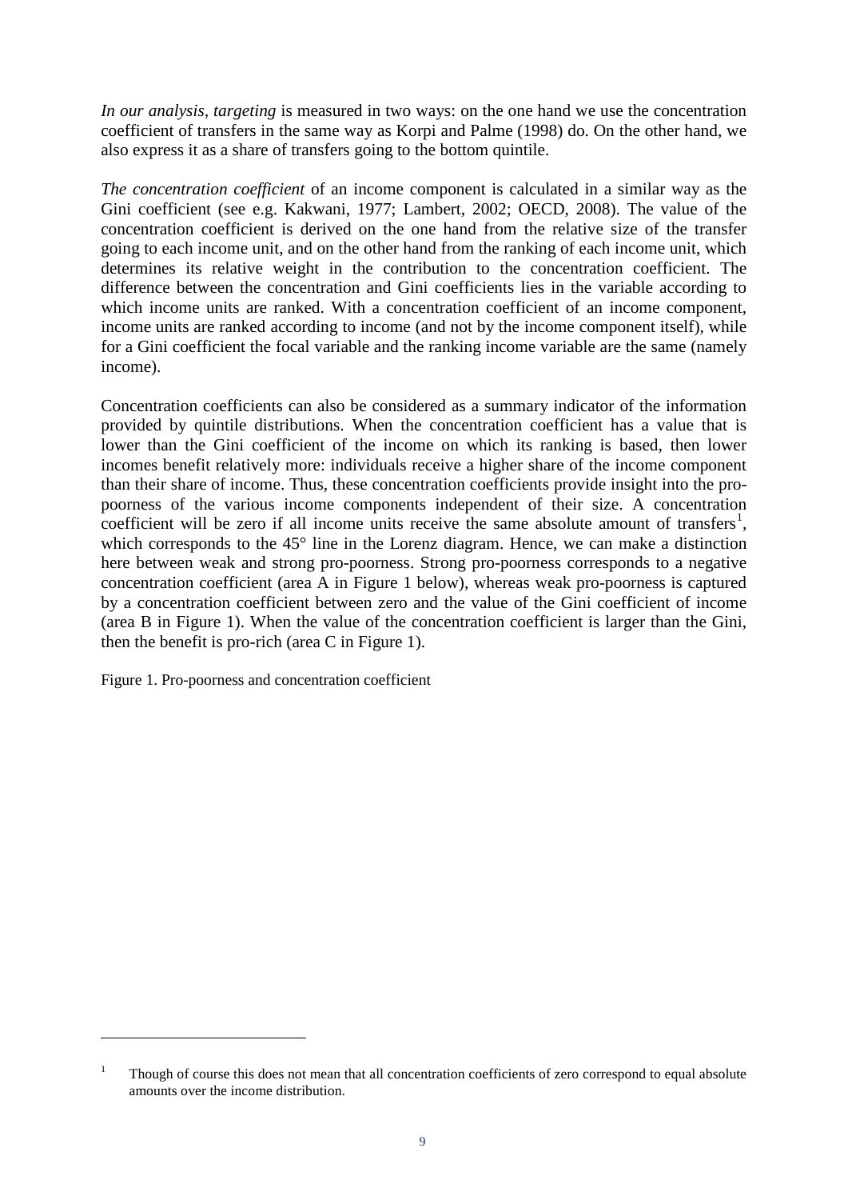*In our analysis, targeting* is measured in two ways: on the one hand we use the concentration coefficient of transfers in the same way as Korpi and Palme (1998) do. On the other hand, we also express it as a share of transfers going to the bottom quintile.

*The concentration coefficient* of an income component is calculated in a similar way as the Gini coefficient (see e.g. Kakwani, 1977; Lambert, 2002; OECD, 2008). The value of the concentration coefficient is derived on the one hand from the relative size of the transfer going to each income unit, and on the other hand from the ranking of each income unit, which determines its relative weight in the contribution to the concentration coefficient. The difference between the concentration and Gini coefficients lies in the variable according to which income units are ranked. With a concentration coefficient of an income component, income units are ranked according to income (and not by the income component itself), while for a Gini coefficient the focal variable and the ranking income variable are the same (namely income).

Concentration coefficients can also be considered as a summary indicator of the information provided by quintile distributions. When the concentration coefficient has a value that is lower than the Gini coefficient of the income on which its ranking is based, then lower incomes benefit relatively more: individuals receive a higher share of the income component than their share of income. Thus, these concentration coefficients provide insight into the pro-poorness of the various income components independent of their size. A concentration coefficient will be zero if all income units receive the same absolute amount of transfers[1], which corresponds to the 45° line in the Lorenz diagram. Hence, we can make a distinction here between weak and strong pro-poorness. Strong pro-poorness corresponds to a negative concentration coefficient (area A in Figure 1 below), whereas weak pro-poorness is captured by a concentration coefficient between zero and the value of the Gini coefficient of income (area B in Figure 1). When the value of the concentration coefficient is larger than the Gini, then the benefit is pro-rich (area C in Figure 1).

Figure 1. Pro-poorness and concentration coefficient

[1] Though of course this does not mean that all concentration coefficients of zero correspond to equal absolute amounts over the income distribution.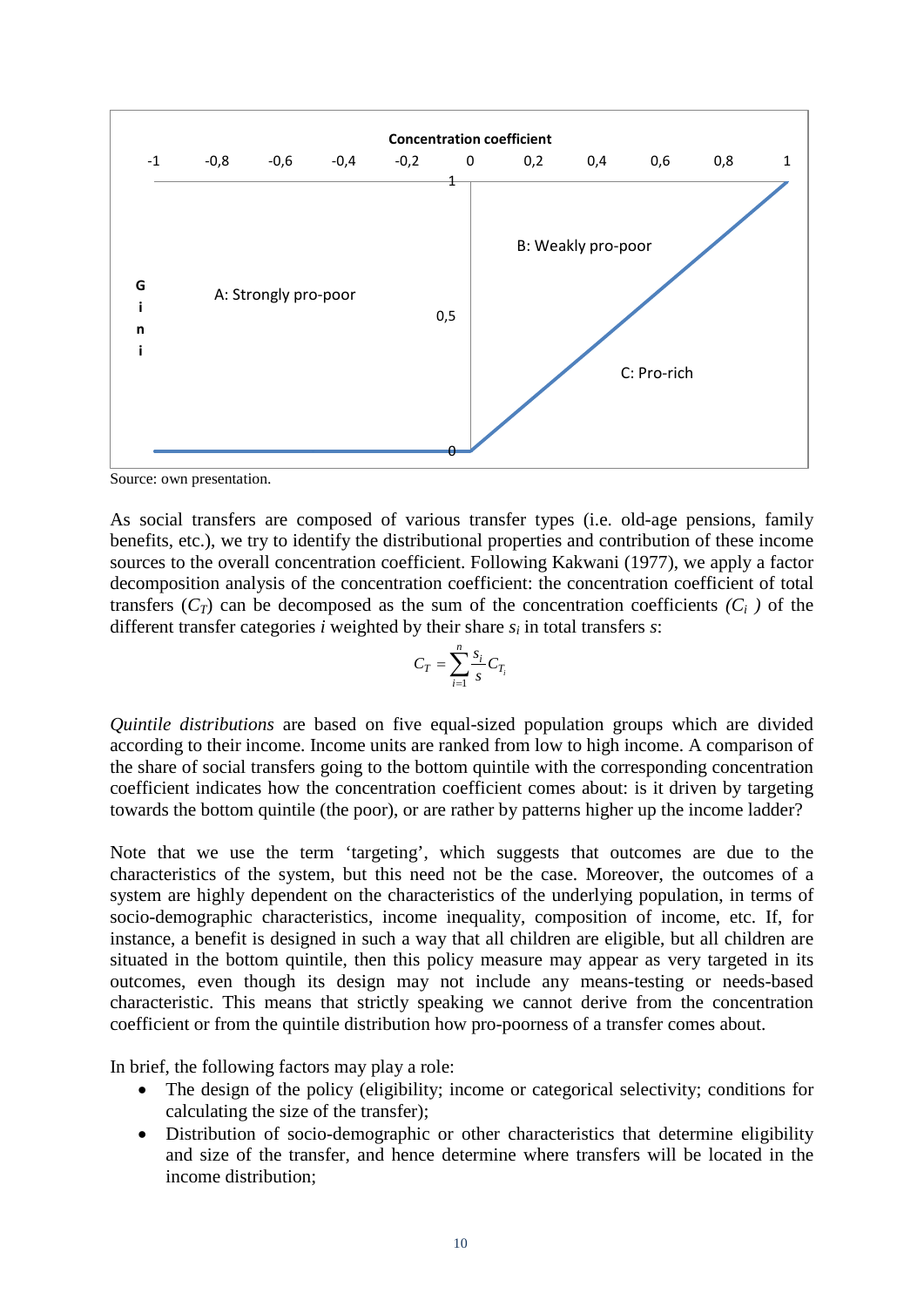Concentration coefficient

-1 -0,8 -0,6 -0,4 -0,2 0 0,2 0,4 0,6 0,8 1

Gini

1

0,5

0

A: Strongly pro-poor

B: Weakly pro-poor

C: Pro-rich

Source: own presentation.

As social transfers are composed of various transfer types (i.e. old-age pensions, family benefits, etc.), we try to identify the distributional properties and contribution of these income sources to the overall concentration coefficient. Following Kakwani (1977), we apply a factor decomposition analysis of the concentration coefficient: the concentration coefficient of total transfers ($C_T$) can be decomposed as the sum of the concentration coefficients *($C_i$ )* of the different transfer categories *i* weighted by their share $s_i$ in total transfers *s*:

$$C_T = \sum_{i=1}^{n} \frac{s_i}{s} C_{T_i}$$

*Quintile distributions* are based on five equal-sized population groups which are divided according to their income. Income units are ranked from low to high income. A comparison of the share of social transfers going to the bottom quintile with the corresponding concentration coefficient indicates how the concentration coefficient comes about: is it driven by targeting towards the bottom quintile (the poor), or are rather by patterns higher up the income ladder?

Note that we use the term 'targeting', which suggests that outcomes are due to the characteristics of the system, but this need not be the case. Moreover, the outcomes of a system are highly dependent on the characteristics of the underlying population, in terms of socio-demographic characteristics, income inequality, composition of income, etc. If, for instance, a benefit is designed in such a way that all children are eligible, but all children are situated in the bottom quintile, then this policy measure may appear as very targeted in its outcomes, even though its design may not include any means-testing or needs-based characteristic. This means that strictly speaking we cannot derive from the concentration coefficient or from the quintile distribution how pro-poorness of a transfer comes about.

In brief, the following factors may play a role:

- The design of the policy (eligibility; income or categorical selectivity; conditions for calculating the size of the transfer);
- Distribution of socio-demographic or other characteristics that determine eligibility and size of the transfer, and hence determine where transfers will be located in the income distribution;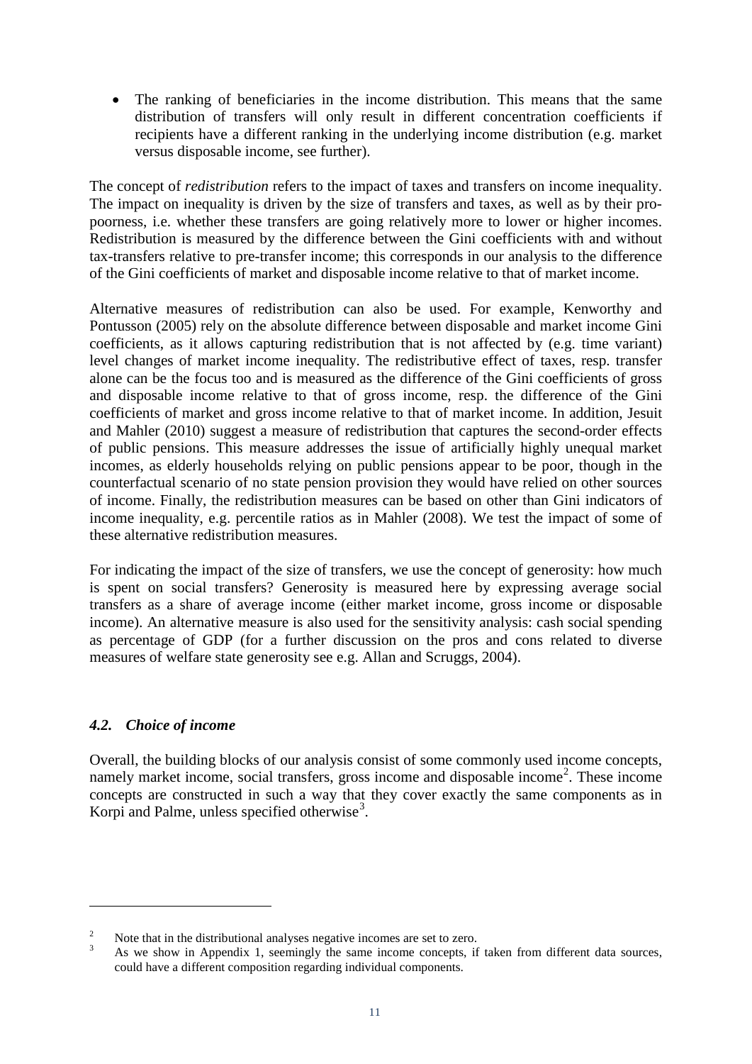- The ranking of beneficiaries in the income distribution. This means that the same distribution of transfers will only result in different concentration coefficients if recipients have a different ranking in the underlying income distribution (e.g. market versus disposable income, see further).

The concept of *redistribution* refers to the impact of taxes and transfers on income inequality. The impact on inequality is driven by the size of transfers and taxes, as well as by their pro-poorness, i.e. whether these transfers are going relatively more to lower or higher incomes. Redistribution is measured by the difference between the Gini coefficients with and without tax-transfers relative to pre-transfer income; this corresponds in our analysis to the difference of the Gini coefficients of market and disposable income relative to that of market income.

Alternative measures of redistribution can also be used. For example, Kenworthy and Pontusson (2005) rely on the absolute difference between disposable and market income Gini coefficients, as it allows capturing redistribution that is not affected by (e.g. time variant) level changes of market income inequality. The redistributive effect of taxes, resp. transfer alone can be the focus too and is measured as the difference of the Gini coefficients of gross and disposable income relative to that of gross income, resp. the difference of the Gini coefficients of market and gross income relative to that of market income. In addition, Jesuit and Mahler (2010) suggest a measure of redistribution that captures the second-order effects of public pensions. This measure addresses the issue of artificially highly unequal market incomes, as elderly households relying on public pensions appear to be poor, though in the counterfactual scenario of no state pension provision they would have relied on other sources of income. Finally, the redistribution measures can be based on other than Gini indicators of income inequality, e.g. percentile ratios as in Mahler (2008). We test the impact of some of these alternative redistribution measures.

For indicating the impact of the size of transfers, we use the concept of generosity: how much is spent on social transfers? Generosity is measured here by expressing average social transfers as a share of average income (either market income, gross income or disposable income). An alternative measure is also used for the sensitivity analysis: cash social spending as percentage of GDP (for a further discussion on the pros and cons related to diverse measures of welfare state generosity see e.g. Allan and Scruggs, 2004).

### *4.2. Choice of income*

Overall, the building blocks of our analysis consist of some commonly used income concepts, namely market income, social transfers, gross income and disposable income[2]. These income concepts are constructed in such a way that they cover exactly the same components as in Korpi and Palme, unless specified otherwise[3].

---

[2] Note that in the distributional analyses negative incomes are set to zero.

[3] As we show in Appendix 1, seemingly the same income concepts, if taken from different data sources, could have a different composition regarding individual components.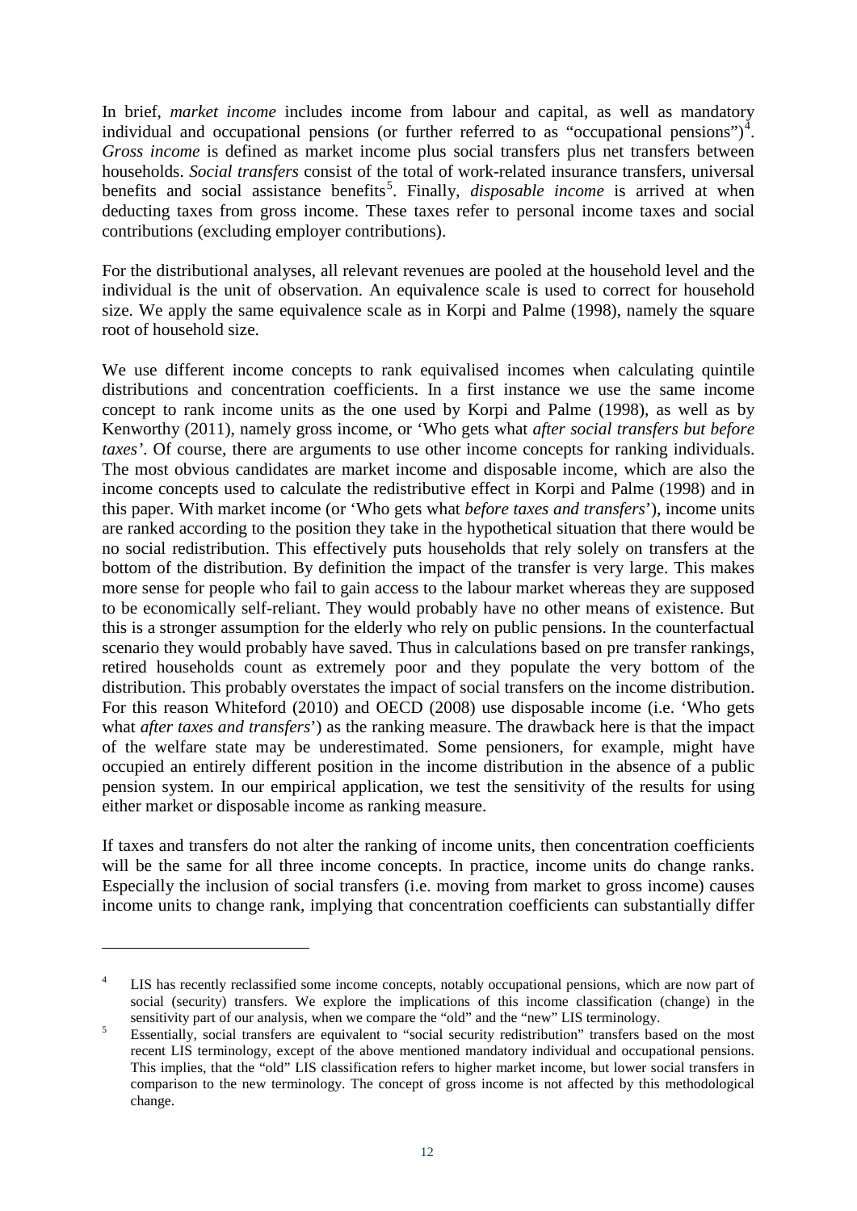In brief, *market income* includes income from labour and capital, as well as mandatory individual and occupational pensions (or further referred to as "occupational pensions")[4]. *Gross income* is defined as market income plus social transfers plus net transfers between households. *Social transfers* consist of the total of work-related insurance transfers, universal benefits and social assistance benefits[5]. Finally, *disposable income* is arrived at when deducting taxes from gross income. These taxes refer to personal income taxes and social contributions (excluding employer contributions).

For the distributional analyses, all relevant revenues are pooled at the household level and the individual is the unit of observation. An equivalence scale is used to correct for household size. We apply the same equivalence scale as in Korpi and Palme (1998), namely the square root of household size.

We use different income concepts to rank equivalised incomes when calculating quintile distributions and concentration coefficients. In a first instance we use the same income concept to rank income units as the one used by Korpi and Palme (1998), as well as by Kenworthy (2011), namely gross income, or 'Who gets what *after social transfers but before taxes*'. Of course, there are arguments to use other income concepts for ranking individuals. The most obvious candidates are market income and disposable income, which are also the income concepts used to calculate the redistributive effect in Korpi and Palme (1998) and in this paper. With market income (or 'Who gets what *before taxes and transfers*'), income units are ranked according to the position they take in the hypothetical situation that there would be no social redistribution. This effectively puts households that rely solely on transfers at the bottom of the distribution. By definition the impact of the transfer is very large. This makes more sense for people who fail to gain access to the labour market whereas they are supposed to be economically self-reliant. They would probably have no other means of existence. But this is a stronger assumption for the elderly who rely on public pensions. In the counterfactual scenario they would probably have saved. Thus in calculations based on pre transfer rankings, retired households count as extremely poor and they populate the very bottom of the distribution. This probably overstates the impact of social transfers on the income distribution. For this reason Whiteford (2010) and OECD (2008) use disposable income (i.e. 'Who gets what *after taxes and transfers*') as the ranking measure. The drawback here is that the impact of the welfare state may be underestimated. Some pensioners, for example, might have occupied an entirely different position in the income distribution in the absence of a public pension system. In our empirical application, we test the sensitivity of the results for using either market or disposable income as ranking measure.

If taxes and transfers do not alter the ranking of income units, then concentration coefficients will be the same for all three income concepts. In practice, income units do change ranks. Especially the inclusion of social transfers (i.e. moving from market to gross income) causes income units to change rank, implying that concentration coefficients can substantially differ

[4] LIS has recently reclassified some income concepts, notably occupational pensions, which are now part of social (security) transfers. We explore the implications of this income classification (change) in the sensitivity part of our analysis, when we compare the "old" and the "new" LIS terminology.

[5] Essentially, social transfers are equivalent to "social security redistribution" transfers based on the most recent LIS terminology, except of the above mentioned mandatory individual and occupational pensions. This implies, that the "old" LIS classification refers to higher market income, but lower social transfers in comparison to the new terminology. The concept of gross income is not affected by this methodological change.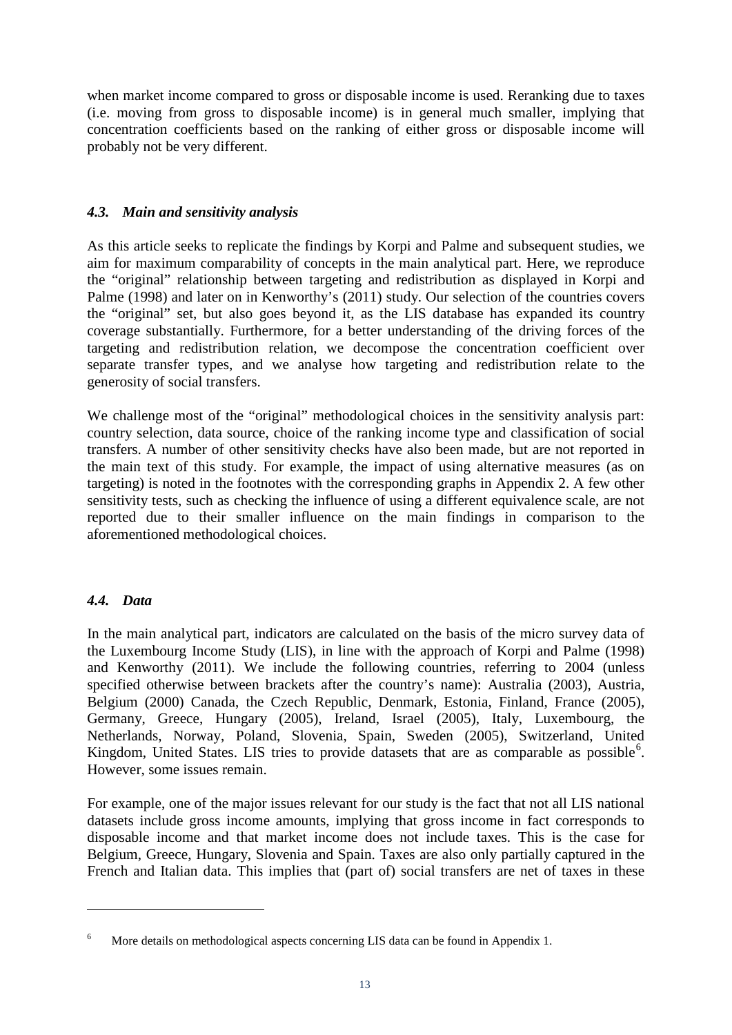when market income compared to gross or disposable income is used. Reranking due to taxes (i.e. moving from gross to disposable income) is in general much smaller, implying that concentration coefficients based on the ranking of either gross or disposable income will probably not be very different.

### *4.3. Main and sensitivity analysis*

As this article seeks to replicate the findings by Korpi and Palme and subsequent studies, we aim for maximum comparability of concepts in the main analytical part. Here, we reproduce the "original" relationship between targeting and redistribution as displayed in Korpi and Palme (1998) and later on in Kenworthy's (2011) study. Our selection of the countries covers the "original" set, but also goes beyond it, as the LIS database has expanded its country coverage substantially. Furthermore, for a better understanding of the driving forces of the targeting and redistribution relation, we decompose the concentration coefficient over separate transfer types, and we analyse how targeting and redistribution relate to the generosity of social transfers.

We challenge most of the "original" methodological choices in the sensitivity analysis part: country selection, data source, choice of the ranking income type and classification of social transfers. A number of other sensitivity checks have also been made, but are not reported in the main text of this study. For example, the impact of using alternative measures (as on targeting) is noted in the footnotes with the corresponding graphs in Appendix 2. A few other sensitivity tests, such as checking the influence of using a different equivalence scale, are not reported due to their smaller influence on the main findings in comparison to the aforementioned methodological choices.

### *4.4. Data*

In the main analytical part, indicators are calculated on the basis of the micro survey data of the Luxembourg Income Study (LIS), in line with the approach of Korpi and Palme (1998) and Kenworthy (2011). We include the following countries, referring to 2004 (unless specified otherwise between brackets after the country's name): Australia (2003), Austria, Belgium (2000) Canada, the Czech Republic, Denmark, Estonia, Finland, France (2005), Germany, Greece, Hungary (2005), Ireland, Israel (2005), Italy, Luxembourg, the Netherlands, Norway, Poland, Slovenia, Spain, Sweden (2005), Switzerland, United Kingdom, United States. LIS tries to provide datasets that are as comparable as possible[6]. However, some issues remain.

For example, one of the major issues relevant for our study is the fact that not all LIS national datasets include gross income amounts, implying that gross income in fact corresponds to disposable income and that market income does not include taxes. This is the case for Belgium, Greece, Hungary, Slovenia and Spain. Taxes are also only partially captured in the French and Italian data. This implies that (part of) social transfers are net of taxes in these

---

[6] More details on methodological aspects concerning LIS data can be found in Appendix 1.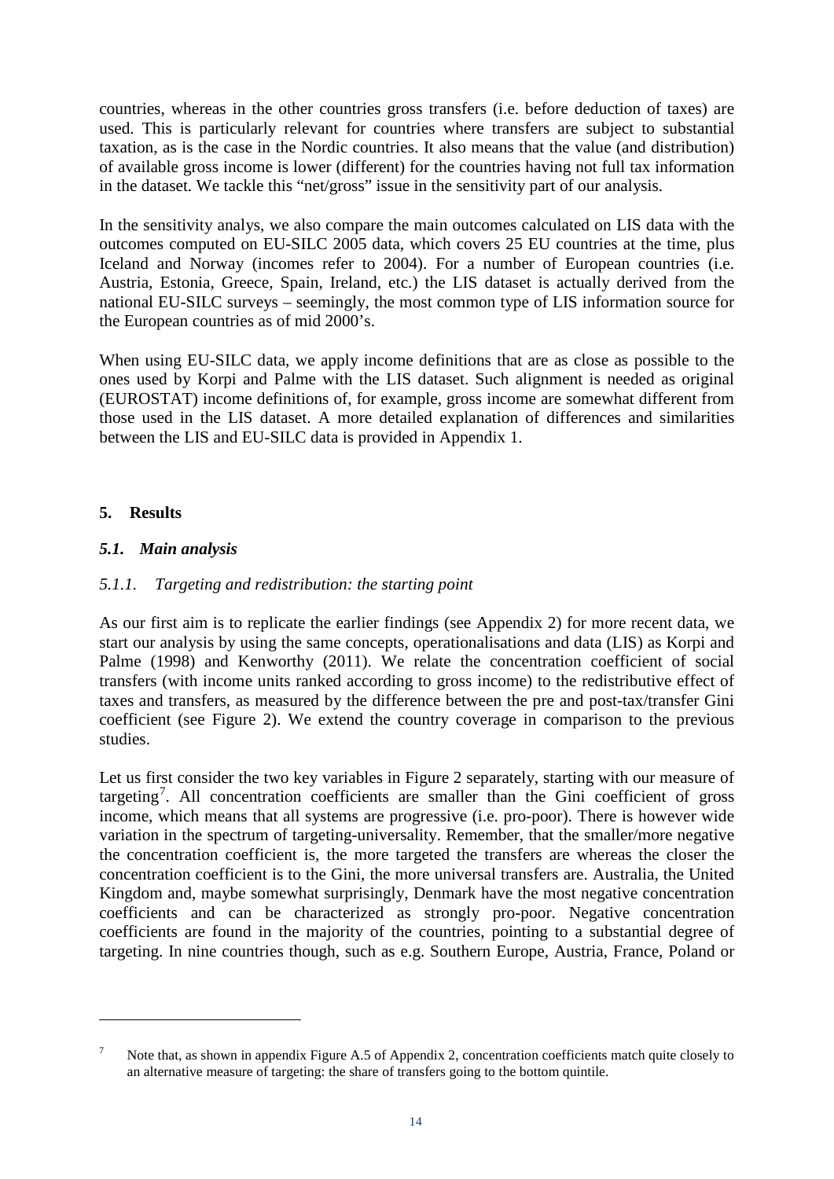countries, whereas in the other countries gross transfers (i.e. before deduction of taxes) are used. This is particularly relevant for countries where transfers are subject to substantial taxation, as is the case in the Nordic countries. It also means that the value (and distribution) of available gross income is lower (different) for the countries having not full tax information in the dataset. We tackle this "net/gross" issue in the sensitivity part of our analysis.

In the sensitivity analys, we also compare the main outcomes calculated on LIS data with the outcomes computed on EU-SILC 2005 data, which covers 25 EU countries at the time, plus Iceland and Norway (incomes refer to 2004). For a number of European countries (i.e. Austria, Estonia, Greece, Spain, Ireland, etc.) the LIS dataset is actually derived from the national EU-SILC surveys – seemingly, the most common type of LIS information source for the European countries as of mid 2000's.

When using EU-SILC data, we apply income definitions that are as close as possible to the ones used by Korpi and Palme with the LIS dataset. Such alignment is needed as original (EUROSTAT) income definitions of, for example, gross income are somewhat different from those used in the LIS dataset. A more detailed explanation of differences and similarities between the LIS and EU-SILC data is provided in Appendix 1.

## 5. Results

### *5.1. Main analysis*

#### *5.1.1. Targeting and redistribution: the starting point*

As our first aim is to replicate the earlier findings (see Appendix 2) for more recent data, we start our analysis by using the same concepts, operationalisations and data (LIS) as Korpi and Palme (1998) and Kenworthy (2011). We relate the concentration coefficient of social transfers (with income units ranked according to gross income) to the redistributive effect of taxes and transfers, as measured by the difference between the pre and post-tax/transfer Gini coefficient (see Figure 2). We extend the country coverage in comparison to the previous studies.

Let us first consider the two key variables in Figure 2 separately, starting with our measure of targeting[7]. All concentration coefficients are smaller than the Gini coefficient of gross income, which means that all systems are progressive (i.e. pro-poor). There is however wide variation in the spectrum of targeting-universality. Remember, that the smaller/more negative the concentration coefficient is, the more targeted the transfers are whereas the closer the concentration coefficient is to the Gini, the more universal transfers are. Australia, the United Kingdom and, maybe somewhat surprisingly, Denmark have the most negative concentration coefficients and can be characterized as strongly pro-poor. Negative concentration coefficients are found in the majority of the countries, pointing to a substantial degree of targeting. In nine countries though, such as e.g. Southern Europe, Austria, France, Poland or

[7] Note that, as shown in appendix Figure A.5 of Appendix 2, concentration coefficients match quite closely to an alternative measure of targeting: the share of transfers going to the bottom quintile.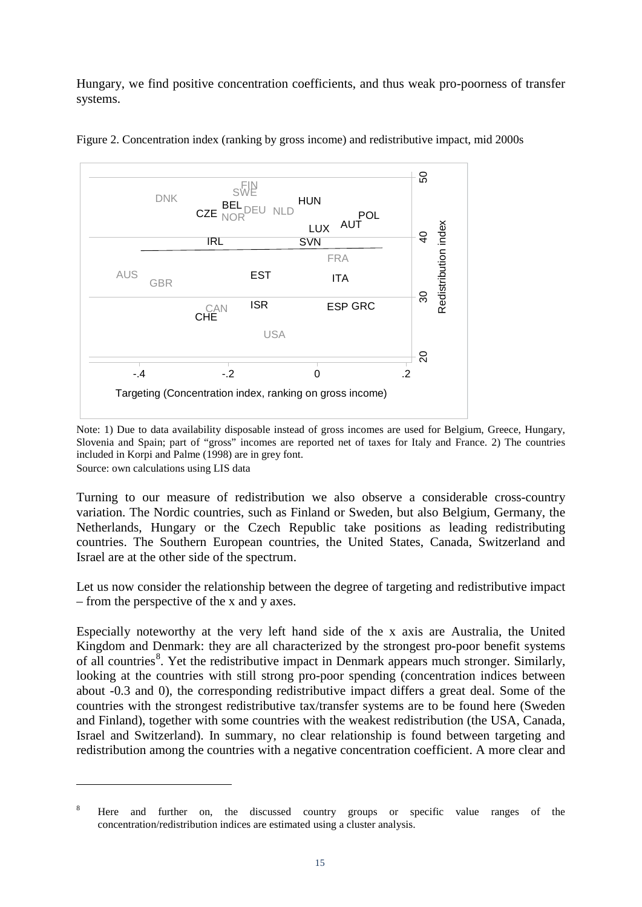Hungary, we find positive concentration coefficients, and thus weak pro-poorness of transfer systems.

Figure 2. Concentration index (ranking by gross income) and redistributive impact, mid 2000s

Note: 1) Due to data availability disposable instead of gross incomes are used for Belgium, Greece, Hungary, Slovenia and Spain; part of "gross" incomes are reported net of taxes for Italy and France. 2) The countries included in Korpi and Palme (1998) are in grey font.

Source: own calculations using LIS data

Turning to our measure of redistribution we also observe a considerable cross-country variation. The Nordic countries, such as Finland or Sweden, but also Belgium, Germany, the Netherlands, Hungary or the Czech Republic take positions as leading redistributing countries. The Southern European countries, the United States, Canada, Switzerland and Israel are at the other side of the spectrum.

Let us now consider the relationship between the degree of targeting and redistributive impact – from the perspective of the x and y axes.

Especially noteworthy at the very left hand side of the x axis are Australia, the United Kingdom and Denmark: they are all characterized by the strongest pro-poor benefit systems of all countries[8]. Yet the redistributive impact in Denmark appears much stronger. Similarly, looking at the countries with still strong pro-poor spending (concentration indices between about -0.3 and 0), the corresponding redistributive impact differs a great deal. Some of the countries with the strongest redistributive tax/transfer systems are to be found here (Sweden and Finland), together with some countries with the weakest redistribution (the USA, Canada, Israel and Switzerland). In summary, no clear relationship is found between targeting and redistribution among the countries with a negative concentration coefficient. A more clear and

[8] Here and further on, the discussed country groups or specific value ranges of the concentration/redistribution indices are estimated using a cluster analysis.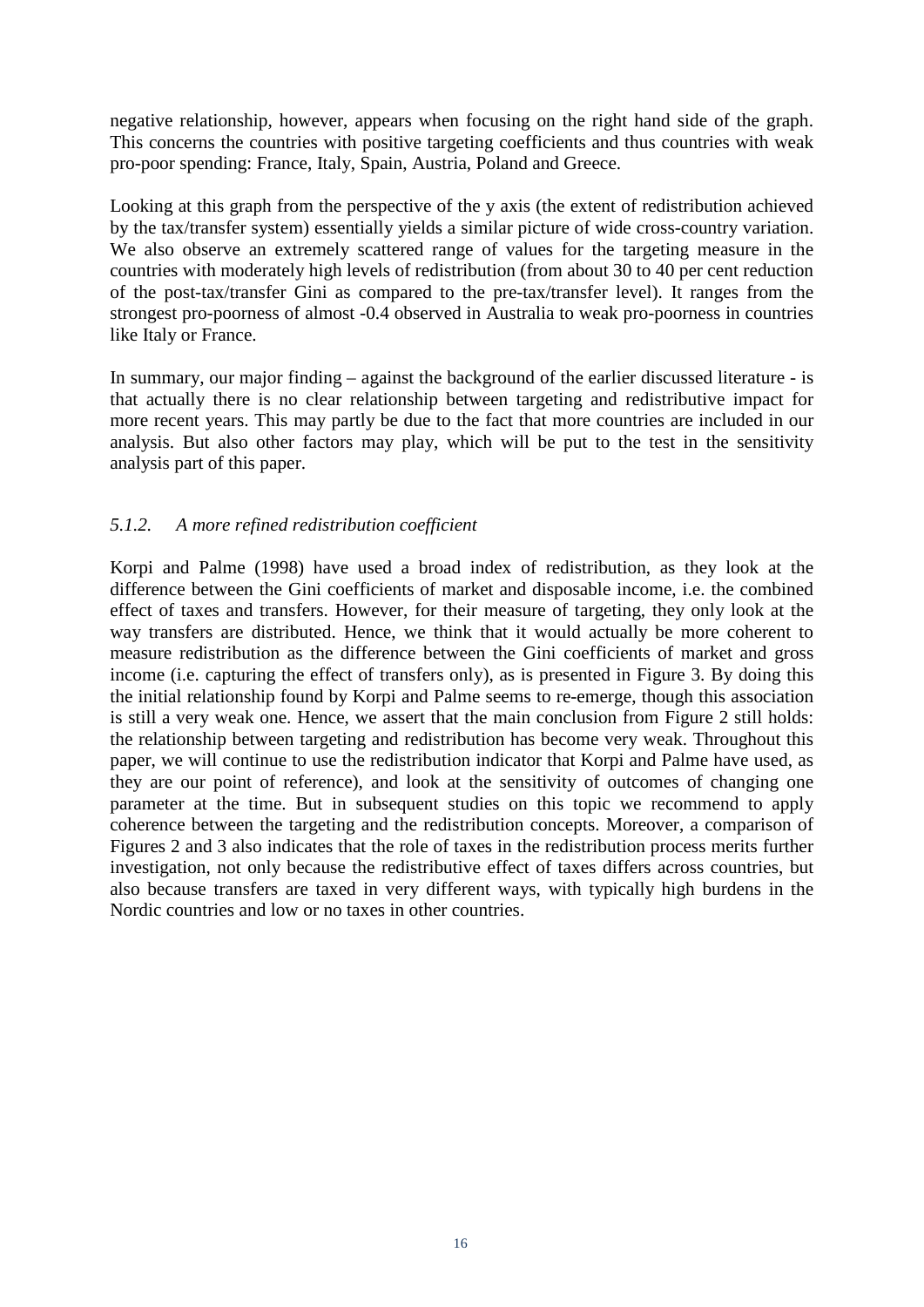negative relationship, however, appears when focusing on the right hand side of the graph. This concerns the countries with positive targeting coefficients and thus countries with weak pro-poor spending: France, Italy, Spain, Austria, Poland and Greece.

Looking at this graph from the perspective of the y axis (the extent of redistribution achieved by the tax/transfer system) essentially yields a similar picture of wide cross-country variation. We also observe an extremely scattered range of values for the targeting measure in the countries with moderately high levels of redistribution (from about 30 to 40 per cent reduction of the post-tax/transfer Gini as compared to the pre-tax/transfer level). It ranges from the strongest pro-poorness of almost -0.4 observed in Australia to weak pro-poorness in countries like Italy or France.

In summary, our major finding – against the background of the earlier discussed literature - is that actually there is no clear relationship between targeting and redistributive impact for more recent years. This may partly be due to the fact that more countries are included in our analysis. But also other factors may play, which will be put to the test in the sensitivity analysis part of this paper.

### *5.1.2. A more refined redistribution coefficient*

Korpi and Palme (1998) have used a broad index of redistribution, as they look at the difference between the Gini coefficients of market and disposable income, i.e. the combined effect of taxes and transfers. However, for their measure of targeting, they only look at the way transfers are distributed. Hence, we think that it would actually be more coherent to measure redistribution as the difference between the Gini coefficients of market and gross income (i.e. capturing the effect of transfers only), as is presented in Figure 3. By doing this the initial relationship found by Korpi and Palme seems to re-emerge, though this association is still a very weak one. Hence, we assert that the main conclusion from Figure 2 still holds: the relationship between targeting and redistribution has become very weak. Throughout this paper, we will continue to use the redistribution indicator that Korpi and Palme have used, as they are our point of reference), and look at the sensitivity of outcomes of changing one parameter at the time. But in subsequent studies on this topic we recommend to apply coherence between the targeting and the redistribution concepts. Moreover, a comparison of Figures 2 and 3 also indicates that the role of taxes in the redistribution process merits further investigation, not only because the redistributive effect of taxes differs across countries, but also because transfers are taxed in very different ways, with typically high burdens in the Nordic countries and low or no taxes in other countries.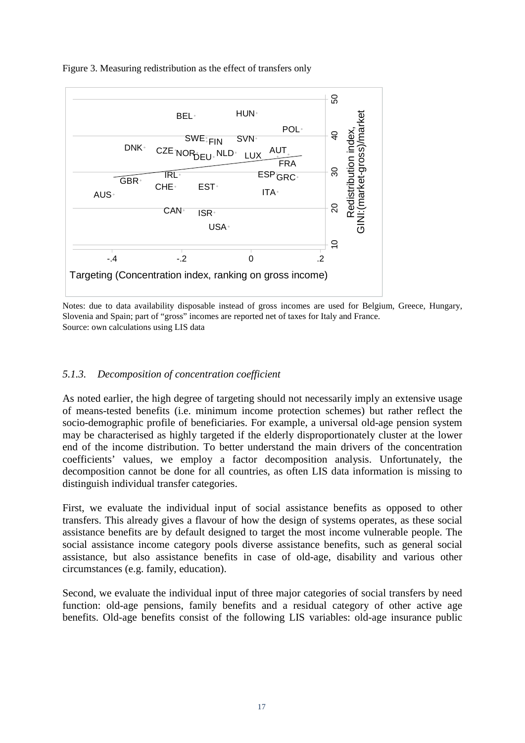Figure 3. Measuring redistribution as the effect of transfers only

Notes: due to data availability disposable instead of gross incomes are used for Belgium, Greece, Hungary, Slovenia and Spain; part of "gross" incomes are reported net of taxes for Italy and France.
Source: own calculations using LIS data

### *5.1.3. Decomposition of concentration coefficient*

As noted earlier, the high degree of targeting should not necessarily imply an extensive usage of means-tested benefits (i.e. minimum income protection schemes) but rather reflect the socio-demographic profile of beneficiaries. For example, a universal old-age pension system may be characterised as highly targeted if the elderly disproportionately cluster at the lower end of the income distribution. To better understand the main drivers of the concentration coefficients' values, we employ a factor decomposition analysis. Unfortunately, the decomposition cannot be done for all countries, as often LIS data information is missing to distinguish individual transfer categories.

First, we evaluate the individual input of social assistance benefits as opposed to other transfers. This already gives a flavour of how the design of systems operates, as these social assistance benefits are by default designed to target the most income vulnerable people. The social assistance income category pools diverse assistance benefits, such as general social assistance, but also assistance benefits in case of old-age, disability and various other circumstances (e.g. family, education).

Second, we evaluate the individual input of three major categories of social transfers by need function: old-age pensions, family benefits and a residual category of other active age benefits. Old-age benefits consist of the following LIS variables: old-age insurance public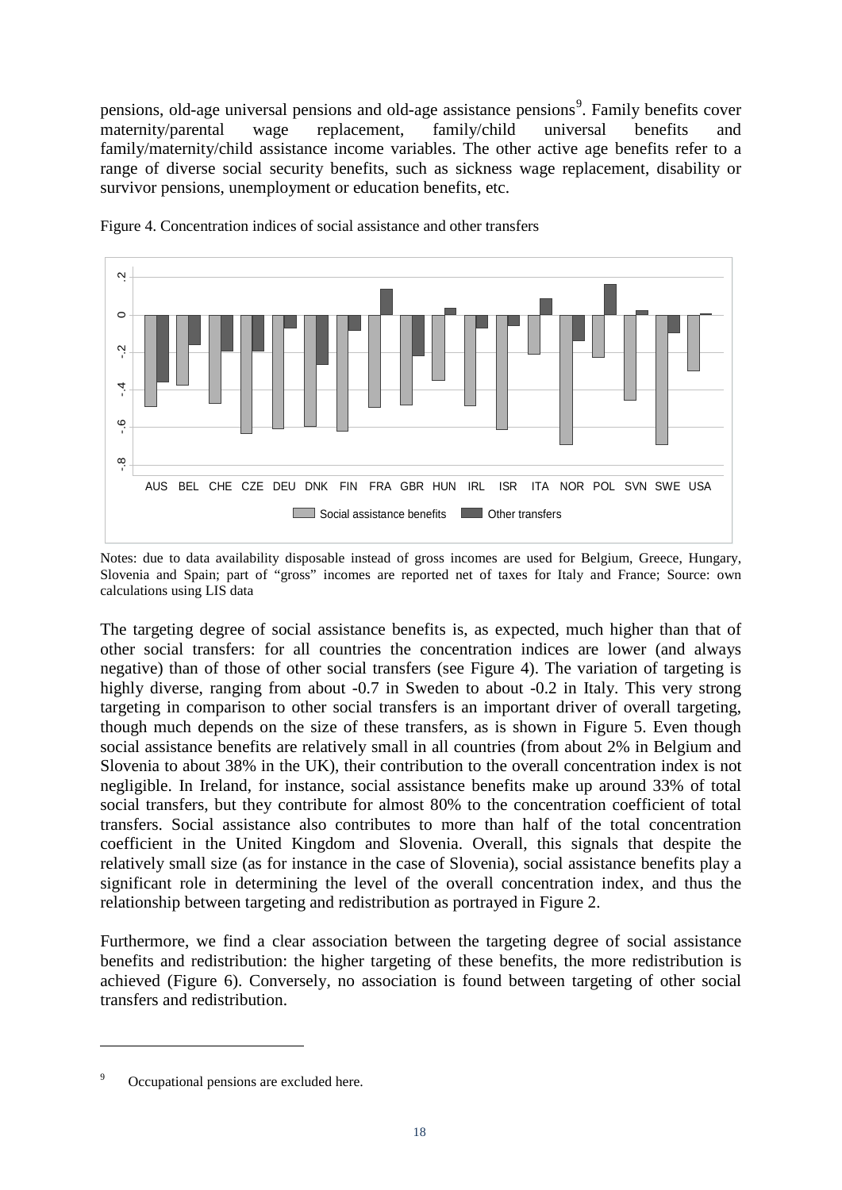pensions, old-age universal pensions and old-age assistance pensions[9]. Family benefits cover maternity/parental wage replacement, family/child universal benefits and family/maternity/child assistance income variables. The other active age benefits refer to a range of diverse social security benefits, such as sickness wage replacement, disability or survivor pensions, unemployment or education benefits, etc.

Figure 4. Concentration indices of social assistance and other transfers

Notes: due to data availability disposable instead of gross incomes are used for Belgium, Greece, Hungary, Slovenia and Spain; part of "gross" incomes are reported net of taxes for Italy and France; Source: own calculations using LIS data

The targeting degree of social assistance benefits is, as expected, much higher than that of other social transfers: for all countries the concentration indices are lower (and always negative) than of those of other social transfers (see Figure 4). The variation of targeting is highly diverse, ranging from about -0.7 in Sweden to about -0.2 in Italy. This very strong targeting in comparison to other social transfers is an important driver of overall targeting, though much depends on the size of these transfers, as is shown in Figure 5. Even though social assistance benefits are relatively small in all countries (from about 2% in Belgium and Slovenia to about 38% in the UK), their contribution to the overall concentration index is not negligible. In Ireland, for instance, social assistance benefits make up around 33% of total social transfers, but they contribute for almost 80% to the concentration coefficient of total transfers. Social assistance also contributes to more than half of the total concentration coefficient in the United Kingdom and Slovenia. Overall, this signals that despite the relatively small size (as for instance in the case of Slovenia), social assistance benefits play a significant role in determining the level of the overall concentration index, and thus the relationship between targeting and redistribution as portrayed in Figure 2.

Furthermore, we find a clear association between the targeting degree of social assistance benefits and redistribution: the higher targeting of these benefits, the more redistribution is achieved (Figure 6). Conversely, no association is found between targeting of other social transfers and redistribution.

[9] Occupational pensions are excluded here.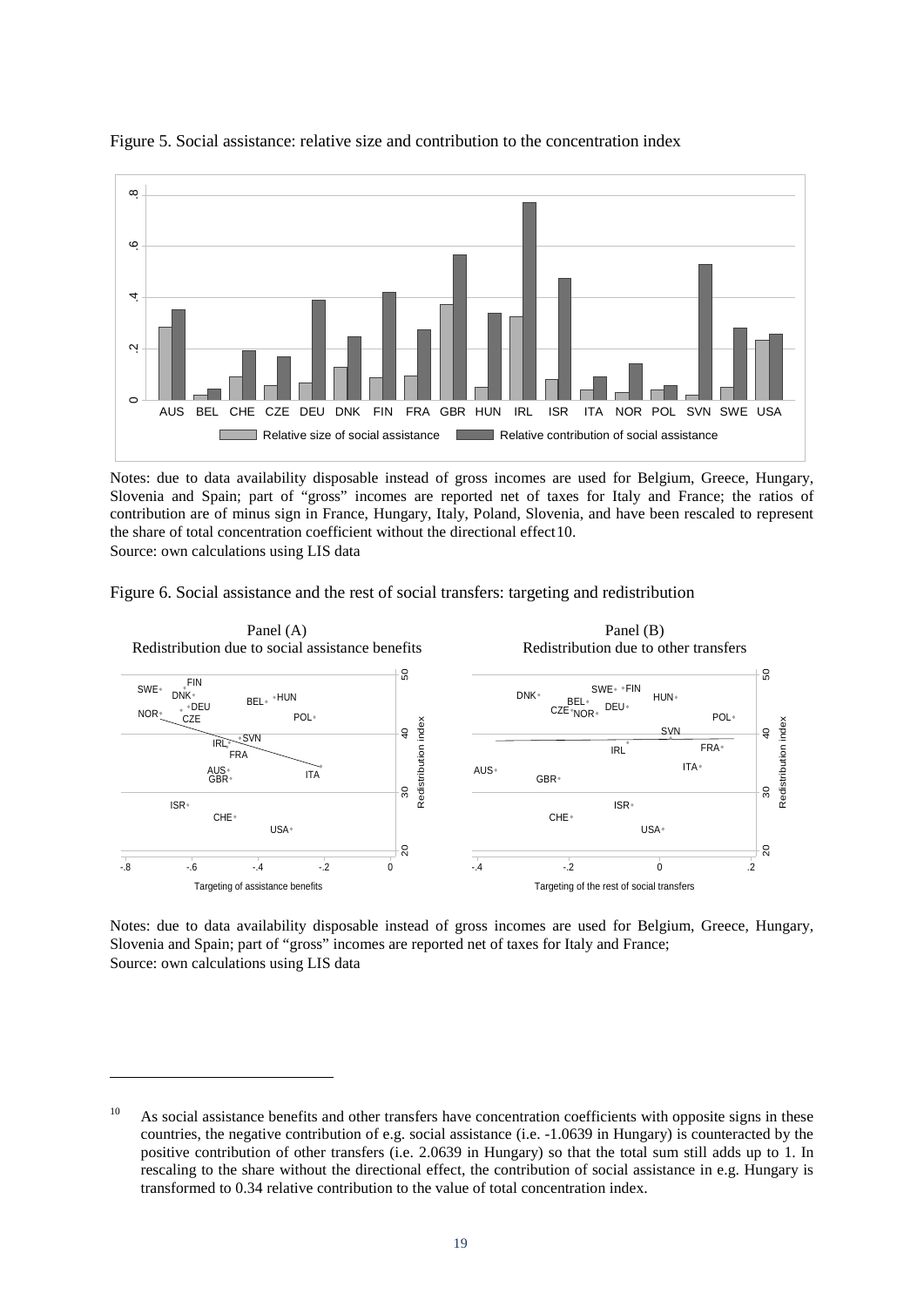Figure 5. Social assistance: relative size and contribution to the concentration index

Notes: due to data availability disposable instead of gross incomes are used for Belgium, Greece, Hungary, Slovenia and Spain; part of "gross" incomes are reported net of taxes for Italy and France; the ratios of contribution are of minus sign in France, Hungary, Italy, Poland, Slovenia, and have been rescaled to represent the share of total concentration coefficient without the directional effect[10].
Source: own calculations using LIS data

Figure 6. Social assistance and the rest of social transfers: targeting and redistribution

Notes: due to data availability disposable instead of gross incomes are used for Belgium, Greece, Hungary, Slovenia and Spain; part of "gross" incomes are reported net of taxes for Italy and France;
Source: own calculations using LIS data

---

[10] As social assistance benefits and other transfers have concentration coefficients with opposite signs in these countries, the negative contribution of e.g. social assistance (i.e. -1.0639 in Hungary) is counteracted by the positive contribution of other transfers (i.e. 2.0639 in Hungary) so that the total sum still adds up to 1. In rescaling to the share without the directional effect, the contribution of social assistance in e.g. Hungary is transformed to 0.34 relative contribution to the value of total concentration index.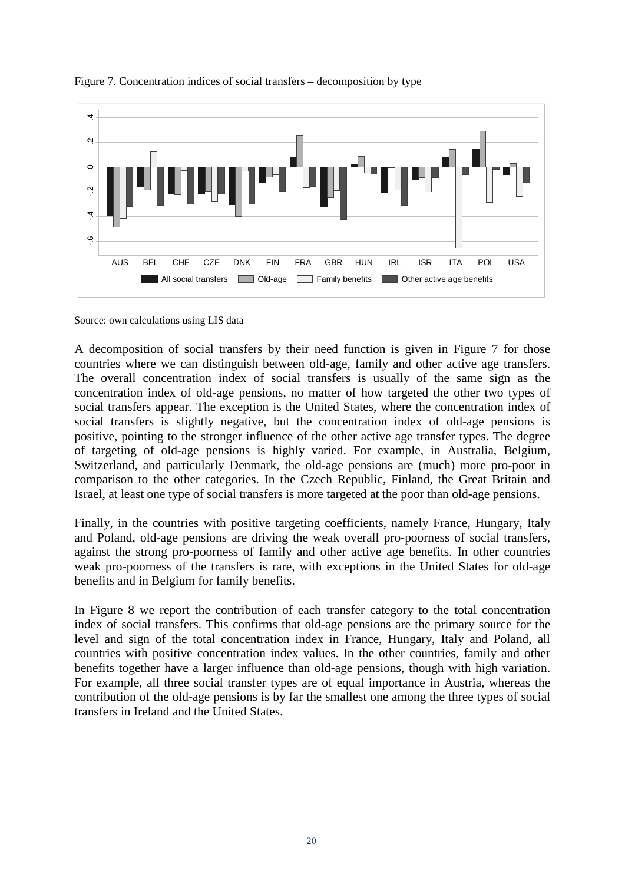Figure 7. Concentration indices of social transfers – decomposition by type

Source: own calculations using LIS data

A decomposition of social transfers by their need function is given in Figure 7 for those countries where we can distinguish between old-age, family and other active age transfers. The overall concentration index of social transfers is usually of the same sign as the concentration index of old-age pensions, no matter of how targeted the other two types of social transfers appear. The exception is the United States, where the concentration index of social transfers is slightly negative, but the concentration index of old-age pensions is positive, pointing to the stronger influence of the other active age transfer types. The degree of targeting of old-age pensions is highly varied. For example, in Australia, Belgium, Switzerland, and particularly Denmark, the old-age pensions are (much) more pro-poor in comparison to the other categories. In the Czech Republic, Finland, the Great Britain and Israel, at least one type of social transfers is more targeted at the poor than old-age pensions.

Finally, in the countries with positive targeting coefficients, namely France, Hungary, Italy and Poland, old-age pensions are driving the weak overall pro-poorness of social transfers, against the strong pro-poorness of family and other active age benefits. In other countries weak pro-poorness of the transfers is rare, with exceptions in the United States for old-age benefits and in Belgium for family benefits.

In Figure 8 we report the contribution of each transfer category to the total concentration index of social transfers. This confirms that old-age pensions are the primary source for the level and sign of the total concentration index in France, Hungary, Italy and Poland, all countries with positive concentration index values. In the other countries, family and other benefits together have a larger influence than old-age pensions, though with high variation. For example, all three social transfer types are of equal importance in Austria, whereas the contribution of the old-age pensions is by far the smallest one among the three types of social transfers in Ireland and the United States.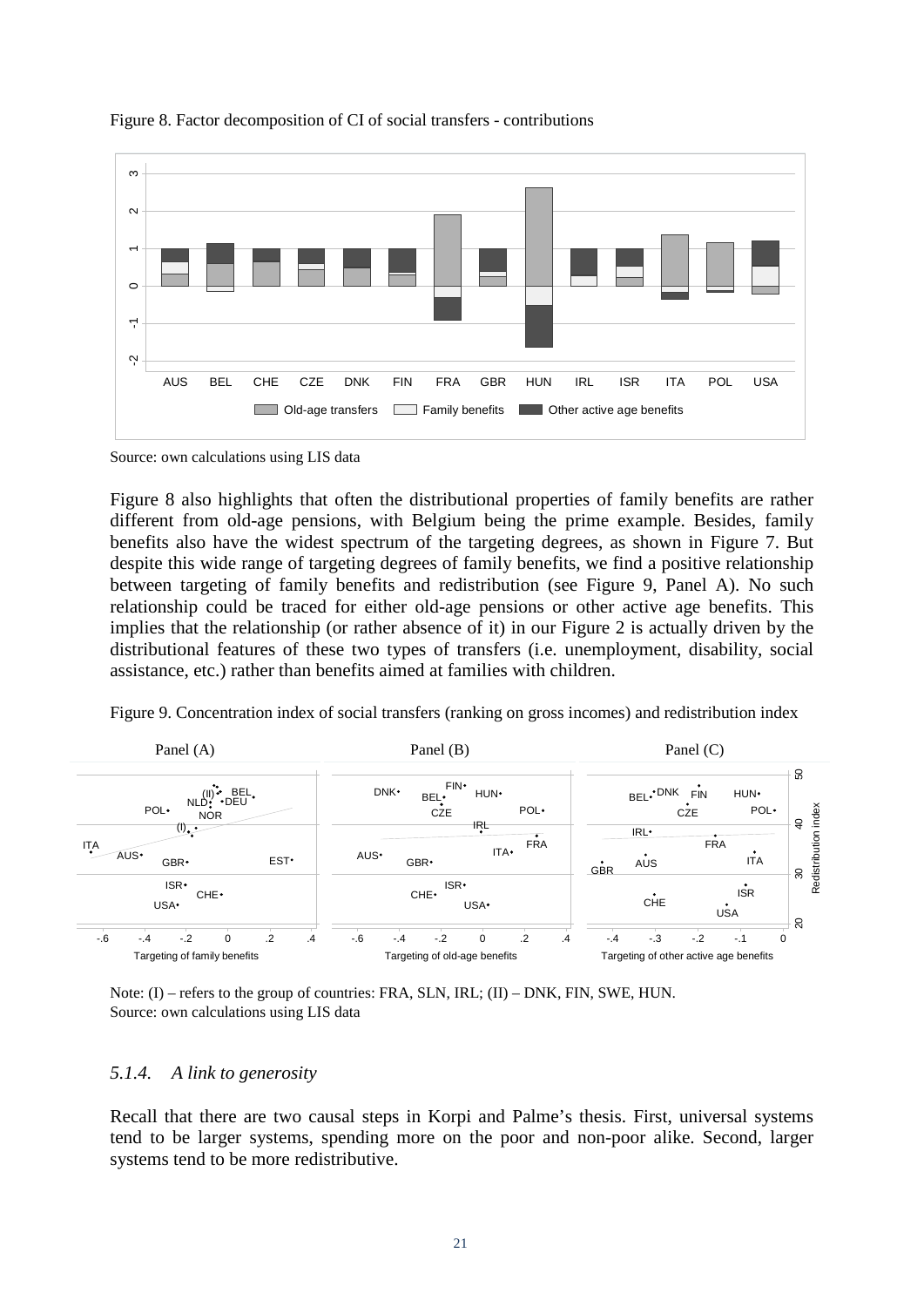Figure 8. Factor decomposition of CI of social transfers - contributions

Source: own calculations using LIS data

Figure 8 also highlights that often the distributional properties of family benefits are rather different from old-age pensions, with Belgium being the prime example. Besides, family benefits also have the widest spectrum of the targeting degrees, as shown in Figure 7. But despite this wide range of targeting degrees of family benefits, we find a positive relationship between targeting of family benefits and redistribution (see Figure 9, Panel A). No such relationship could be traced for either old-age pensions or other active age benefits. This implies that the relationship (or rather absence of it) in our Figure 2 is actually driven by the distributional features of these two types of transfers (i.e. unemployment, disability, social assistance, etc.) rather than benefits aimed at families with children.

Figure 9. Concentration index of social transfers (ranking on gross incomes) and redistribution index

Note: (I) – refers to the group of countries: FRA, SLN, IRL; (II) – DNK, FIN, SWE, HUN.
Source: own calculations using LIS data

### 5.1.4. *A link to generosity*

Recall that there are two causal steps in Korpi and Palme's thesis. First, universal systems tend to be larger systems, spending more on the poor and non-poor alike. Second, larger systems tend to be more redistributive.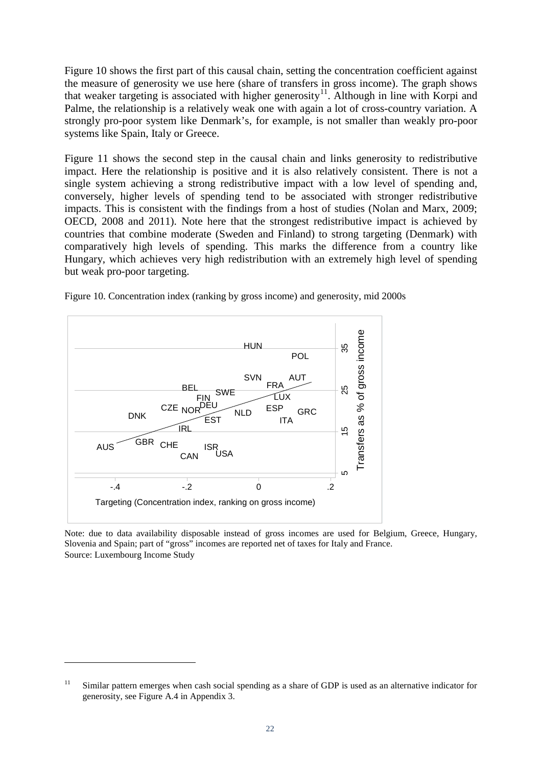Figure 10 shows the first part of this causal chain, setting the concentration coefficient against the measure of generosity we use here (share of transfers in gross income). The graph shows that weaker targeting is associated with higher generosity[11]. Although in line with Korpi and Palme, the relationship is a relatively weak one with again a lot of cross-country variation. A strongly pro-poor system like Denmark's, for example, is not smaller than weakly pro-poor systems like Spain, Italy or Greece.

Figure 11 shows the second step in the causal chain and links generosity to redistributive impact. Here the relationship is positive and it is also relatively consistent. There is not a single system achieving a strong redistributive impact with a low level of spending and, conversely, higher levels of spending tend to be associated with stronger redistributive impacts. This is consistent with the findings from a host of studies (Nolan and Marx, 2009; OECD, 2008 and 2011). Note here that the strongest redistributive impact is achieved by countries that combine moderate (Sweden and Finland) to strong targeting (Denmark) with comparatively high levels of spending. This marks the difference from a country like Hungary, which achieves very high redistribution with an extremely high level of spending but weak pro-poor targeting.

Figure 10. Concentration index (ranking by gross income) and generosity, mid 2000s

Note: due to data availability disposable instead of gross incomes are used for Belgium, Greece, Hungary, Slovenia and Spain; part of "gross" incomes are reported net of taxes for Italy and France.
Source: Luxembourg Income Study

[11] Similar pattern emerges when cash social spending as a share of GDP is used as an alternative indicator for generosity, see Figure A.4 in Appendix 3.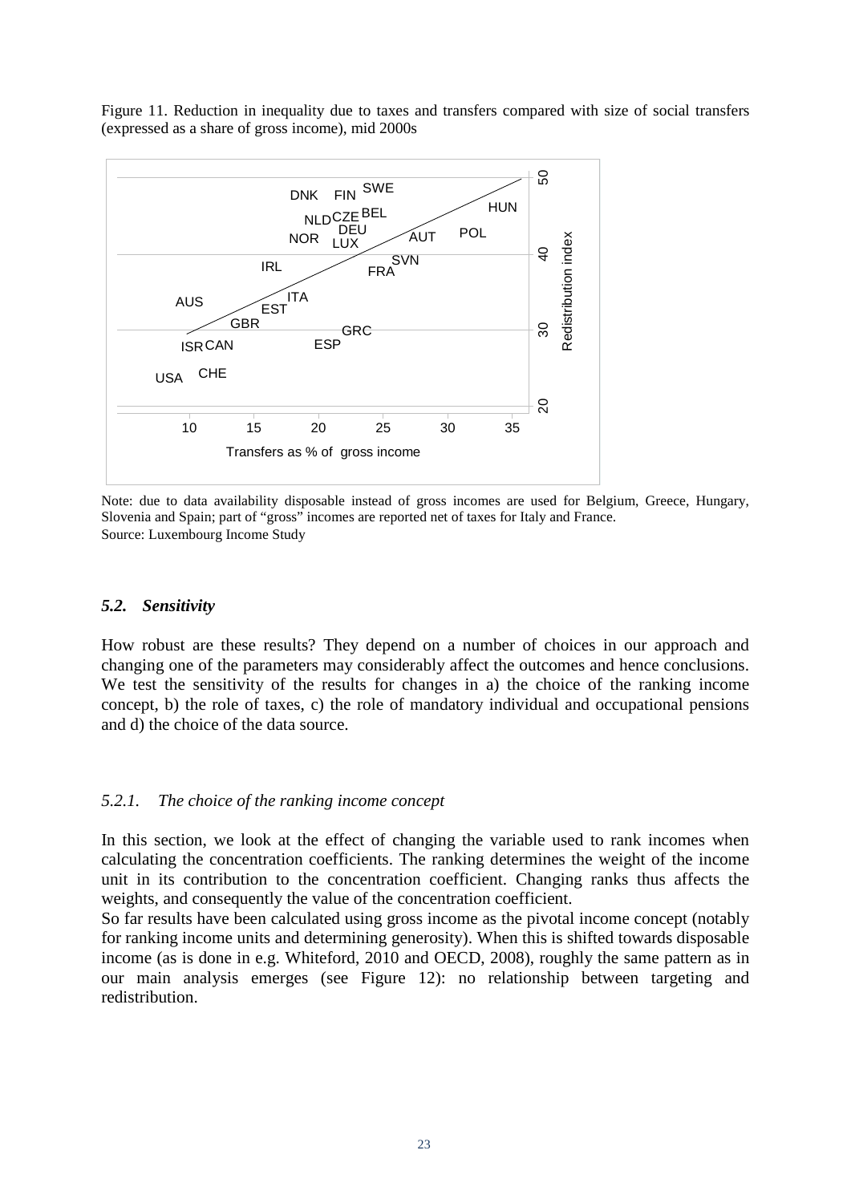Figure 11. Reduction in inequality due to taxes and transfers compared with size of social transfers (expressed as a share of gross income), mid 2000s

Note: due to data availability disposable instead of gross incomes are used for Belgium, Greece, Hungary, Slovenia and Spain; part of "gross" incomes are reported net of taxes for Italy and France.
Source: Luxembourg Income Study

### *5.2. Sensitivity*

How robust are these results? They depend on a number of choices in our approach and changing one of the parameters may considerably affect the outcomes and hence conclusions. We test the sensitivity of the results for changes in a) the choice of the ranking income concept, b) the role of taxes, c) the role of mandatory individual and occupational pensions and d) the choice of the data source.

#### *5.2.1. The choice of the ranking income concept*

In this section, we look at the effect of changing the variable used to rank incomes when calculating the concentration coefficients. The ranking determines the weight of the income unit in its contribution to the concentration coefficient. Changing ranks thus affects the weights, and consequently the value of the concentration coefficient.
So far results have been calculated using gross income as the pivotal income concept (notably for ranking income units and determining generosity). When this is shifted towards disposable income (as is done in e.g. Whiteford, 2010 and OECD, 2008), roughly the same pattern as in our main analysis emerges (see Figure 12): no relationship between targeting and redistribution.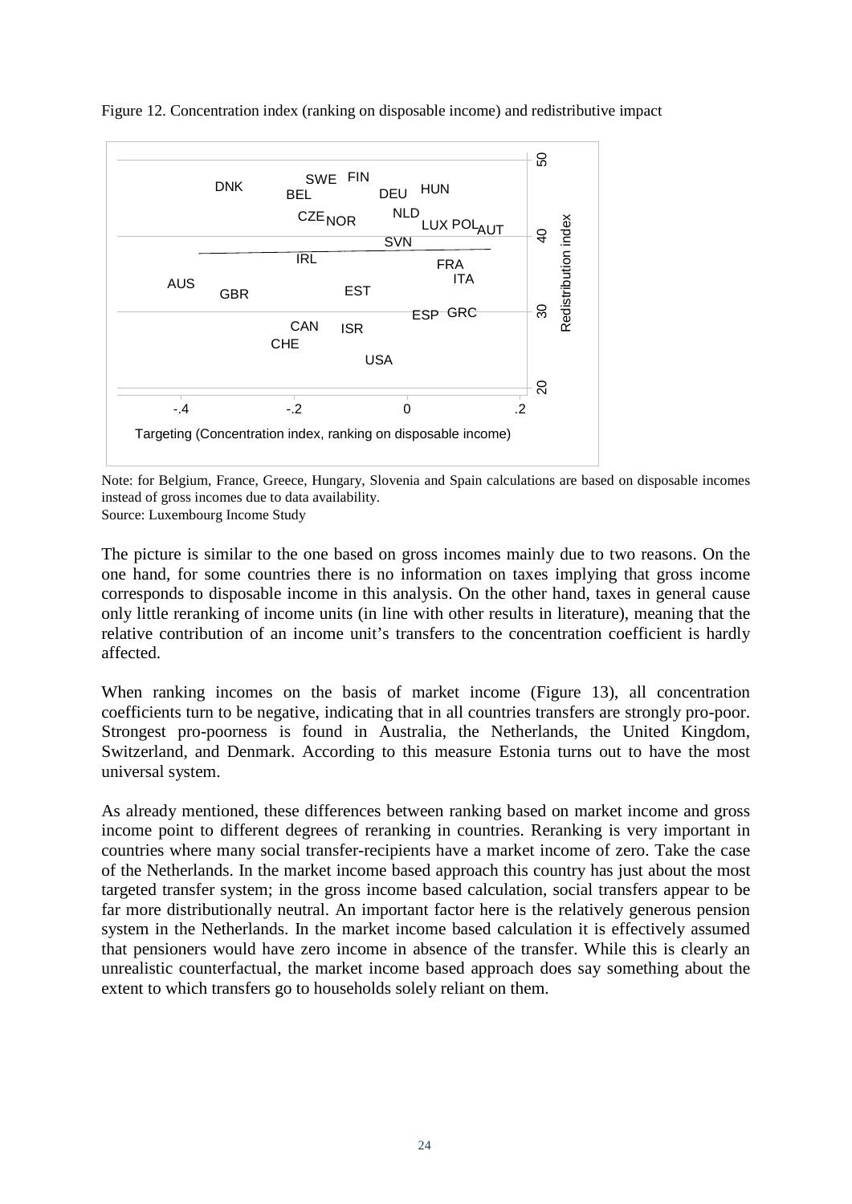Figure 12. Concentration index (ranking on disposable income) and redistributive impact

Note: for Belgium, France, Greece, Hungary, Slovenia and Spain calculations are based on disposable incomes instead of gross incomes due to data availability.
Source: Luxembourg Income Study

The picture is similar to the one based on gross incomes mainly due to two reasons. On the one hand, for some countries there is no information on taxes implying that gross income corresponds to disposable income in this analysis. On the other hand, taxes in general cause only little reranking of income units (in line with other results in literature), meaning that the relative contribution of an income unit's transfers to the concentration coefficient is hardly affected.

When ranking incomes on the basis of market income (Figure 13), all concentration coefficients turn to be negative, indicating that in all countries transfers are strongly pro-poor. Strongest pro-poorness is found in Australia, the Netherlands, the United Kingdom, Switzerland, and Denmark. According to this measure Estonia turns out to have the most universal system.

As already mentioned, these differences between ranking based on market income and gross income point to different degrees of reranking in countries. Reranking is very important in countries where many social transfer-recipients have a market income of zero. Take the case of the Netherlands. In the market income based approach this country has just about the most targeted transfer system; in the gross income based calculation, social transfers appear to be far more distributionally neutral. An important factor here is the relatively generous pension system in the Netherlands. In the market income based calculation it is effectively assumed that pensioners would have zero income in absence of the transfer. While this is clearly an unrealistic counterfactual, the market income based approach does say something about the extent to which transfers go to households solely reliant on them.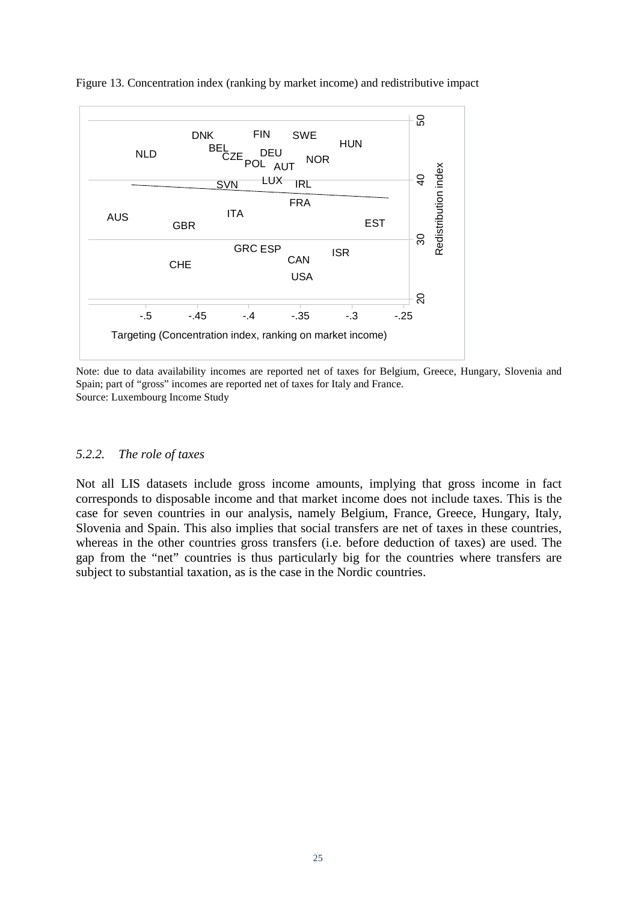Figure 13. Concentration index (ranking by market income) and redistributive impact

Note: due to data availability incomes are reported net of taxes for Belgium, Greece, Hungary, Slovenia and Spain; part of "gross" incomes are reported net of taxes for Italy and France.
Source: Luxembourg Income Study

### *5.2.2. The role of taxes*

Not all LIS datasets include gross income amounts, implying that gross income in fact corresponds to disposable income and that market income does not include taxes. This is the case for seven countries in our analysis, namely Belgium, France, Greece, Hungary, Italy, Slovenia and Spain. This also implies that social transfers are net of taxes in these countries, whereas in the other countries gross transfers (i.e. before deduction of taxes) are used. The gap from the "net" countries is thus particularly big for the countries where transfers are subject to substantial taxation, as is the case in the Nordic countries.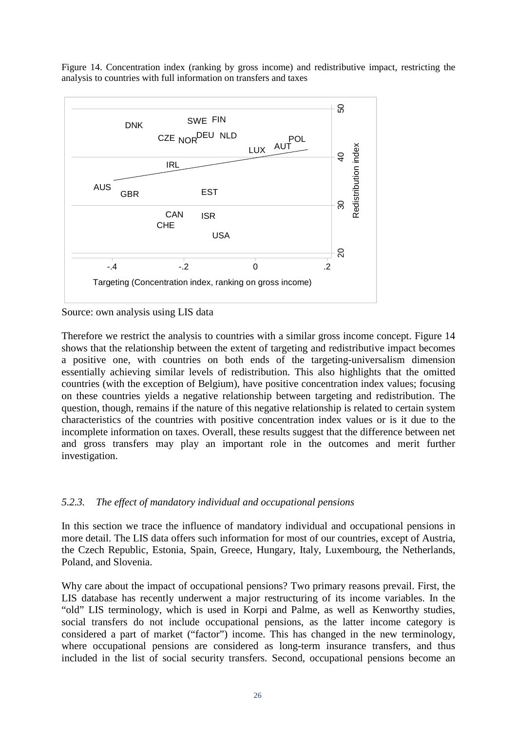Figure 14. Concentration index (ranking by gross income) and redistributive impact, restricting the analysis to countries with full information on transfers and taxes

Source: own analysis using LIS data

Therefore we restrict the analysis to countries with a similar gross income concept. Figure 14 shows that the relationship between the extent of targeting and redistributive impact becomes a positive one, with countries on both ends of the targeting-universalism dimension essentially achieving similar levels of redistribution. This also highlights that the omitted countries (with the exception of Belgium), have positive concentration index values; focusing on these countries yields a negative relationship between targeting and redistribution. The question, though, remains if the nature of this negative relationship is related to certain system characteristics of the countries with positive concentration index values or is it due to the incomplete information on taxes. Overall, these results suggest that the difference between net and gross transfers may play an important role in the outcomes and merit further investigation.

### *5.2.3. The effect of mandatory individual and occupational pensions*

In this section we trace the influence of mandatory individual and occupational pensions in more detail. The LIS data offers such information for most of our countries, except of Austria, the Czech Republic, Estonia, Spain, Greece, Hungary, Italy, Luxembourg, the Netherlands, Poland, and Slovenia.

Why care about the impact of occupational pensions? Two primary reasons prevail. First, the LIS database has recently underwent a major restructuring of its income variables. In the "old" LIS terminology, which is used in Korpi and Palme, as well as Kenworthy studies, social transfers do not include occupational pensions, as the latter income category is considered a part of market ("factor") income. This has changed in the new terminology, where occupational pensions are considered as long-term insurance transfers, and thus included in the list of social security transfers. Second, occupational pensions become an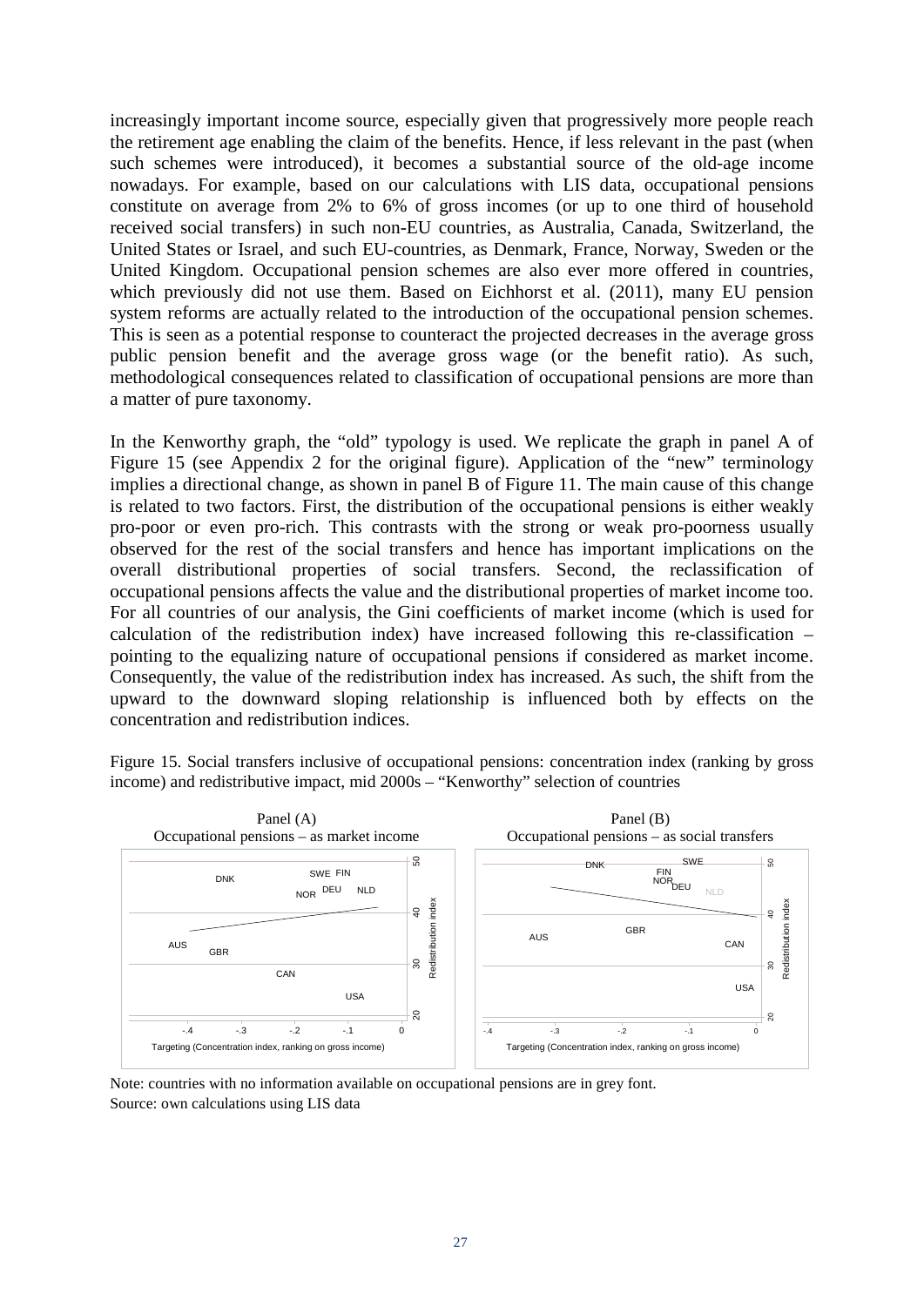increasingly important income source, especially given that progressively more people reach the retirement age enabling the claim of the benefits. Hence, if less relevant in the past (when such schemes were introduced), it becomes a substantial source of the old-age income nowadays. For example, based on our calculations with LIS data, occupational pensions constitute on average from 2% to 6% of gross incomes (or up to one third of household received social transfers) in such non-EU countries, as Australia, Canada, Switzerland, the United States or Israel, and such EU-countries, as Denmark, France, Norway, Sweden or the United Kingdom. Occupational pension schemes are also ever more offered in countries, which previously did not use them. Based on Eichhorst et al. (2011), many EU pension system reforms are actually related to the introduction of the occupational pension schemes. This is seen as a potential response to counteract the projected decreases in the average gross public pension benefit and the average gross wage (or the benefit ratio). As such, methodological consequences related to classification of occupational pensions are more than a matter of pure taxonomy.

In the Kenworthy graph, the "old" typology is used. We replicate the graph in panel A of Figure 15 (see Appendix 2 for the original figure). Application of the "new" terminology implies a directional change, as shown in panel B of Figure 11. The main cause of this change is related to two factors. First, the distribution of the occupational pensions is either weakly pro-poor or even pro-rich. This contrasts with the strong or weak pro-poorness usually observed for the rest of the social transfers and hence has important implications on the overall distributional properties of social transfers. Second, the reclassification of occupational pensions affects the value and the distributional properties of market income too. For all countries of our analysis, the Gini coefficients of market income (which is used for calculation of the redistribution index) have increased following this re-classification – pointing to the equalizing nature of occupational pensions if considered as market income. Consequently, the value of the redistribution index has increased. As such, the shift from the upward to the downward sloping relationship is influenced both by effects on the concentration and redistribution indices.

Figure 15. Social transfers inclusive of occupational pensions: concentration index (ranking by gross income) and redistributive impact, mid 2000s – "Kenworthy" selection of countries

Note: countries with no information available on occupational pensions are in grey font.
Source: own calculations using LIS data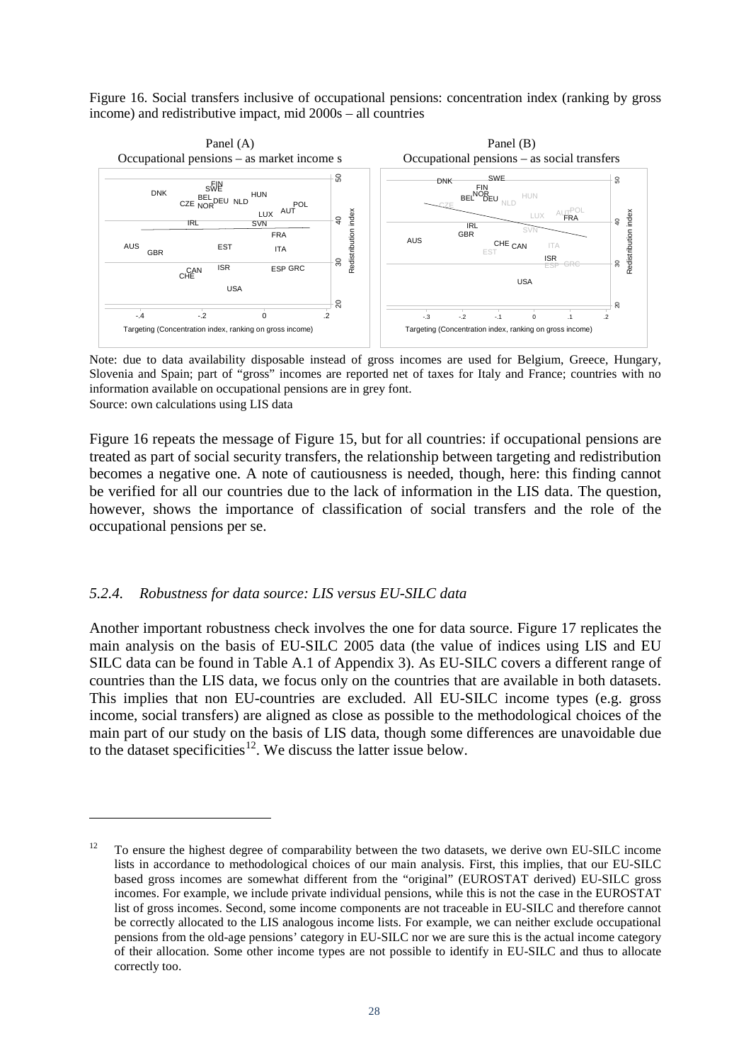Figure 16. Social transfers inclusive of occupational pensions: concentration index (ranking by gross income) and redistributive impact, mid 2000s – all countries

Note: due to data availability disposable instead of gross incomes are used for Belgium, Greece, Hungary, Slovenia and Spain; part of "gross" incomes are reported net of taxes for Italy and France; countries with no information available on occupational pensions are in grey font.
Source: own calculations using LIS data

Figure 16 repeats the message of Figure 15, but for all countries: if occupational pensions are treated as part of social security transfers, the relationship between targeting and redistribution becomes a negative one. A note of cautiousness is needed, though, here: this finding cannot be verified for all our countries due to the lack of information in the LIS data. The question, however, shows the importance of classification of social transfers and the role of the occupational pensions per se.

### *5.2.4. Robustness for data source: LIS versus EU-SILC data*

Another important robustness check involves the one for data source. Figure 17 replicates the main analysis on the basis of EU-SILC 2005 data (the value of indices using LIS and EU SILC data can be found in Table A.1 of Appendix 3). As EU-SILC covers a different range of countries than the LIS data, we focus only on the countries that are available in both datasets. This implies that non EU-countries are excluded. All EU-SILC income types (e.g. gross income, social transfers) are aligned as close as possible to the methodological choices of the main part of our study on the basis of LIS data, though some differences are unavoidable due to the dataset specificities[12]. We discuss the latter issue below.

---

[12] To ensure the highest degree of comparability between the two datasets, we derive own EU-SILC income lists in accordance to methodological choices of our main analysis. First, this implies, that our EU-SILC based gross incomes are somewhat different from the "original" (EUROSTAT derived) EU-SILC gross incomes. For example, we include private individual pensions, while this is not the case in the EUROSTAT list of gross incomes. Second, some income components are not traceable in EU-SILC and therefore cannot be correctly allocated to the LIS analogous income lists. For example, we can neither exclude occupational pensions from the old-age pensions' category in EU-SILC nor we are sure this is the actual income category of their allocation. Some other income types are not possible to identify in EU-SILC and thus to allocate correctly too.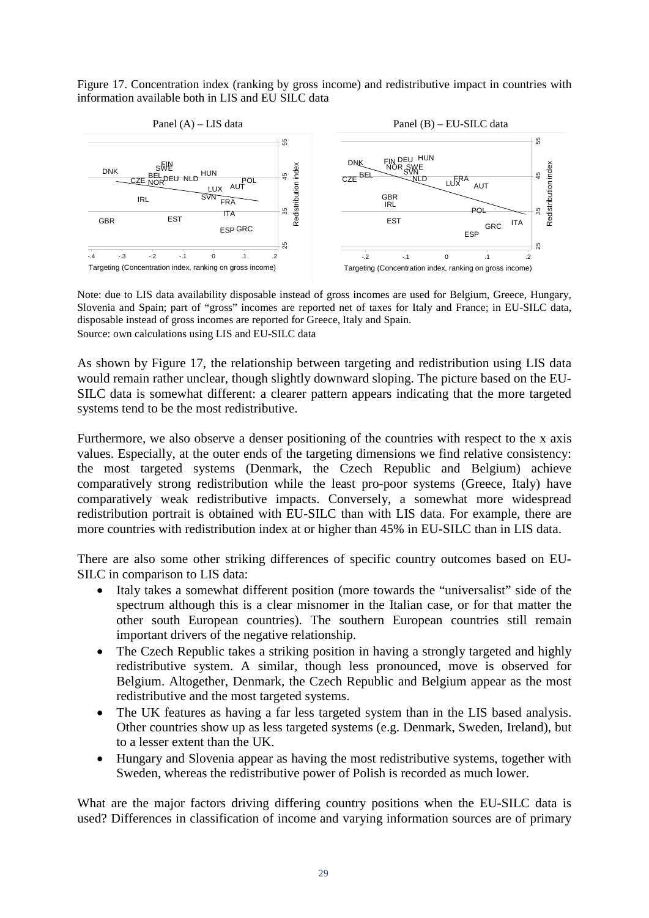Figure 17. Concentration index (ranking by gross income) and redistributive impact in countries with information available both in LIS and EU SILC data

Panel (A) – LIS data

Panel (B) – EU-SILC data

Note: due to LIS data availability disposable instead of gross incomes are used for Belgium, Greece, Hungary, Slovenia and Spain; part of "gross" incomes are reported net of taxes for Italy and France; in EU-SILC data, disposable instead of gross incomes are reported for Greece, Italy and Spain.

Source: own calculations using LIS and EU-SILC data

As shown by Figure 17, the relationship between targeting and redistribution using LIS data would remain rather unclear, though slightly downward sloping. The picture based on the EU-SILC data is somewhat different: a clearer pattern appears indicating that the more targeted systems tend to be the most redistributive.

Furthermore, we also observe a denser positioning of the countries with respect to the x axis values. Especially, at the outer ends of the targeting dimensions we find relative consistency: the most targeted systems (Denmark, the Czech Republic and Belgium) achieve comparatively strong redistribution while the least pro-poor systems (Greece, Italy) have comparatively weak redistributive impacts. Conversely, a somewhat more widespread redistribution portrait is obtained with EU-SILC than with LIS data. For example, there are more countries with redistribution index at or higher than 45% in EU-SILC than in LIS data.

There are also some other striking differences of specific country outcomes based on EU-SILC in comparison to LIS data:

- Italy takes a somewhat different position (more towards the "universalist" side of the spectrum although this is a clear misnomer in the Italian case, or for that matter the other south European countries). The southern European countries still remain important drivers of the negative relationship.
- The Czech Republic takes a striking position in having a strongly targeted and highly redistributive system. A similar, though less pronounced, move is observed for Belgium. Altogether, Denmark, the Czech Republic and Belgium appear as the most redistributive and the most targeted systems.
- The UK features as having a far less targeted system than in the LIS based analysis. Other countries show up as less targeted systems (e.g. Denmark, Sweden, Ireland), but to a lesser extent than the UK.
- Hungary and Slovenia appear as having the most redistributive systems, together with Sweden, whereas the redistributive power of Polish is recorded as much lower.

What are the major factors driving differing country positions when the EU-SILC data is used? Differences in classification of income and varying information sources are of primary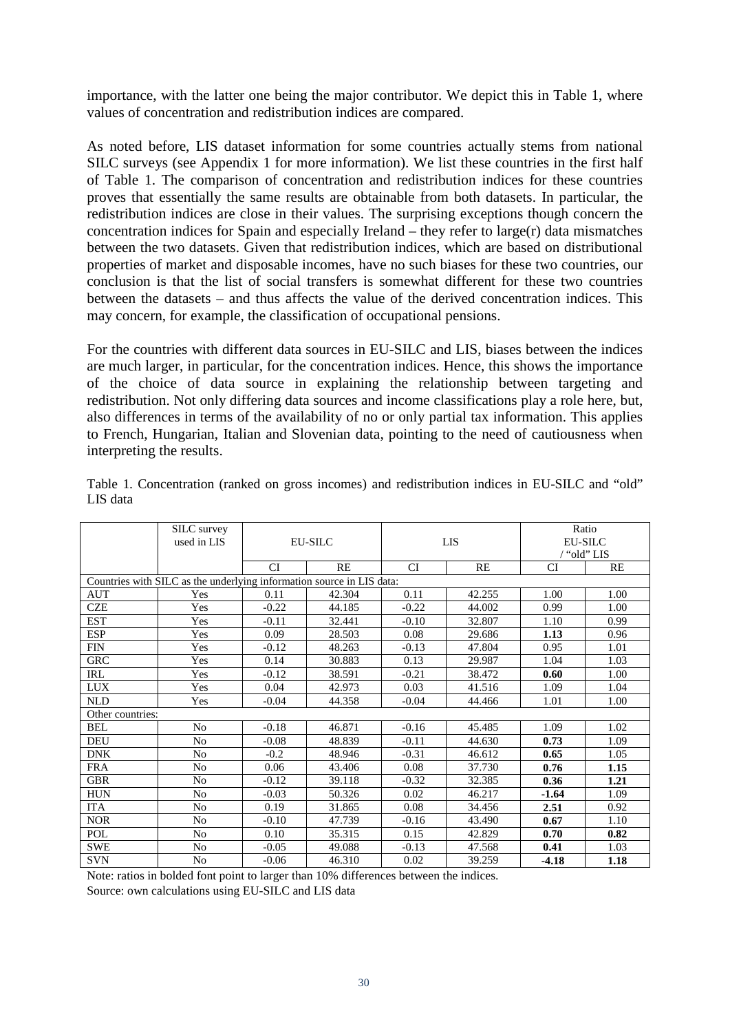importance, with the latter one being the major contributor. We depict this in Table 1, where values of concentration and redistribution indices are compared.

As noted before, LIS dataset information for some countries actually stems from national SILC surveys (see Appendix 1 for more information). We list these countries in the first half of Table 1. The comparison of concentration and redistribution indices for these countries proves that essentially the same results are obtainable from both datasets. In particular, the redistribution indices are close in their values. The surprising exceptions though concern the concentration indices for Spain and especially Ireland – they refer to large(r) data mismatches between the two datasets. Given that redistribution indices, which are based on distributional properties of market and disposable incomes, have no such biases for these two countries, our conclusion is that the list of social transfers is somewhat different for these two countries between the datasets – and thus affects the value of the derived concentration indices. This may concern, for example, the classification of occupational pensions.

For the countries with different data sources in EU-SILC and LIS, biases between the indices are much larger, in particular, for the concentration indices. Hence, this shows the importance of the choice of data source in explaining the relationship between targeting and redistribution. Not only differing data sources and income classifications play a role here, but, also differences in terms of the availability of no or only partial tax information. This applies to French, Hungarian, Italian and Slovenian data, pointing to the need of cautiousness when interpreting the results.

Table 1. Concentration (ranked on gross incomes) and redistribution indices in EU-SILC and "old" LIS data

| | SILC survey used in LIS | EU-SILC | | LIS | | Ratio EU-SILC / "old" LIS | |
|---|---|---|---|---|---|---|---|
| | | CI | RE | CI | RE | CI | RE |
| Countries with SILC as the underlying information source in LIS data: | | | | | | | |
| AUT | Yes | 0.11 | 42.304 | 0.11 | 42.255 | 1.00 | 1.00 |
| CZE | Yes | -0.22 | 44.185 | -0.22 | 44.002 | 0.99 | 1.00 |
| EST | Yes | -0.11 | 32.441 | -0.10 | 32.807 | 1.10 | 0.99 |
| ESP | Yes | 0.09 | 28.503 | 0.08 | 29.686 | **1.13** | 0.96 |
| FIN | Yes | -0.12 | 48.263 | -0.13 | 47.804 | 0.95 | 1.01 |
| GRC | Yes | 0.14 | 30.883 | 0.13 | 29.987 | 1.04 | 1.03 |
| IRL | Yes | -0.12 | 38.591 | -0.21 | 38.472 | **0.60** | 1.00 |
| LUX | Yes | 0.04 | 42.973 | 0.03 | 41.516 | 1.09 | 1.04 |
| NLD | Yes | -0.04 | 44.358 | -0.04 | 44.466 | 1.01 | 1.00 |
| Other countries: | | | | | | | |
| BEL | No | -0.18 | 46.871 | -0.16 | 45.485 | 1.09 | 1.02 |
| DEU | No | -0.08 | 48.839 | -0.11 | 44.630 | **0.73** | 1.09 |
| DNK | No | -0.2 | 48.946 | -0.31 | 46.612 | **0.65** | 1.05 |
| FRA | No | 0.06 | 43.406 | 0.08 | 37.730 | **0.76** | **1.15** |
| GBR | No | -0.12 | 39.118 | -0.32 | 32.385 | **0.36** | **1.21** |
| HUN | No | -0.03 | 50.326 | 0.02 | 46.217 | **-1.64** | 1.09 |
| ITA | No | 0.19 | 31.865 | 0.08 | 34.456 | **2.51** | 0.92 |
| NOR | No | -0.10 | 47.739 | -0.16 | 43.490 | **0.67** | 1.10 |
| POL | No | 0.10 | 35.315 | 0.15 | 42.829 | **0.70** | **0.82** |
| SWE | No | -0.05 | 49.088 | -0.13 | 47.568 | **0.41** | 1.03 |
| SVN | No | -0.06 | 46.310 | 0.02 | 39.259 | **-4.18** | **1.18** |

Note: ratios in bolded font point to larger than 10% differences between the indices.
Source: own calculations using EU-SILC and LIS data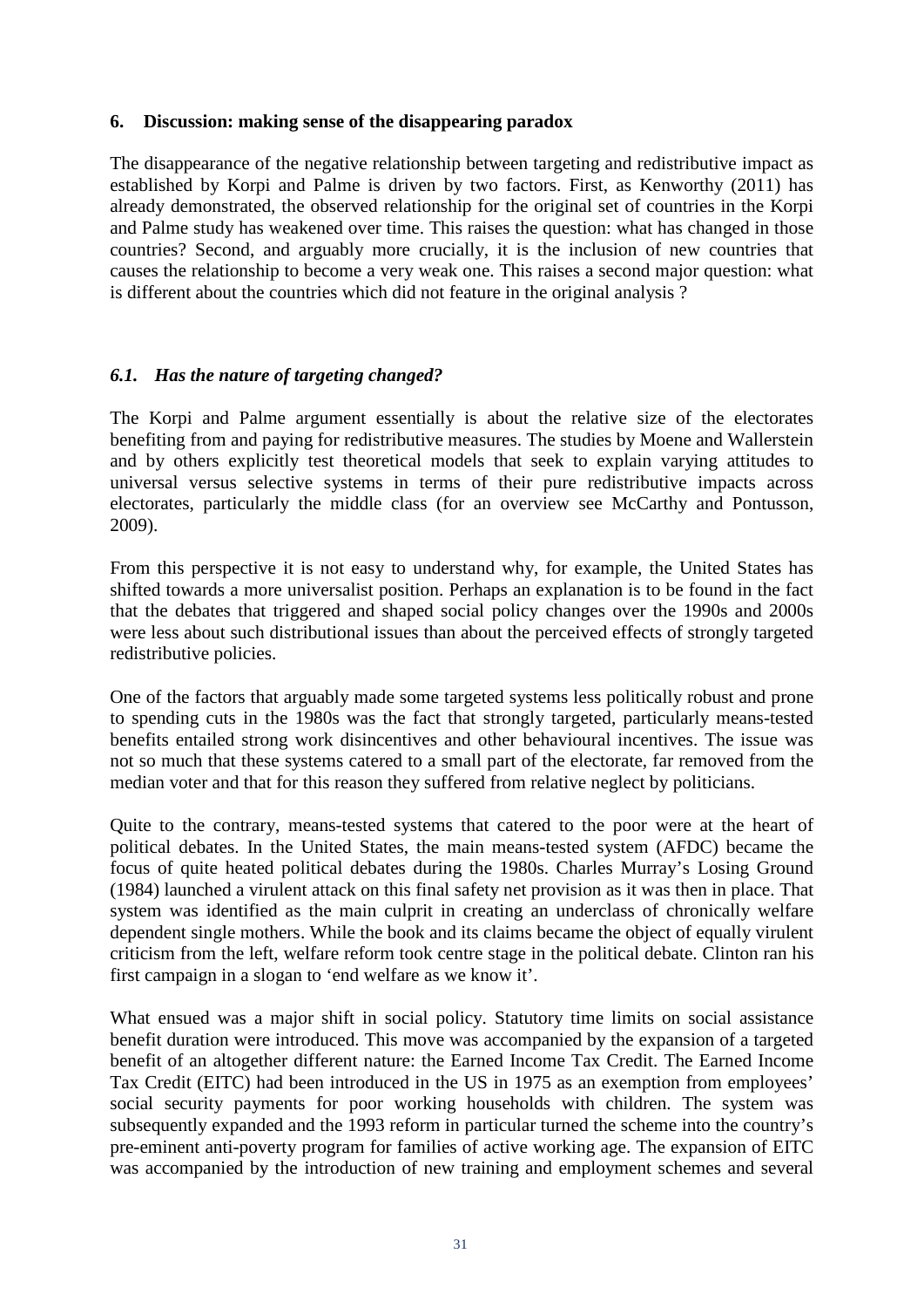## 6. Discussion: making sense of the disappearing paradox

The disappearance of the negative relationship between targeting and redistributive impact as established by Korpi and Palme is driven by two factors. First, as Kenworthy (2011) has already demonstrated, the observed relationship for the original set of countries in the Korpi and Palme study has weakened over time. This raises the question: what has changed in those countries? Second, and arguably more crucially, it is the inclusion of new countries that causes the relationship to become a very weak one. This raises a second major question: what is different about the countries which did not feature in the original analysis ?

### *6.1. Has the nature of targeting changed?*

The Korpi and Palme argument essentially is about the relative size of the electorates benefiting from and paying for redistributive measures. The studies by Moene and Wallerstein and by others explicitly test theoretical models that seek to explain varying attitudes to universal versus selective systems in terms of their pure redistributive impacts across electorates, particularly the middle class (for an overview see McCarthy and Pontusson, 2009).

From this perspective it is not easy to understand why, for example, the United States has shifted towards a more universalist position. Perhaps an explanation is to be found in the fact that the debates that triggered and shaped social policy changes over the 1990s and 2000s were less about such distributional issues than about the perceived effects of strongly targeted redistributive policies.

One of the factors that arguably made some targeted systems less politically robust and prone to spending cuts in the 1980s was the fact that strongly targeted, particularly means-tested benefits entailed strong work disincentives and other behavioural incentives. The issue was not so much that these systems catered to a small part of the electorate, far removed from the median voter and that for this reason they suffered from relative neglect by politicians.

Quite to the contrary, means-tested systems that catered to the poor were at the heart of political debates. In the United States, the main means-tested system (AFDC) became the focus of quite heated political debates during the 1980s. Charles Murray's Losing Ground (1984) launched a virulent attack on this final safety net provision as it was then in place. That system was identified as the main culprit in creating an underclass of chronically welfare dependent single mothers. While the book and its claims became the object of equally virulent criticism from the left, welfare reform took centre stage in the political debate. Clinton ran his first campaign in a slogan to 'end welfare as we know it'.

What ensued was a major shift in social policy. Statutory time limits on social assistance benefit duration were introduced. This move was accompanied by the expansion of a targeted benefit of an altogether different nature: the Earned Income Tax Credit. The Earned Income Tax Credit (EITC) had been introduced in the US in 1975 as an exemption from employees' social security payments for poor working households with children. The system was subsequently expanded and the 1993 reform in particular turned the scheme into the country's pre-eminent anti-poverty program for families of active working age. The expansion of EITC was accompanied by the introduction of new training and employment schemes and several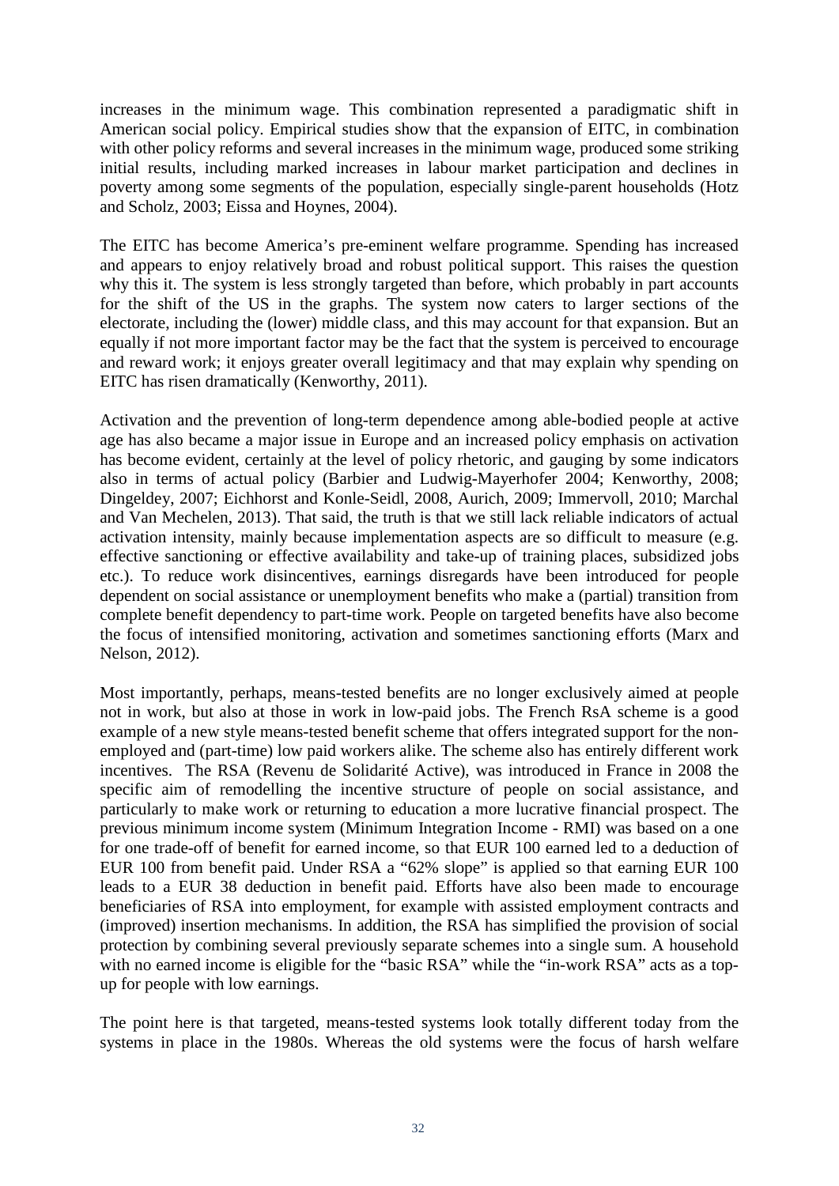increases in the minimum wage. This combination represented a paradigmatic shift in American social policy. Empirical studies show that the expansion of EITC, in combination with other policy reforms and several increases in the minimum wage, produced some striking initial results, including marked increases in labour market participation and declines in poverty among some segments of the population, especially single-parent households (Hotz and Scholz, 2003; Eissa and Hoynes, 2004).

The EITC has become America's pre-eminent welfare programme. Spending has increased and appears to enjoy relatively broad and robust political support. This raises the question why this it. The system is less strongly targeted than before, which probably in part accounts for the shift of the US in the graphs. The system now caters to larger sections of the electorate, including the (lower) middle class, and this may account for that expansion. But an equally if not more important factor may be the fact that the system is perceived to encourage and reward work; it enjoys greater overall legitimacy and that may explain why spending on EITC has risen dramatically (Kenworthy, 2011).

Activation and the prevention of long-term dependence among able-bodied people at active age has also became a major issue in Europe and an increased policy emphasis on activation has become evident, certainly at the level of policy rhetoric, and gauging by some indicators also in terms of actual policy (Barbier and Ludwig-Mayerhofer 2004; Kenworthy, 2008; Dingeldey, 2007; Eichhorst and Konle-Seidl, 2008, Aurich, 2009; Immervoll, 2010; Marchal and Van Mechelen, 2013). That said, the truth is that we still lack reliable indicators of actual activation intensity, mainly because implementation aspects are so difficult to measure (e.g. effective sanctioning or effective availability and take-up of training places, subsidized jobs etc.). To reduce work disincentives, earnings disregards have been introduced for people dependent on social assistance or unemployment benefits who make a (partial) transition from complete benefit dependency to part-time work. People on targeted benefits have also become the focus of intensified monitoring, activation and sometimes sanctioning efforts (Marx and Nelson, 2012).

Most importantly, perhaps, means-tested benefits are no longer exclusively aimed at people not in work, but also at those in work in low-paid jobs. The French RsA scheme is a good example of a new style means-tested benefit scheme that offers integrated support for the non-employed and (part-time) low paid workers alike. The scheme also has entirely different work incentives. The RSA (Revenu de Solidarité Active), was introduced in France in 2008 the specific aim of remodelling the incentive structure of people on social assistance, and particularly to make work or returning to education a more lucrative financial prospect. The previous minimum income system (Minimum Integration Income - RMI) was based on a one for one trade-off of benefit for earned income, so that EUR 100 earned led to a deduction of EUR 100 from benefit paid. Under RSA a "62% slope" is applied so that earning EUR 100 leads to a EUR 38 deduction in benefit paid. Efforts have also been made to encourage beneficiaries of RSA into employment, for example with assisted employment contracts and (improved) insertion mechanisms. In addition, the RSA has simplified the provision of social protection by combining several previously separate schemes into a single sum. A household with no earned income is eligible for the "basic RSA" while the "in-work RSA" acts as a top-up for people with low earnings.

The point here is that targeted, means-tested systems look totally different today from the systems in place in the 1980s. Whereas the old systems were the focus of harsh welfare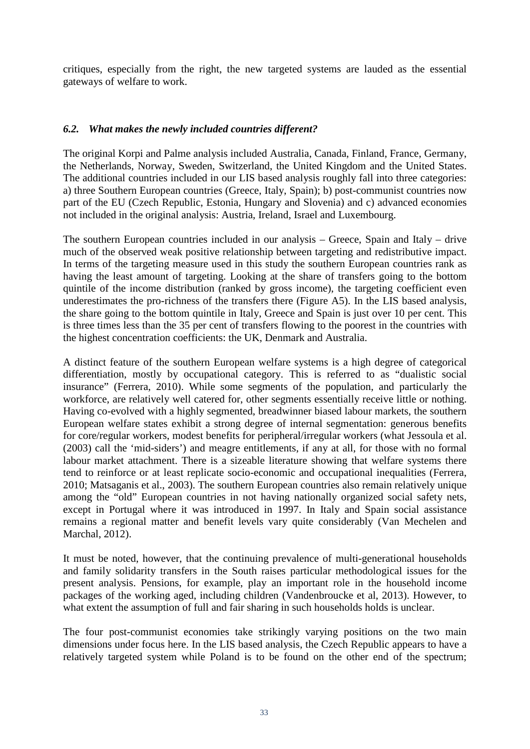critiques, especially from the right, the new targeted systems are lauded as the essential gateways of welfare to work.

### *6.2. What makes the newly included countries different?*

The original Korpi and Palme analysis included Australia, Canada, Finland, France, Germany, the Netherlands, Norway, Sweden, Switzerland, the United Kingdom and the United States. The additional countries included in our LIS based analysis roughly fall into three categories: a) three Southern European countries (Greece, Italy, Spain); b) post-communist countries now part of the EU (Czech Republic, Estonia, Hungary and Slovenia) and c) advanced economies not included in the original analysis: Austria, Ireland, Israel and Luxembourg.

The southern European countries included in our analysis – Greece, Spain and Italy – drive much of the observed weak positive relationship between targeting and redistributive impact. In terms of the targeting measure used in this study the southern European countries rank as having the least amount of targeting. Looking at the share of transfers going to the bottom quintile of the income distribution (ranked by gross income), the targeting coefficient even underestimates the pro-richness of the transfers there (Figure A5). In the LIS based analysis, the share going to the bottom quintile in Italy, Greece and Spain is just over 10 per cent. This is three times less than the 35 per cent of transfers flowing to the poorest in the countries with the highest concentration coefficients: the UK, Denmark and Australia.

A distinct feature of the southern European welfare systems is a high degree of categorical differentiation, mostly by occupational category. This is referred to as "dualistic social insurance" (Ferrera, 2010). While some segments of the population, and particularly the workforce, are relatively well catered for, other segments essentially receive little or nothing. Having co-evolved with a highly segmented, breadwinner biased labour markets, the southern European welfare states exhibit a strong degree of internal segmentation: generous benefits for core/regular workers, modest benefits for peripheral/irregular workers (what Jessoula et al. (2003) call the 'mid-siders') and meagre entitlements, if any at all, for those with no formal labour market attachment. There is a sizeable literature showing that welfare systems there tend to reinforce or at least replicate socio-economic and occupational inequalities (Ferrera, 2010; Matsaganis et al., 2003). The southern European countries also remain relatively unique among the "old" European countries in not having nationally organized social safety nets, except in Portugal where it was introduced in 1997. In Italy and Spain social assistance remains a regional matter and benefit levels vary quite considerably (Van Mechelen and Marchal, 2012).

It must be noted, however, that the continuing prevalence of multi-generational households and family solidarity transfers in the South raises particular methodological issues for the present analysis. Pensions, for example, play an important role in the household income packages of the working aged, including children (Vandenbroucke et al, 2013). However, to what extent the assumption of full and fair sharing in such households holds is unclear.

The four post-communist economies take strikingly varying positions on the two main dimensions under focus here. In the LIS based analysis, the Czech Republic appears to have a relatively targeted system while Poland is to be found on the other end of the spectrum;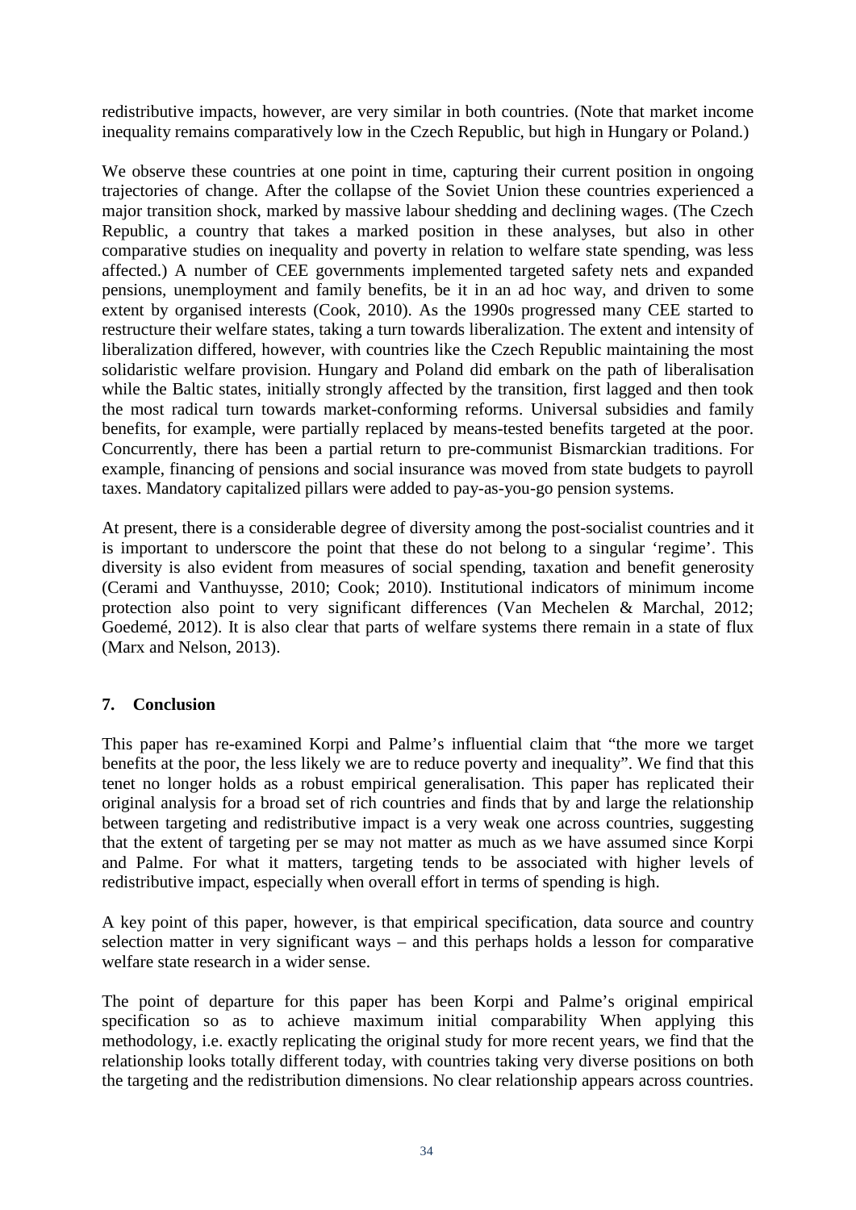redistributive impacts, however, are very similar in both countries. (Note that market income inequality remains comparatively low in the Czech Republic, but high in Hungary or Poland.)

We observe these countries at one point in time, capturing their current position in ongoing trajectories of change. After the collapse of the Soviet Union these countries experienced a major transition shock, marked by massive labour shedding and declining wages. (The Czech Republic, a country that takes a marked position in these analyses, but also in other comparative studies on inequality and poverty in relation to welfare state spending, was less affected.) A number of CEE governments implemented targeted safety nets and expanded pensions, unemployment and family benefits, be it in an ad hoc way, and driven to some extent by organised interests (Cook, 2010). As the 1990s progressed many CEE started to restructure their welfare states, taking a turn towards liberalization. The extent and intensity of liberalization differed, however, with countries like the Czech Republic maintaining the most solidaristic welfare provision. Hungary and Poland did embark on the path of liberalisation while the Baltic states, initially strongly affected by the transition, first lagged and then took the most radical turn towards market-conforming reforms. Universal subsidies and family benefits, for example, were partially replaced by means-tested benefits targeted at the poor. Concurrently, there has been a partial return to pre-communist Bismarckian traditions. For example, financing of pensions and social insurance was moved from state budgets to payroll taxes. Mandatory capitalized pillars were added to pay-as-you-go pension systems.

At present, there is a considerable degree of diversity among the post-socialist countries and it is important to underscore the point that these do not belong to a singular 'regime'. This diversity is also evident from measures of social spending, taxation and benefit generosity (Cerami and Vanthuysse, 2010; Cook; 2010). Institutional indicators of minimum income protection also point to very significant differences (Van Mechelen & Marchal, 2012; Goedemé, 2012). It is also clear that parts of welfare systems there remain in a state of flux (Marx and Nelson, 2013).

## 7. Conclusion

This paper has re-examined Korpi and Palme's influential claim that "the more we target benefits at the poor, the less likely we are to reduce poverty and inequality". We find that this tenet no longer holds as a robust empirical generalisation. This paper has replicated their original analysis for a broad set of rich countries and finds that by and large the relationship between targeting and redistributive impact is a very weak one across countries, suggesting that the extent of targeting per se may not matter as much as we have assumed since Korpi and Palme. For what it matters, targeting tends to be associated with higher levels of redistributive impact, especially when overall effort in terms of spending is high.

A key point of this paper, however, is that empirical specification, data source and country selection matter in very significant ways – and this perhaps holds a lesson for comparative welfare state research in a wider sense.

The point of departure for this paper has been Korpi and Palme's original empirical specification so as to achieve maximum initial comparability When applying this methodology, i.e. exactly replicating the original study for more recent years, we find that the relationship looks totally different today, with countries taking very diverse positions on both the targeting and the redistribution dimensions. No clear relationship appears across countries.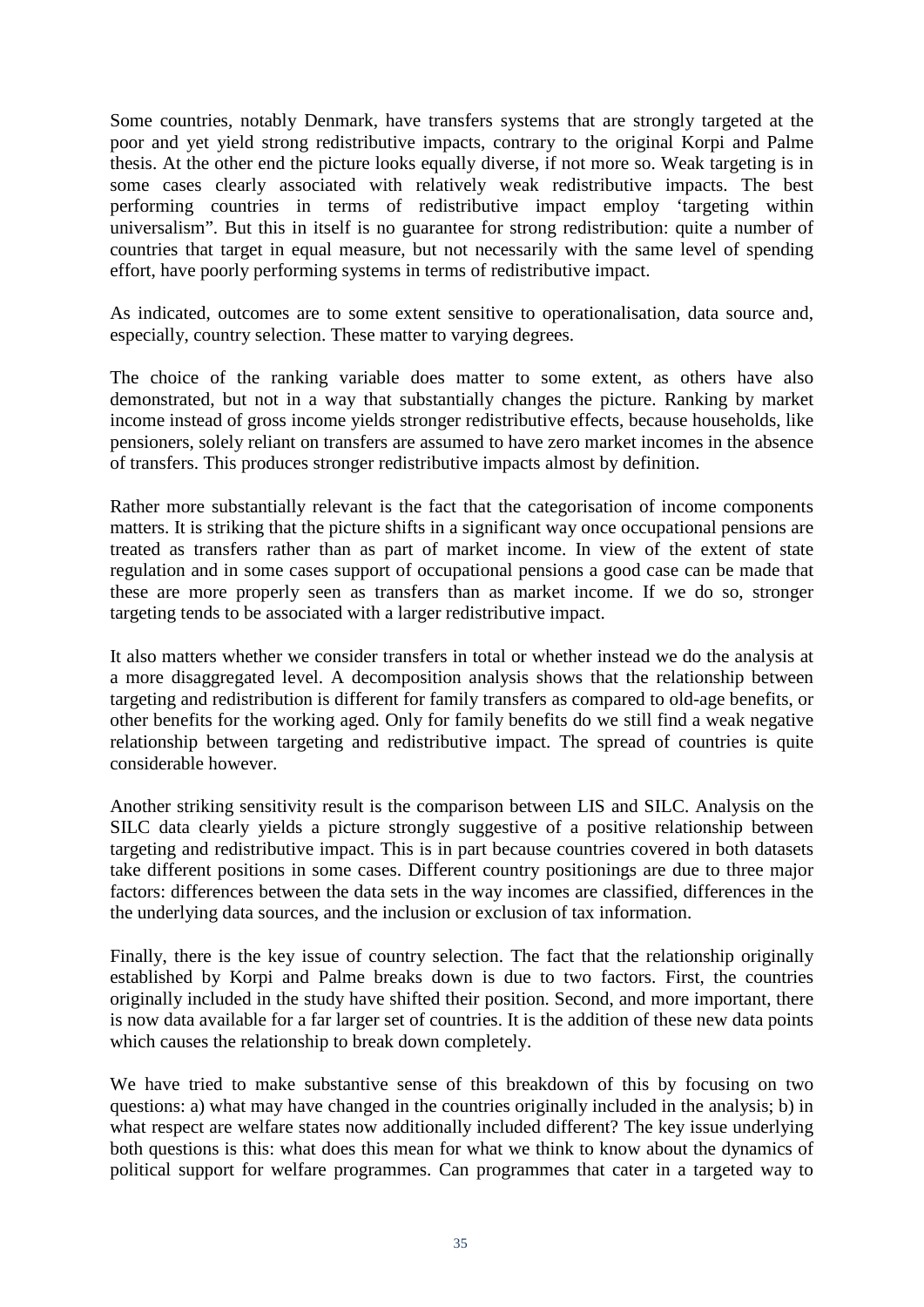Some countries, notably Denmark, have transfers systems that are strongly targeted at the poor and yet yield strong redistributive impacts, contrary to the original Korpi and Palme thesis. At the other end the picture looks equally diverse, if not more so. Weak targeting is in some cases clearly associated with relatively weak redistributive impacts. The best performing countries in terms of redistributive impact employ 'targeting within universalism". But this in itself is no guarantee for strong redistribution: quite a number of countries that target in equal measure, but not necessarily with the same level of spending effort, have poorly performing systems in terms of redistributive impact.

As indicated, outcomes are to some extent sensitive to operationalisation, data source and, especially, country selection. These matter to varying degrees.

The choice of the ranking variable does matter to some extent, as others have also demonstrated, but not in a way that substantially changes the picture. Ranking by market income instead of gross income yields stronger redistributive effects, because households, like pensioners, solely reliant on transfers are assumed to have zero market incomes in the absence of transfers. This produces stronger redistributive impacts almost by definition.

Rather more substantially relevant is the fact that the categorisation of income components matters. It is striking that the picture shifts in a significant way once occupational pensions are treated as transfers rather than as part of market income. In view of the extent of state regulation and in some cases support of occupational pensions a good case can be made that these are more properly seen as transfers than as market income. If we do so, stronger targeting tends to be associated with a larger redistributive impact.

It also matters whether we consider transfers in total or whether instead we do the analysis at a more disaggregated level. A decomposition analysis shows that the relationship between targeting and redistribution is different for family transfers as compared to old-age benefits, or other benefits for the working aged. Only for family benefits do we still find a weak negative relationship between targeting and redistributive impact. The spread of countries is quite considerable however.

Another striking sensitivity result is the comparison between LIS and SILC. Analysis on the SILC data clearly yields a picture strongly suggestive of a positive relationship between targeting and redistributive impact. This is in part because countries covered in both datasets take different positions in some cases. Different country positionings are due to three major factors: differences between the data sets in the way incomes are classified, differences in the the underlying data sources, and the inclusion or exclusion of tax information.

Finally, there is the key issue of country selection. The fact that the relationship originally established by Korpi and Palme breaks down is due to two factors. First, the countries originally included in the study have shifted their position. Second, and more important, there is now data available for a far larger set of countries. It is the addition of these new data points which causes the relationship to break down completely.

We have tried to make substantive sense of this breakdown of this by focusing on two questions: a) what may have changed in the countries originally included in the analysis; b) in what respect are welfare states now additionally included different? The key issue underlying both questions is this: what does this mean for what we think to know about the dynamics of political support for welfare programmes. Can programmes that cater in a targeted way to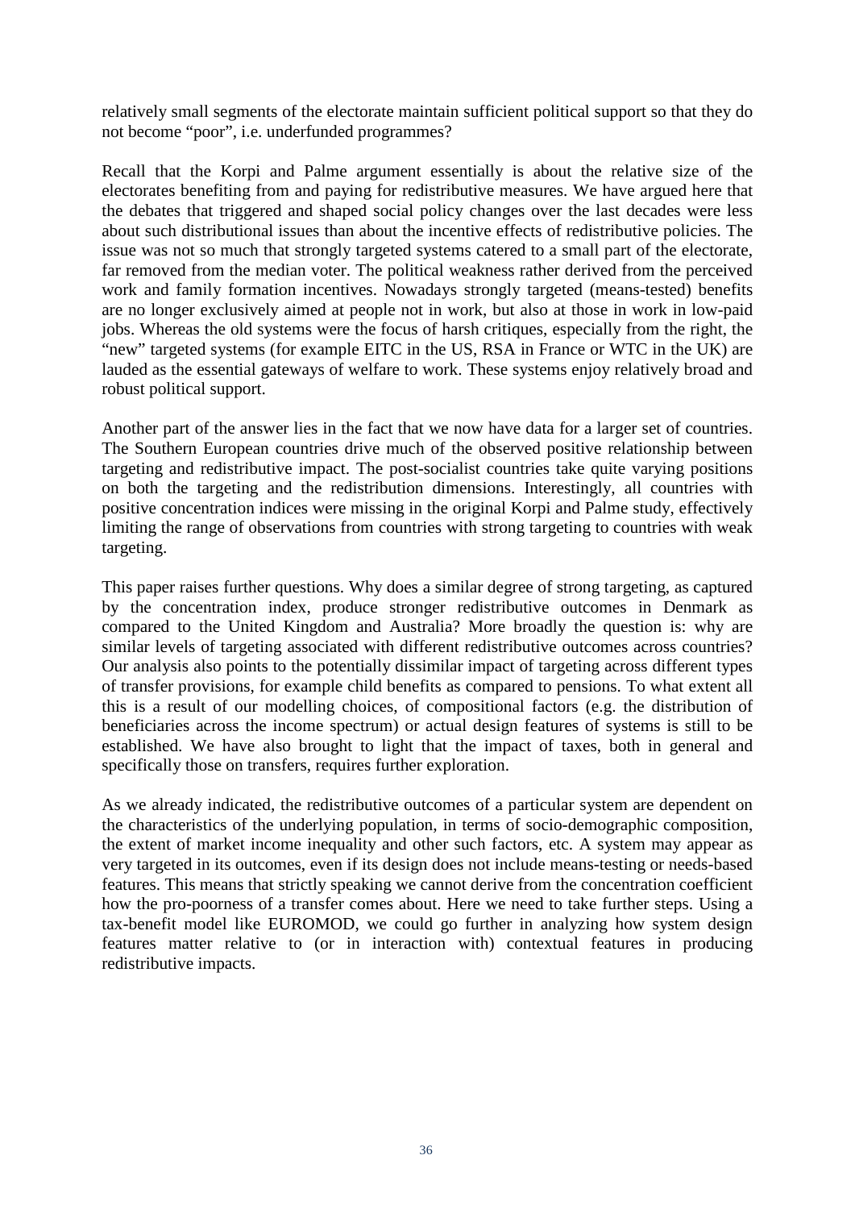relatively small segments of the electorate maintain sufficient political support so that they do not become "poor", i.e. underfunded programmes?

Recall that the Korpi and Palme argument essentially is about the relative size of the electorates benefiting from and paying for redistributive measures. We have argued here that the debates that triggered and shaped social policy changes over the last decades were less about such distributional issues than about the incentive effects of redistributive policies. The issue was not so much that strongly targeted systems catered to a small part of the electorate, far removed from the median voter. The political weakness rather derived from the perceived work and family formation incentives. Nowadays strongly targeted (means-tested) benefits are no longer exclusively aimed at people not in work, but also at those in work in low-paid jobs. Whereas the old systems were the focus of harsh critiques, especially from the right, the "new" targeted systems (for example EITC in the US, RSA in France or WTC in the UK) are lauded as the essential gateways of welfare to work. These systems enjoy relatively broad and robust political support.

Another part of the answer lies in the fact that we now have data for a larger set of countries. The Southern European countries drive much of the observed positive relationship between targeting and redistributive impact. The post-socialist countries take quite varying positions on both the targeting and the redistribution dimensions. Interestingly, all countries with positive concentration indices were missing in the original Korpi and Palme study, effectively limiting the range of observations from countries with strong targeting to countries with weak targeting.

This paper raises further questions. Why does a similar degree of strong targeting, as captured by the concentration index, produce stronger redistributive outcomes in Denmark as compared to the United Kingdom and Australia? More broadly the question is: why are similar levels of targeting associated with different redistributive outcomes across countries? Our analysis also points to the potentially dissimilar impact of targeting across different types of transfer provisions, for example child benefits as compared to pensions. To what extent all this is a result of our modelling choices, of compositional factors (e.g. the distribution of beneficiaries across the income spectrum) or actual design features of systems is still to be established. We have also brought to light that the impact of taxes, both in general and specifically those on transfers, requires further exploration.

As we already indicated, the redistributive outcomes of a particular system are dependent on the characteristics of the underlying population, in terms of socio-demographic composition, the extent of market income inequality and other such factors, etc. A system may appear as very targeted in its outcomes, even if its design does not include means-testing or needs-based features. This means that strictly speaking we cannot derive from the concentration coefficient how the pro-poorness of a transfer comes about. Here we need to take further steps. Using a tax-benefit model like EUROMOD, we could go further in analyzing how system design features matter relative to (or in interaction with) contextual features in producing redistributive impacts.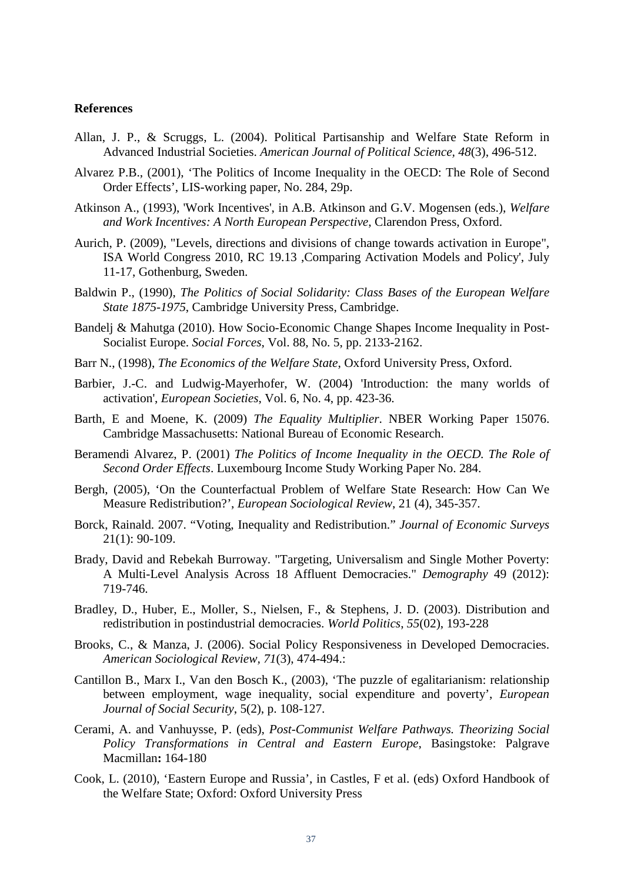**References**

Allan, J. P., & Scruggs, L. (2004). Political Partisanship and Welfare State Reform in Advanced Industrial Societies. *American Journal of Political Science, 48*(3), 496-512.

Alvarez P.B., (2001), 'The Politics of Income Inequality in the OECD: The Role of Second Order Effects', LIS-working paper, No. 284, 29p.

Atkinson A., (1993), 'Work Incentives', in A.B. Atkinson and G.V. Mogensen (eds.), *Welfare and Work Incentives: A North European Perspective*, Clarendon Press, Oxford.

Aurich, P. (2009), "Levels, directions and divisions of change towards activation in Europe", ISA World Congress 2010, RC 19.13 ,Comparing Activation Models and Policy', July 11-17, Gothenburg, Sweden.

Baldwin P., (1990), *The Politics of Social Solidarity: Class Bases of the European Welfare State 1875-1975*, Cambridge University Press, Cambridge.

Bandelj & Mahutga (2010). How Socio-Economic Change Shapes Income Inequality in Post-Socialist Europe. *Social Forces*, Vol. 88, No. 5, pp. 2133-2162.

Barr N., (1998), *The Economics of the Welfare State*, Oxford University Press, Oxford.

Barbier, J.-C. and Ludwig-Mayerhofer, W. (2004) 'Introduction: the many worlds of activation', *European Societies*, Vol. 6, No. 4, pp. 423-36.

Barth, E and Moene, K. (2009) *The Equality Multiplier*. NBER Working Paper 15076. Cambridge Massachusetts: National Bureau of Economic Research.

Beramendi Alvarez, P. (2001) *The Politics of Income Inequality in the OECD. The Role of Second Order Effects*. Luxembourg Income Study Working Paper No. 284.

Bergh, (2005), 'On the Counterfactual Problem of Welfare State Research: How Can We Measure Redistribution?', *European Sociological Review*, 21 (4), 345-357.

Borck, Rainald. 2007. "Voting, Inequality and Redistribution." *Journal of Economic Surveys* 21(1): 90-109.

Brady, David and Rebekah Burroway. "Targeting, Universalism and Single Mother Poverty: A Multi-Level Analysis Across 18 Affluent Democracies." *Demography* 49 (2012): 719-746.

Bradley, D., Huber, E., Moller, S., Nielsen, F., & Stephens, J. D. (2003). Distribution and redistribution in postindustrial democracies. *World Politics*, *55*(02), 193-228

Brooks, C., & Manza, J. (2006). Social Policy Responsiveness in Developed Democracies. *American Sociological Review, 71*(3), 474-494.:

Cantillon B., Marx I., Van den Bosch K., (2003), 'The puzzle of egalitarianism: relationship between employment, wage inequality, social expenditure and poverty', *European Journal of Social Security*, 5(2), p. 108-127.

Cerami, A. and Vanhuysse, P. (eds), *Post-Communist Welfare Pathways. Theorizing Social Policy Transformations in Central and Eastern Europe*, Basingstoke: Palgrave Macmillan**:** 164-180

Cook, L. (2010), 'Eastern Europe and Russia', in Castles, F et al. (eds) Oxford Handbook of the Welfare State; Oxford: Oxford University Press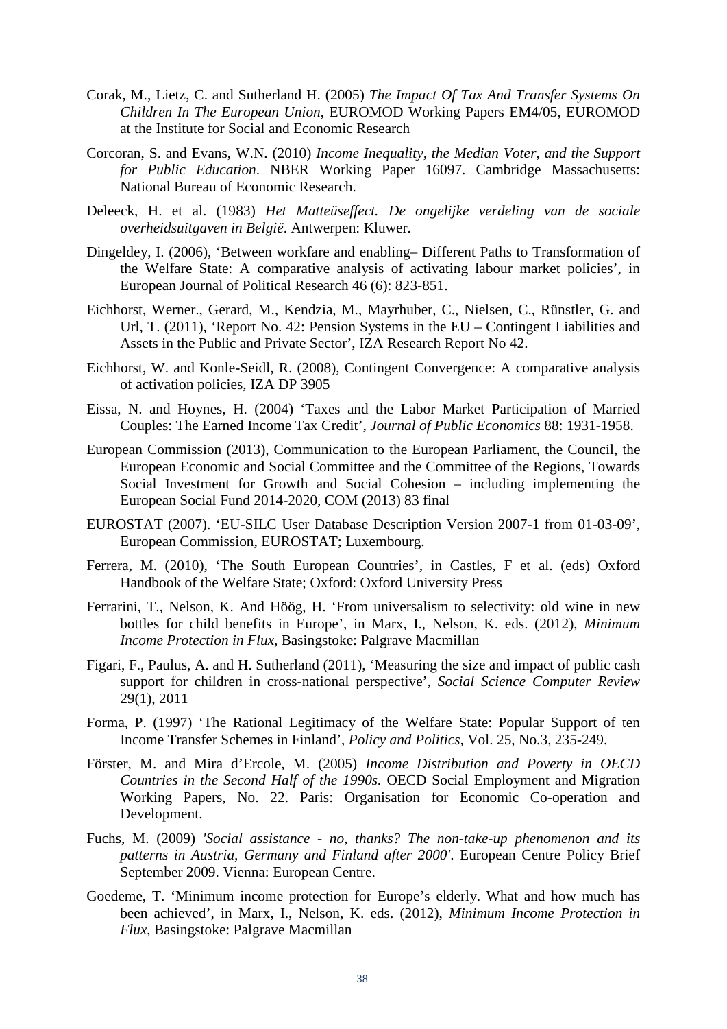Corak, M., Lietz, C. and Sutherland H. (2005) *The Impact Of Tax And Transfer Systems On Children In The European Union*, EUROMOD Working Papers EM4/05, EUROMOD at the Institute for Social and Economic Research

Corcoran, S. and Evans, W.N. (2010) *Income Inequality, the Median Voter, and the Support for Public Education*. NBER Working Paper 16097. Cambridge Massachusetts: National Bureau of Economic Research.

Deleeck, H. et al. (1983) *Het Matteüseffect. De ongelijke verdeling van de sociale overheidsuitgaven in België*. Antwerpen: Kluwer.

Dingeldey, I. (2006), 'Between workfare and enabling– Different Paths to Transformation of the Welfare State: A comparative analysis of activating labour market policies', in European Journal of Political Research 46 (6): 823-851.

Eichhorst, Werner., Gerard, M., Kendzia, M., Mayrhuber, C., Nielsen, C., Rünstler, G. and Url, T. (2011), 'Report No. 42: Pension Systems in the EU – Contingent Liabilities and Assets in the Public and Private Sector', IZA Research Report No 42.

Eichhorst, W. and Konle-Seidl, R. (2008), Contingent Convergence: A comparative analysis of activation policies, IZA DP 3905

Eissa, N. and Hoynes, H. (2004) 'Taxes and the Labor Market Participation of Married Couples: The Earned Income Tax Credit', *Journal of Public Economics* 88: 1931-1958.

European Commission (2013), Communication to the European Parliament, the Council, the European Economic and Social Committee and the Committee of the Regions, Towards Social Investment for Growth and Social Cohesion – including implementing the European Social Fund 2014-2020, COM (2013) 83 final

EUROSTAT (2007). 'EU-SILC User Database Description Version 2007-1 from 01-03-09', European Commission, EUROSTAT; Luxembourg.

Ferrera, M. (2010), 'The South European Countries', in Castles, F et al. (eds) Oxford Handbook of the Welfare State; Oxford: Oxford University Press

Ferrarini, T., Nelson, K. And Höög, H. 'From universalism to selectivity: old wine in new bottles for child benefits in Europe', in Marx, I., Nelson, K. eds. (2012), *Minimum Income Protection in Flux*, Basingstoke: Palgrave Macmillan

Figari, F., Paulus, A. and H. Sutherland (2011), 'Measuring the size and impact of public cash support for children in cross-national perspective', *Social Science Computer Review* 29(1), 2011

Forma, P. (1997) 'The Rational Legitimacy of the Welfare State: Popular Support of ten Income Transfer Schemes in Finland', *Policy and Politics*, Vol. 25, No.3, 235-249.

Förster, M. and Mira d'Ercole, M. (2005) *Income Distribution and Poverty in OECD Countries in the Second Half of the 1990s*. OECD Social Employment and Migration Working Papers, No. 22. Paris: Organisation for Economic Co-operation and Development.

Fuchs, M. (2009) *'Social assistance - no, thanks? The non-take-up phenomenon and its patterns in Austria, Germany and Finland after 2000'*. European Centre Policy Brief September 2009. Vienna: European Centre.

Goedeme, T. 'Minimum income protection for Europe's elderly. What and how much has been achieved', in Marx, I., Nelson, K. eds. (2012), *Minimum Income Protection in Flux*, Basingstoke: Palgrave Macmillan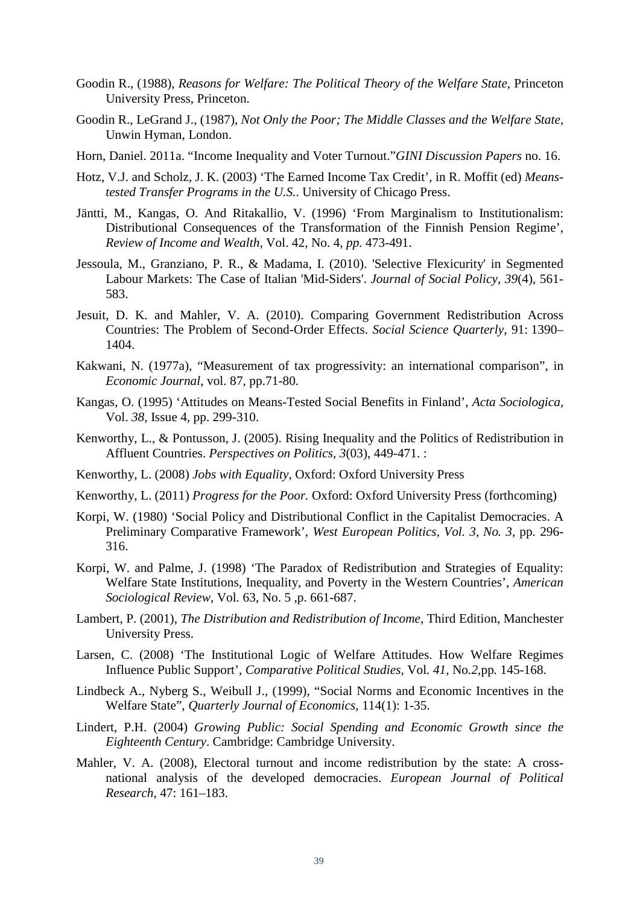Goodin R., (1988), *Reasons for Welfare: The Political Theory of the Welfare State*, Princeton University Press, Princeton.

Goodin R., LeGrand J., (1987), *Not Only the Poor; The Middle Classes and the Welfare State*, Unwin Hyman, London.

Horn, Daniel. 2011a. "Income Inequality and Voter Turnout."*GINI Discussion Papers* no. 16.

Hotz, V.J. and Scholz, J. K. (2003) 'The Earned Income Tax Credit', in R. Moffit (ed) *Means-tested Transfer Programs in the U.S.*. University of Chicago Press.

Jäntti, M., Kangas, O. And Ritakallio, V. (1996) 'From Marginalism to Institutionalism: Distributional Consequences of the Transformation of the Finnish Pension Regime', *Review of Income and Wealth*, Vol. 42, No. 4, *pp.* 473-491.

Jessoula, M., Granziano, P. R., & Madama, I. (2010). 'Selective Flexicurity' in Segmented Labour Markets: The Case of Italian 'Mid-Siders'. *Journal of Social Policy*, *39*(4), 561-583.

Jesuit, D. K. and Mahler, V. A. (2010). Comparing Government Redistribution Across Countries: The Problem of Second-Order Effects. *Social Science Quarterly*, 91: 1390–1404.

Kakwani, N. (1977a), "Measurement of tax progressivity: an international comparison", in *Economic Journal*, vol. 87, pp.71-80.

Kangas, O. (1995) 'Attitudes on Means-Tested Social Benefits in Finland', *Acta Sociologica*, Vol. *38*, Issue 4, pp. 299-310.

Kenworthy, L., & Pontusson, J. (2005). Rising Inequality and the Politics of Redistribution in Affluent Countries. *Perspectives on Politics*, *3*(03), 449-471. :

Kenworthy, L. (2008) *Jobs with Equality*, Oxford: Oxford University Press

Kenworthy, L. (2011) *Progress for the Poor.* Oxford: Oxford University Press (forthcoming)

Korpi, W. (1980) 'Social Policy and Distributional Conflict in the Capitalist Democracies. A Preliminary Comparative Framework', *West European Politics, Vol. 3, No. 3*, pp. 296-316.

Korpi, W. and Palme, J. (1998) 'The Paradox of Redistribution and Strategies of Equality: Welfare State Institutions, Inequality, and Poverty in the Western Countries', *American Sociological Review*, Vol. 63, No. 5 ,p. 661-687.

Lambert, P. (2001), *The Distribution and Redistribution of Income*, Third Edition, Manchester University Press.

Larsen, C. (2008) 'The Institutional Logic of Welfare Attitudes. How Welfare Regimes Influence Public Support', *Comparative Political Studies*, Vol. *41*, No.*2*,pp. 145-168.

Lindbeck A., Nyberg S., Weibull J., (1999), "Social Norms and Economic Incentives in the Welfare State", *Quarterly Journal of Economics*, 114(1): 1-35.

Lindert, P.H. (2004) *Growing Public: Social Spending and Economic Growth since the Eighteenth Century*. Cambridge: Cambridge University.

Mahler, V. A. (2008), Electoral turnout and income redistribution by the state: A cross-national analysis of the developed democracies. *European Journal of Political Research*, 47: 161–183.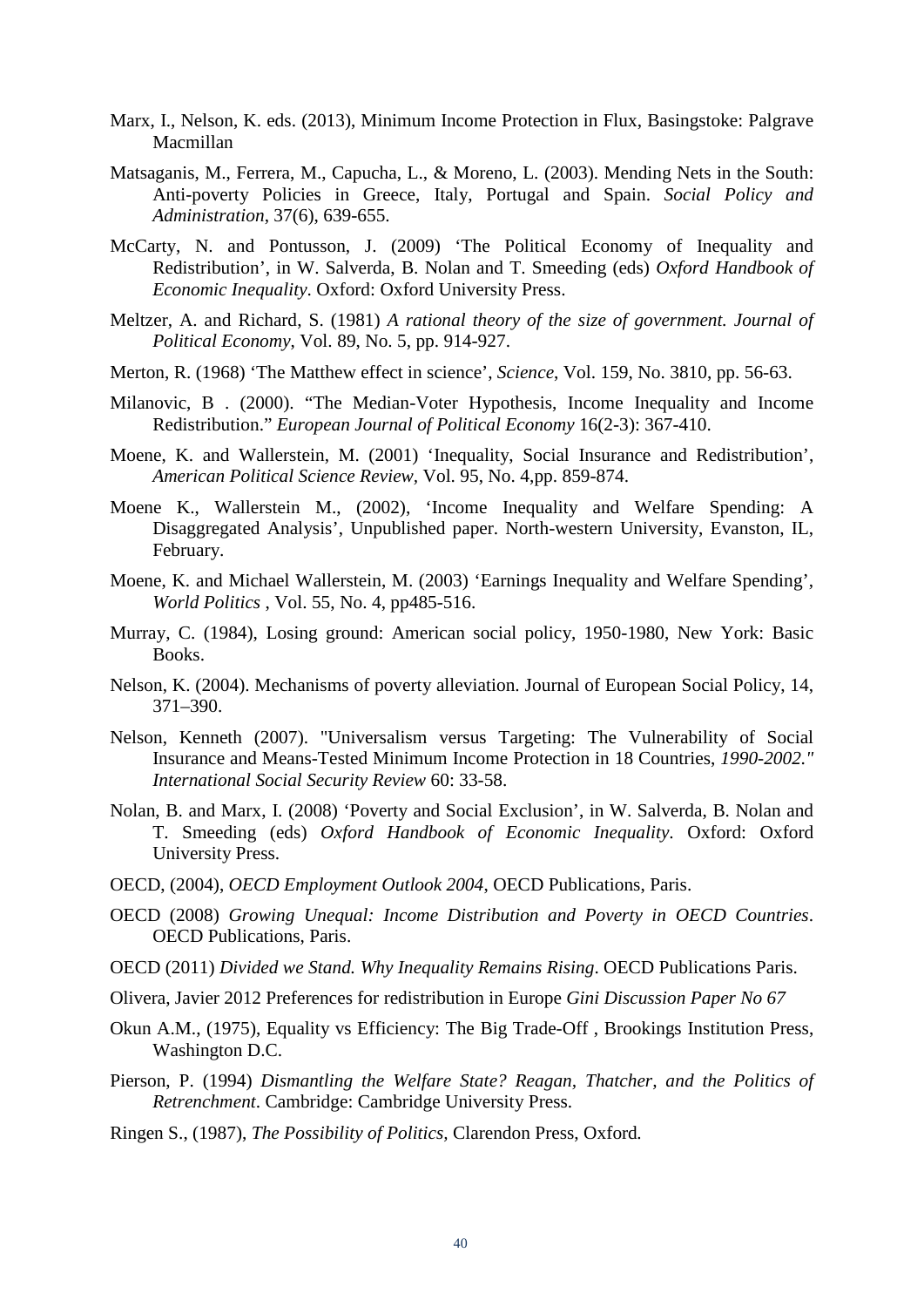Marx, I., Nelson, K. eds. (2013), Minimum Income Protection in Flux, Basingstoke: Palgrave Macmillan

Matsaganis, M., Ferrera, M., Capucha, L., & Moreno, L. (2003). Mending Nets in the South: Anti-poverty Policies in Greece, Italy, Portugal and Spain. *Social Policy and Administration*, 37(6), 639-655.

McCarty, N. and Pontusson, J. (2009) 'The Political Economy of Inequality and Redistribution', in W. Salverda, B. Nolan and T. Smeeding (eds) *Oxford Handbook of Economic Inequality*. Oxford: Oxford University Press.

Meltzer, A. and Richard, S. (1981) *A rational theory of the size of government. Journal of Political Economy*, Vol. 89, No. 5, pp. 914-927.

Merton, R. (1968) 'The Matthew effect in science', *Science*, Vol. 159, No. 3810, pp. 56-63.

Milanovic, B . (2000). "The Median-Voter Hypothesis, Income Inequality and Income Redistribution." *European Journal of Political Economy* 16(2-3): 367-410.

Moene, K. and Wallerstein, M. (2001) 'Inequality, Social Insurance and Redistribution', *American Political Science Review*, Vol. 95, No. 4,pp. 859-874.

Moene K., Wallerstein M., (2002), 'Income Inequality and Welfare Spending: A Disaggregated Analysis', Unpublished paper. North-western University, Evanston, IL, February.

Moene, K. and Michael Wallerstein, M. (2003) 'Earnings Inequality and Welfare Spending', *World Politics* , Vol. 55, No. 4, pp485-516.

Murray, C. (1984), Losing ground: American social policy, 1950-1980, New York: Basic Books.

Nelson, K. (2004). Mechanisms of poverty alleviation. Journal of European Social Policy, 14, 371–390.

Nelson, Kenneth (2007). "Universalism versus Targeting: The Vulnerability of Social Insurance and Means-Tested Minimum Income Protection in 18 Countries, *1990-2002." International Social Security Review* 60: 33-58.

Nolan, B. and Marx, I. (2008) 'Poverty and Social Exclusion', in W. Salverda, B. Nolan and T. Smeeding (eds) *Oxford Handbook of Economic Inequality*. Oxford: Oxford University Press.

OECD, (2004), *OECD Employment Outlook 2004*, OECD Publications, Paris.

OECD (2008) *Growing Unequal: Income Distribution and Poverty in OECD Countries*. OECD Publications, Paris.

OECD (2011) *Divided we Stand. Why Inequality Remains Rising*. OECD Publications Paris.

Olivera, Javier 2012 Preferences for redistribution in Europe *Gini Discussion Paper No 67*

Okun A.M., (1975), Equality vs Efficiency: The Big Trade-Off , Brookings Institution Press, Washington D.C.

Pierson, P. (1994) *Dismantling the Welfare State? Reagan, Thatcher, and the Politics of Retrenchment*. Cambridge: Cambridge University Press.

Ringen S., (1987), *The Possibility of Politics,* Clarendon Press, Oxford.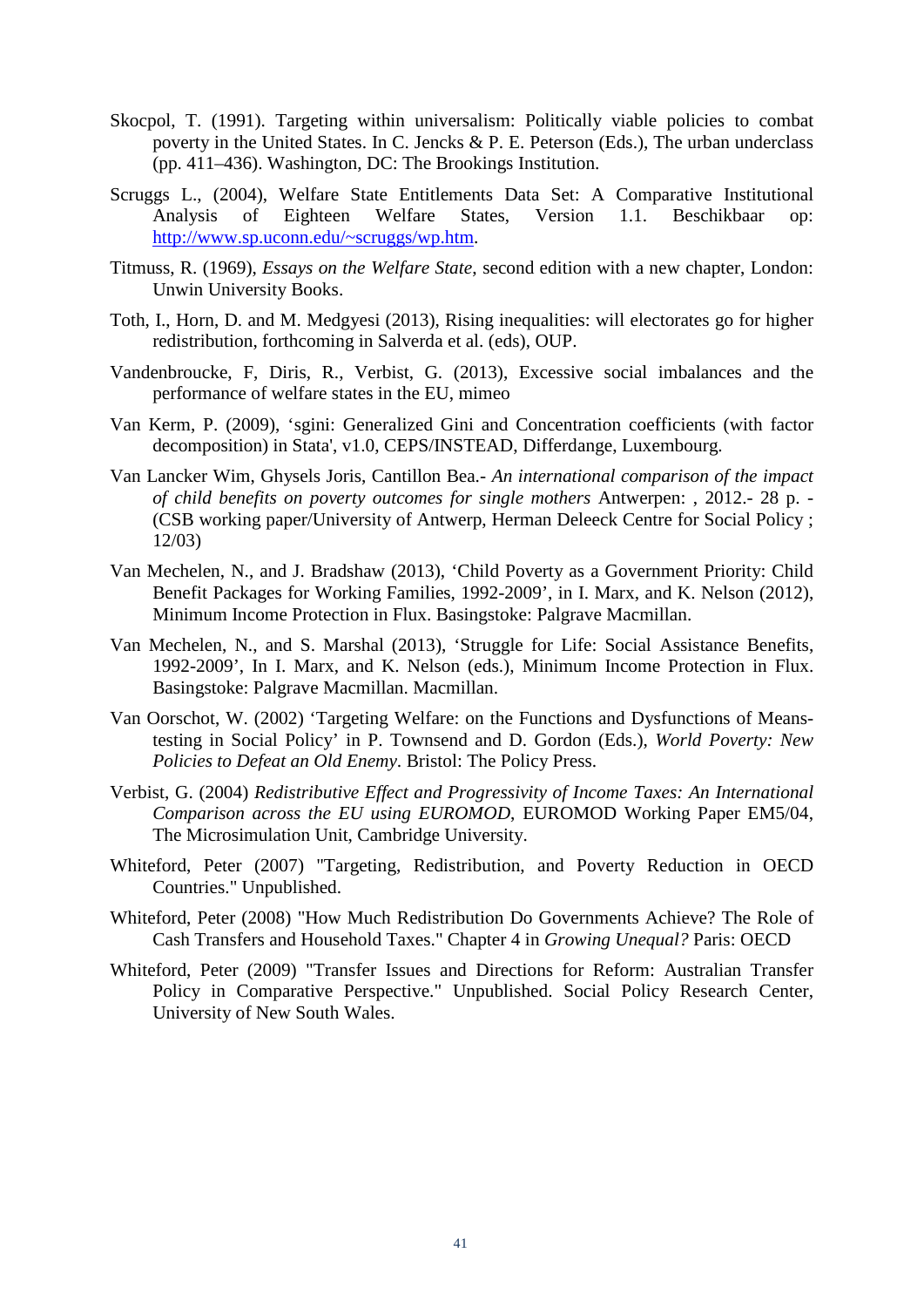Skocpol, T. (1991). Targeting within universalism: Politically viable policies to combat poverty in the United States. In C. Jencks & P. E. Peterson (Eds.), The urban underclass (pp. 411–436). Washington, DC: The Brookings Institution.

Scruggs L., (2004), Welfare State Entitlements Data Set: A Comparative Institutional Analysis of Eighteen Welfare States, Version 1.1. Beschikbaar op: http://www.sp.uconn.edu/~scruggs/wp.htm.

Titmuss, R. (1969), *Essays on the Welfare State*, second edition with a new chapter, London: Unwin University Books.

Toth, I., Horn, D. and M. Medgyesi (2013), Rising inequalities: will electorates go for higher redistribution, forthcoming in Salverda et al. (eds), OUP.

Vandenbroucke, F, Diris, R., Verbist, G. (2013), Excessive social imbalances and the performance of welfare states in the EU, mimeo

Van Kerm, P. (2009), 'sgini: Generalized Gini and Concentration coefficients (with factor decomposition) in Stata', v1.0, CEPS/INSTEAD, Differdange, Luxembourg.

Van Lancker Wim, Ghysels Joris, Cantillon Bea.- *An international comparison of the impact of child benefits on poverty outcomes for single mothers* Antwerpen: , 2012.- 28 p. - (CSB working paper/University of Antwerp, Herman Deleeck Centre for Social Policy ; 12/03)

Van Mechelen, N., and J. Bradshaw (2013), 'Child Poverty as a Government Priority: Child Benefit Packages for Working Families, 1992-2009', in I. Marx, and K. Nelson (2012), Minimum Income Protection in Flux. Basingstoke: Palgrave Macmillan.

Van Mechelen, N., and S. Marshal (2013), 'Struggle for Life: Social Assistance Benefits, 1992-2009', In I. Marx, and K. Nelson (eds.), Minimum Income Protection in Flux. Basingstoke: Palgrave Macmillan. Macmillan.

Van Oorschot, W. (2002) 'Targeting Welfare: on the Functions and Dysfunctions of Means-testing in Social Policy' in P. Townsend and D. Gordon (Eds.), *World Poverty: New Policies to Defeat an Old Enemy*. Bristol: The Policy Press.

Verbist, G. (2004) *Redistributive Effect and Progressivity of Income Taxes: An International Comparison across the EU using EUROMOD*, EUROMOD Working Paper EM5/04, The Microsimulation Unit, Cambridge University.

Whiteford, Peter (2007) "Targeting, Redistribution, and Poverty Reduction in OECD Countries." Unpublished.

Whiteford, Peter (2008) "How Much Redistribution Do Governments Achieve? The Role of Cash Transfers and Household Taxes." Chapter 4 in *Growing Unequal?* Paris: OECD

Whiteford, Peter (2009) "Transfer Issues and Directions for Reform: Australian Transfer Policy in Comparative Perspective." Unpublished. Social Policy Research Center, University of New South Wales.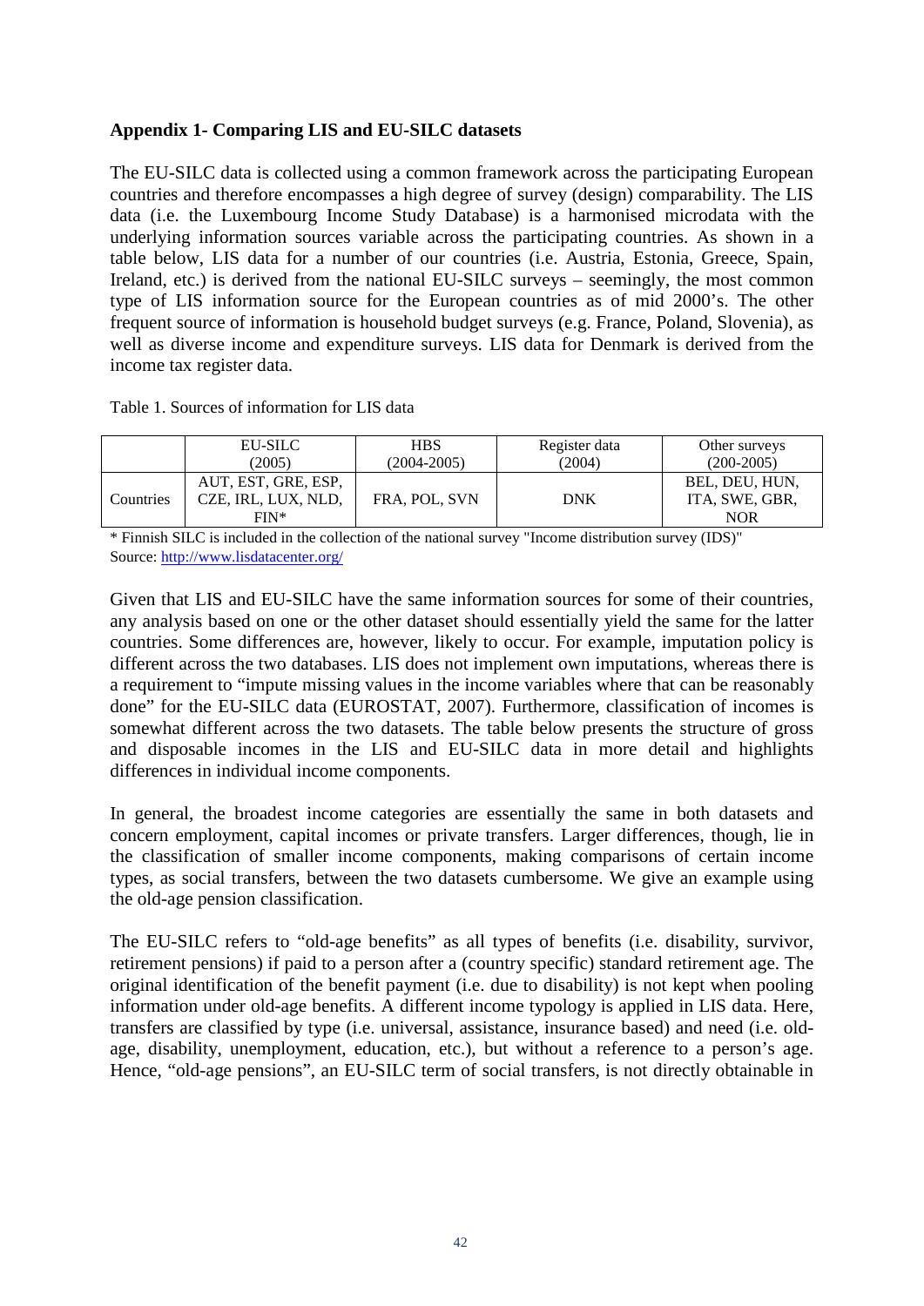### Appendix 1- Comparing LIS and EU-SILC datasets

The EU-SILC data is collected using a common framework across the participating European countries and therefore encompasses a high degree of survey (design) comparability. The LIS data (i.e. the Luxembourg Income Study Database) is a harmonised microdata with the underlying information sources variable across the participating countries. As shown in a table below, LIS data for a number of our countries (i.e. Austria, Estonia, Greece, Spain, Ireland, etc.) is derived from the national EU-SILC surveys – seemingly, the most common type of LIS information source for the European countries as of mid 2000's. The other frequent source of information is household budget surveys (e.g. France, Poland, Slovenia), as well as diverse income and expenditure surveys. LIS data for Denmark is derived from the income tax register data.

Table 1. Sources of information for LIS data

| | EU-SILC (2005) | HBS (2004-2005) | Register data (2004) | Other surveys (200-2005) |
|---|---|---|---|---|
| Countries | AUT, EST, GRE, ESP, CZE, IRL, LUX, NLD, FIN* | FRA, POL, SVN | DNK | BEL, DEU, HUN, ITA, SWE, GBR, NOR |

\* Finnish SILC is included in the collection of the national survey "Income distribution survey (IDS)"
Source: http://www.lisdatacenter.org/

Given that LIS and EU-SILC have the same information sources for some of their countries, any analysis based on one or the other dataset should essentially yield the same for the latter countries. Some differences are, however, likely to occur. For example, imputation policy is different across the two databases. LIS does not implement own imputations, whereas there is a requirement to "impute missing values in the income variables where that can be reasonably done" for the EU-SILC data (EUROSTAT, 2007). Furthermore, classification of incomes is somewhat different across the two datasets. The table below presents the structure of gross and disposable incomes in the LIS and EU-SILC data in more detail and highlights differences in individual income components.

In general, the broadest income categories are essentially the same in both datasets and concern employment, capital incomes or private transfers. Larger differences, though, lie in the classification of smaller income components, making comparisons of certain income types, as social transfers, between the two datasets cumbersome. We give an example using the old-age pension classification.

The EU-SILC refers to "old-age benefits" as all types of benefits (i.e. disability, survivor, retirement pensions) if paid to a person after a (country specific) standard retirement age. The original identification of the benefit payment (i.e. due to disability) is not kept when pooling information under old-age benefits. A different income typology is applied in LIS data. Here, transfers are classified by type (i.e. universal, assistance, insurance based) and need (i.e. old-age, disability, unemployment, education, etc.), but without a reference to a person's age. Hence, "old-age pensions", an EU-SILC term of social transfers, is not directly obtainable in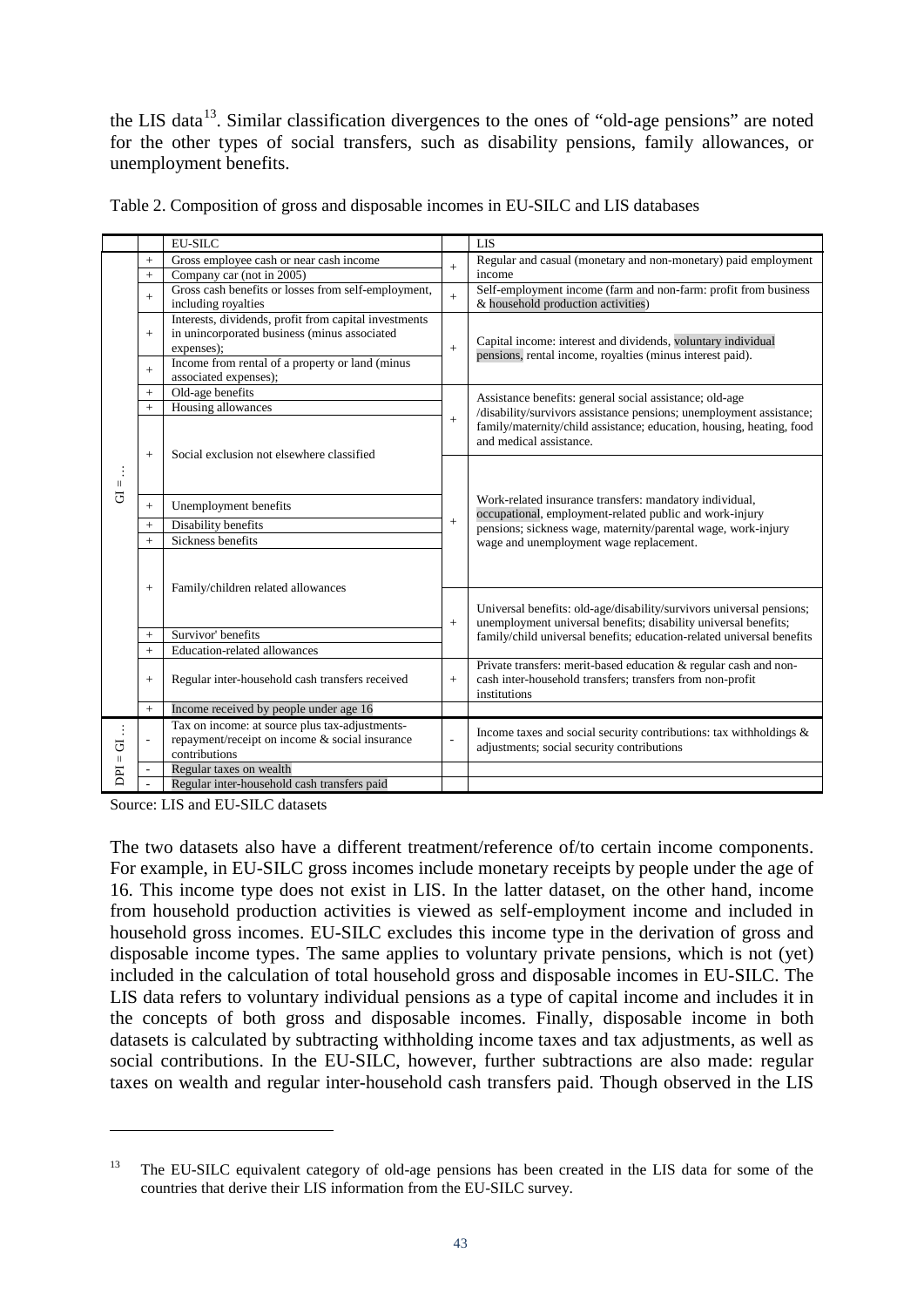the LIS data[13]. Similar classification divergences to the ones of "old-age pensions" are noted for the other types of social transfers, such as disability pensions, family allowances, or unemployment benefits.

Table 2. Composition of gross and disposable incomes in EU-SILC and LIS databases

| | | EU-SILC | | LIS |
|---|---|---|---|---|
| GI = … | + | Gross employee cash or near cash income | + | Regular and casual (monetary and non-monetary) paid employment income |
| | + | Company car (not in 2005) | | |
| | + | Gross cash benefits or losses from self-employment, including royalties | + | Self-employment income (farm and non-farm: profit from business & household production activities) |
| | + | Interests, dividends, profit from capital investments in unincorporated business (minus associated expenses); | + | Capital income: interest and dividends, voluntary individual pensions, rental income, royalties (minus interest paid). |
| | + | Income from rental of a property or land (minus associated expenses); | | |
| | + | Old-age benefits | + | Assistance benefits: general social assistance; old-age /disability/survivors assistance pensions; unemployment assistance; family/maternity/child assistance; education, housing, heating, food and medical assistance. |
| | + | Housing allowances | | |
| | + | Social exclusion not elsewhere classified | | |
| | + | Unemployment benefits | + | Work-related insurance transfers: mandatory individual, occupational, employment-related public and work-injury pensions; sickness wage, maternity/parental wage, work-injury wage and unemployment wage replacement. |
| | + | Disability benefits | | |
| | + | Sickness benefits | | |
| | + | Family/children related allowances | + | Universal benefits: old-age/disability/survivors universal pensions; unemployment universal benefits; disability universal benefits; family/child universal benefits; education-related universal benefits |
| | + | Survivor' benefits | | |
| | + | Education-related allowances | | |
| | + | Regular inter-household cash transfers received | + | Private transfers: merit-based education & regular cash and non-cash inter-household transfers; transfers from non-profit institutions |
| | + | Income received by people under age 16 | | |
| DPI = GI … | - | Tax on income: at source plus tax-adjustments-repayment/receipt on income & social insurance contributions | - | Income taxes and social security contributions: tax withholdings & adjustments; social security contributions |
| | - | Regular taxes on wealth | | |
| | - | Regular inter-household cash transfers paid | | |

Source: LIS and EU-SILC datasets

The two datasets also have a different treatment/reference of/to certain income components. For example, in EU-SILC gross incomes include monetary receipts by people under the age of 16. This income type does not exist in LIS. In the latter dataset, on the other hand, income from household production activities is viewed as self-employment income and included in household gross incomes. EU-SILC excludes this income type in the derivation of gross and disposable income types. The same applies to voluntary private pensions, which is not (yet) included in the calculation of total household gross and disposable incomes in EU-SILC. The LIS data refers to voluntary individual pensions as a type of capital income and includes it in the concepts of both gross and disposable incomes. Finally, disposable income in both datasets is calculated by subtracting withholding income taxes and tax adjustments, as well as social contributions. In the EU-SILC, however, further subtractions are also made: regular taxes on wealth and regular inter-household cash transfers paid. Though observed in the LIS

[13] The EU-SILC equivalent category of old-age pensions has been created in the LIS data for some of the countries that derive their LIS information from the EU-SILC survey.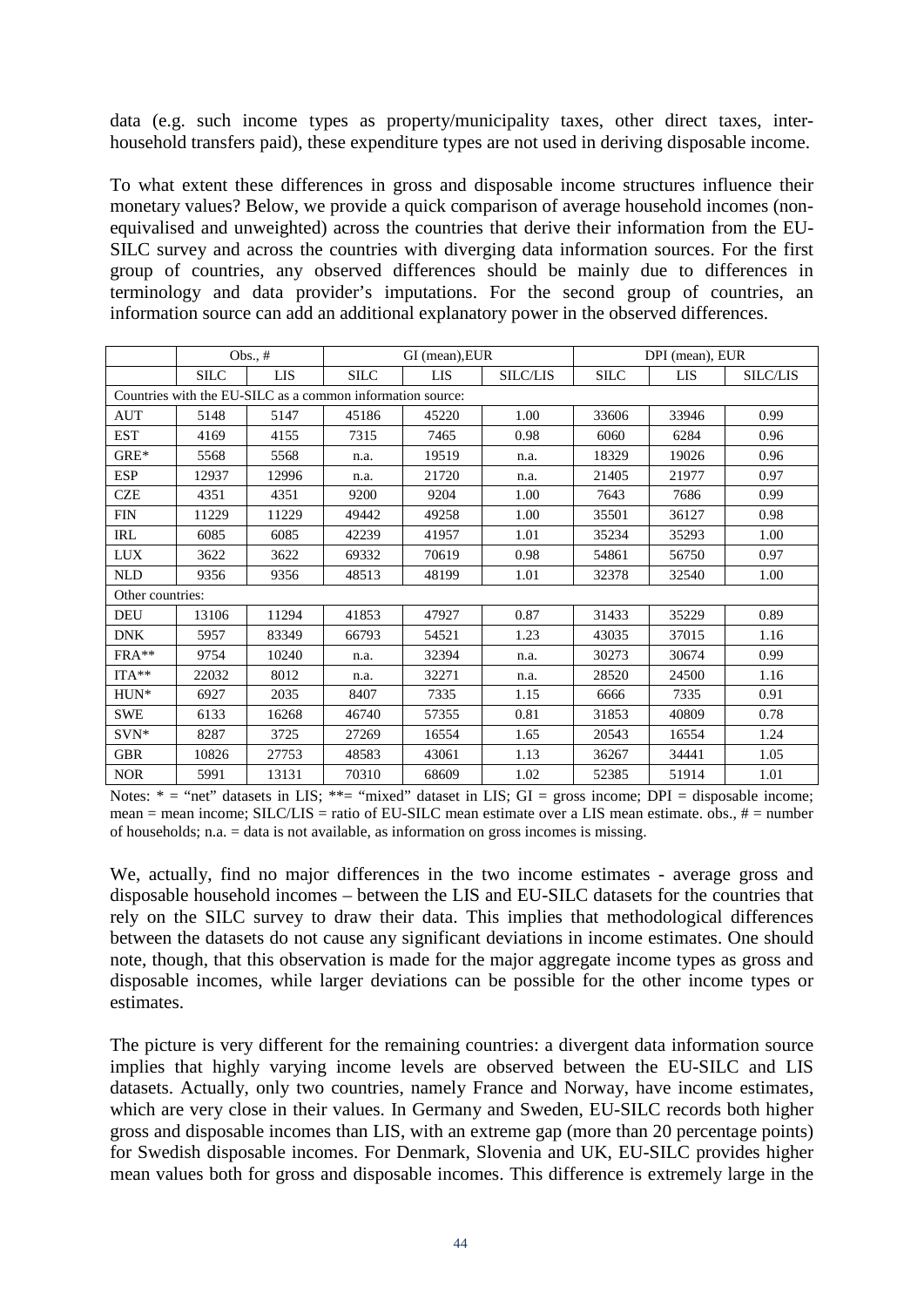data (e.g. such income types as property/municipality taxes, other direct taxes, inter-household transfers paid), these expenditure types are not used in deriving disposable income.

To what extent these differences in gross and disposable income structures influence their monetary values? Below, we provide a quick comparison of average household incomes (non-equivalised and unweighted) across the countries that derive their information from the EU-SILC survey and across the countries with diverging data information sources. For the first group of countries, any observed differences should be mainly due to differences in terminology and data provider's imputations. For the second group of countries, an information source can add an additional explanatory power in the observed differences.

| | Obs., # | | GI (mean),EUR | | | DPI (mean), EUR | | |
|---|---|---|---|---|---|---|---|---|
| | SILC | LIS | SILC | LIS | SILC/LIS | SILC | LIS | SILC/LIS |
| Countries with the EU-SILC as a common information source: | | | | | | | | |
| AUT | 5148 | 5147 | 45186 | 45220 | 1.00 | 33606 | 33946 | 0.99 |
| EST | 4169 | 4155 | 7315 | 7465 | 0.98 | 6060 | 6284 | 0.96 |
| GRE* | 5568 | 5568 | n.a. | 19519 | n.a. | 18329 | 19026 | 0.96 |
| ESP | 12937 | 12996 | n.a. | 21720 | n.a. | 21405 | 21977 | 0.97 |
| CZE | 4351 | 4351 | 9200 | 9204 | 1.00 | 7643 | 7686 | 0.99 |
| FIN | 11229 | 11229 | 49442 | 49258 | 1.00 | 35501 | 36127 | 0.98 |
| IRL | 6085 | 6085 | 42239 | 41957 | 1.01 | 35234 | 35293 | 1.00 |
| LUX | 3622 | 3622 | 69332 | 70619 | 0.98 | 54861 | 56750 | 0.97 |
| NLD | 9356 | 9356 | 48513 | 48199 | 1.01 | 32378 | 32540 | 1.00 |
| Other countries: | | | | | | | | |
| DEU | 13106 | 11294 | 41853 | 47927 | 0.87 | 31433 | 35229 | 0.89 |
| DNK | 5957 | 83349 | 66793 | 54521 | 1.23 | 43035 | 37015 | 1.16 |
| FRA** | 9754 | 10240 | n.a. | 32394 | n.a. | 30273 | 30674 | 0.99 |
| ITA** | 22032 | 8012 | n.a. | 32271 | n.a. | 28520 | 24500 | 1.16 |
| HUN* | 6927 | 2035 | 8407 | 7335 | 1.15 | 6666 | 7335 | 0.91 |
| SWE | 6133 | 16268 | 46740 | 57355 | 0.81 | 31853 | 40809 | 0.78 |
| SVN* | 8287 | 3725 | 27269 | 16554 | 1.65 | 20543 | 16554 | 1.24 |
| GBR | 10826 | 27753 | 48583 | 43061 | 1.13 | 36267 | 34441 | 1.05 |
| NOR | 5991 | 13131 | 70310 | 68609 | 1.02 | 52385 | 51914 | 1.01 |

Notes: * = "net" datasets in LIS; **= "mixed" dataset in LIS; GI = gross income; DPI = disposable income; mean = mean income; SILC/LIS = ratio of EU-SILC mean estimate over a LIS mean estimate. obs., # = number of households; n.a. = data is not available, as information on gross incomes is missing.

We, actually, find no major differences in the two income estimates - average gross and disposable household incomes – between the LIS and EU-SILC datasets for the countries that rely on the SILC survey to draw their data. This implies that methodological differences between the datasets do not cause any significant deviations in income estimates. One should note, though, that this observation is made for the major aggregate income types as gross and disposable incomes, while larger deviations can be possible for the other income types or estimates.

The picture is very different for the remaining countries: a divergent data information source implies that highly varying income levels are observed between the EU-SILC and LIS datasets. Actually, only two countries, namely France and Norway, have income estimates, which are very close in their values. In Germany and Sweden, EU-SILC records both higher gross and disposable incomes than LIS, with an extreme gap (more than 20 percentage points) for Swedish disposable incomes. For Denmark, Slovenia and UK, EU-SILC provides higher mean values both for gross and disposable incomes. This difference is extremely large in the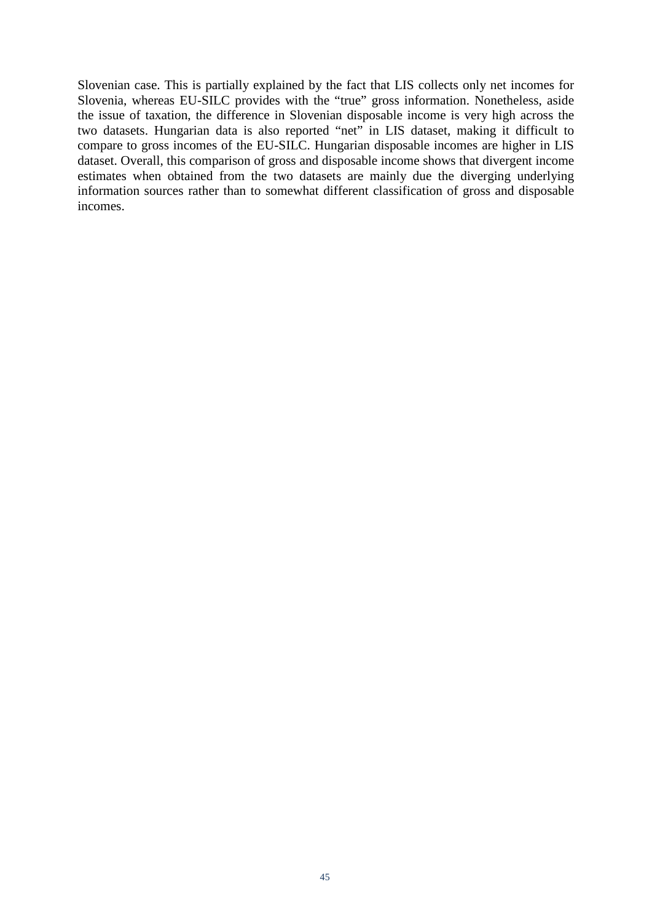Slovenian case. This is partially explained by the fact that LIS collects only net incomes for Slovenia, whereas EU-SILC provides with the "true" gross information. Nonetheless, aside the issue of taxation, the difference in Slovenian disposable income is very high across the two datasets. Hungarian data is also reported "net" in LIS dataset, making it difficult to compare to gross incomes of the EU-SILC. Hungarian disposable incomes are higher in LIS dataset. Overall, this comparison of gross and disposable income shows that divergent income estimates when obtained from the two datasets are mainly due the diverging underlying information sources rather than to somewhat different classification of gross and disposable incomes.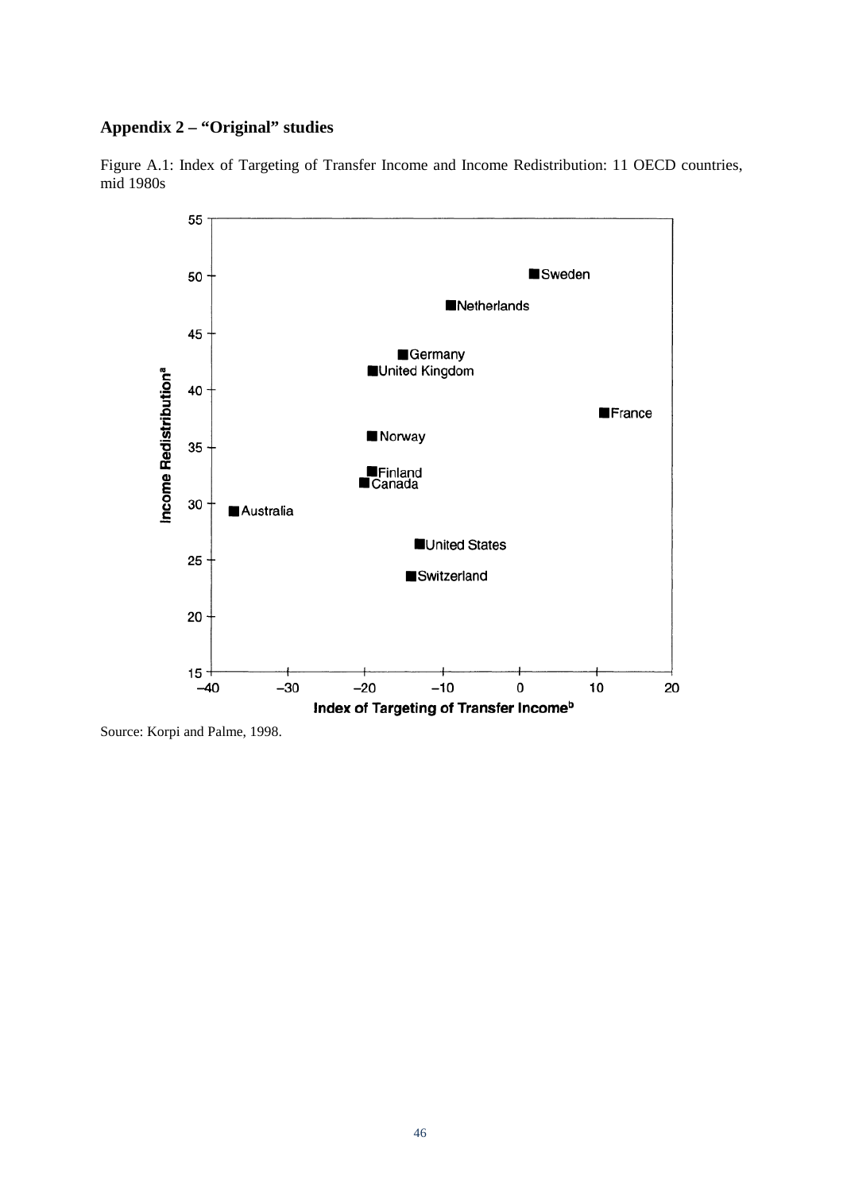## Appendix 2 – "Original" studies

Figure A.1: Index of Targeting of Transfer Income and Income Redistribution: 11 OECD countries, mid 1980s

Source: Korpi and Palme, 1998.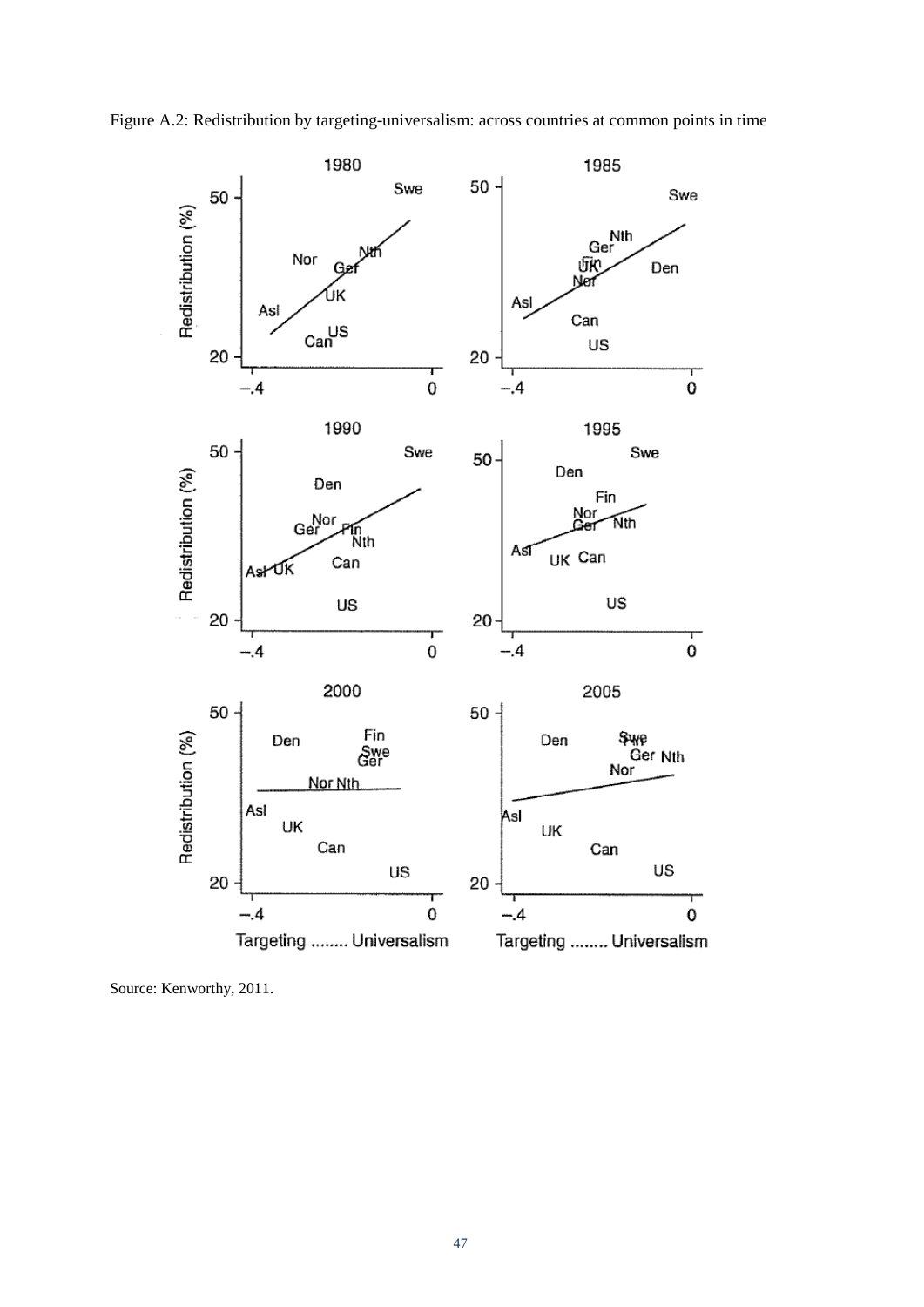Figure A.2: Redistribution by targeting-universalism: across countries at common points in time

Source: Kenworthy, 2011.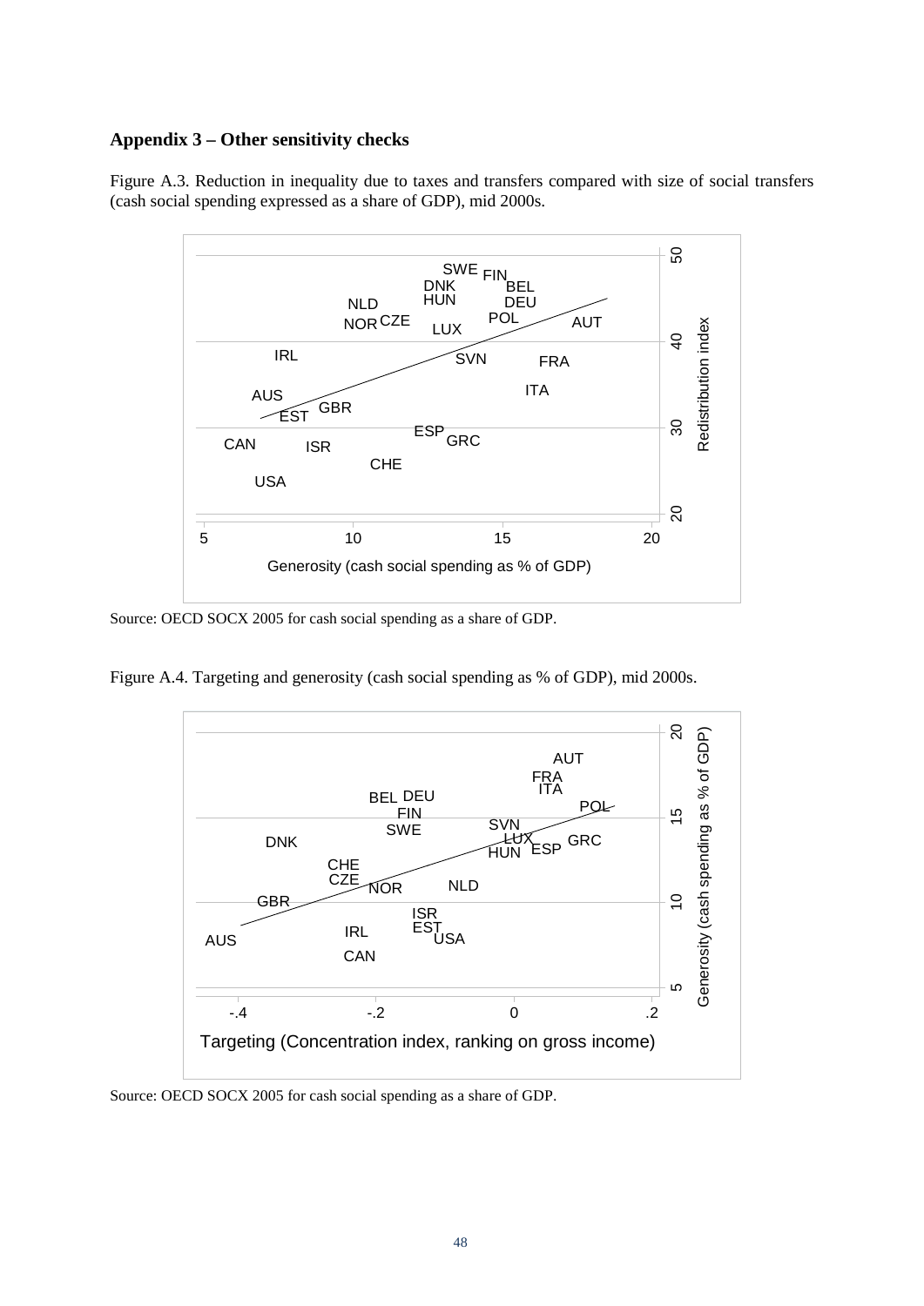### Appendix 3 – Other sensitivity checks

Figure A.3. Reduction in inequality due to taxes and transfers compared with size of social transfers (cash social spending expressed as a share of GDP), mid 2000s.

Source: OECD SOCX 2005 for cash social spending as a share of GDP.

Figure A.4. Targeting and generosity (cash social spending as % of GDP), mid 2000s.

Source: OECD SOCX 2005 for cash social spending as a share of GDP.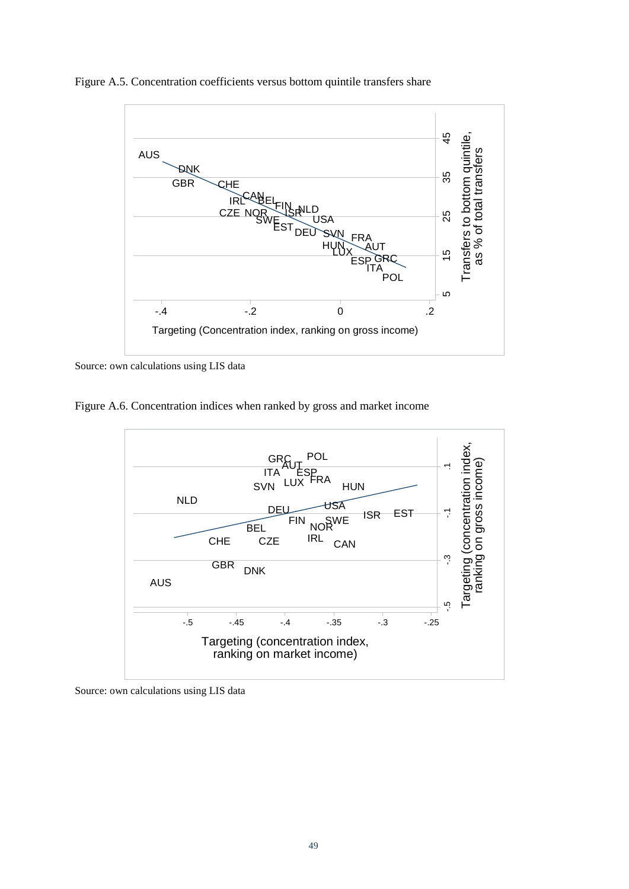Figure A.5. Concentration coefficients versus bottom quintile transfers share

Source: own calculations using LIS data

Figure A.6. Concentration indices when ranked by gross and market income

Source: own calculations using LIS data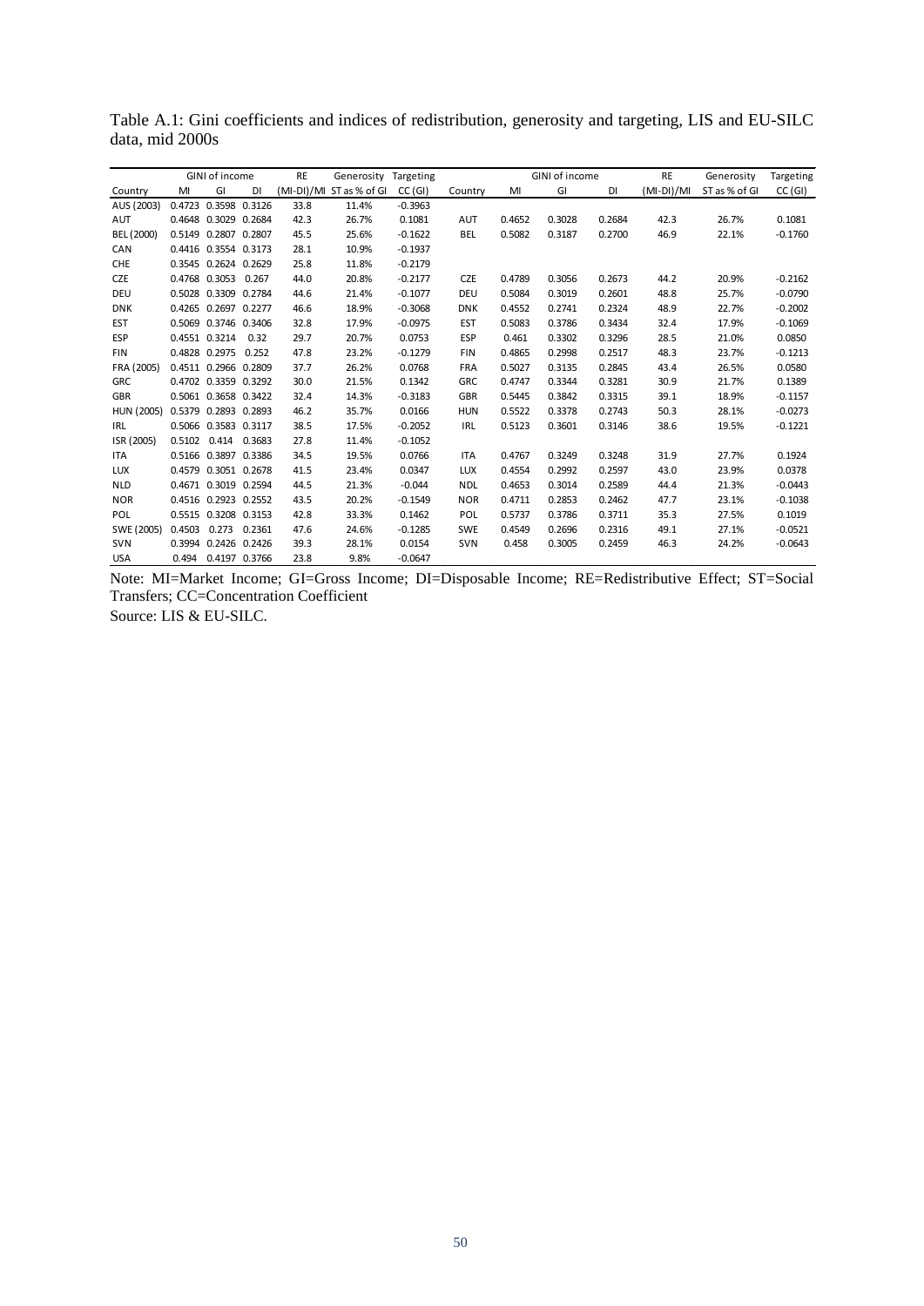Table A.1: Gini coefficients and indices of redistribution, generosity and targeting, LIS and EU-SILC data, mid 2000s

| | GINI of income | | | RE | Generosity | Targeting | | GINI of income | | | RE | Generosity | Targeting |
|---|---|---|---|---|---|---|---|---|---|---|---|---|---|
| Country | MI | GI | DI | (MI-DI)/MI | ST as % of GI | CC (GI) | Country | MI | GI | DI | (MI-DI)/MI | ST as % of GI | CC (GI) |
| AUS (2003) | 0.4723 | 0.3598 | 0.3126 | 33.8 | 11.4% | -0.3963 | | | | | | | |
| AUT | 0.4648 | 0.3029 | 0.2684 | 42.3 | 26.7% | 0.1081 | AUT | 0.4652 | 0.3028 | 0.2684 | 42.3 | 26.7% | 0.1081 |
| BEL (2000) | 0.5149 | 0.2807 | 0.2807 | 45.5 | 25.6% | -0.1622 | BEL | 0.5082 | 0.3187 | 0.2700 | 46.9 | 22.1% | -0.1760 |
| CAN | 0.4416 | 0.3554 | 0.3173 | 28.1 | 10.9% | -0.1937 | | | | | | | |
| CHE | 0.3545 | 0.2624 | 0.2629 | 25.8 | 11.8% | -0.2179 | | | | | | | |
| CZE | 0.4768 | 0.3053 | 0.267 | 44.0 | 20.8% | -0.2177 | CZE | 0.4789 | 0.3056 | 0.2673 | 44.2 | 20.9% | -0.2162 |
| DEU | 0.5028 | 0.3309 | 0.2784 | 44.6 | 21.4% | -0.1077 | DEU | 0.5084 | 0.3019 | 0.2601 | 48.8 | 25.7% | -0.0790 |
| DNK | 0.4265 | 0.2697 | 0.2277 | 46.6 | 18.9% | -0.3068 | DNK | 0.4552 | 0.2741 | 0.2324 | 48.9 | 22.7% | -0.2002 |
| EST | 0.5069 | 0.3746 | 0.3406 | 32.8 | 17.9% | -0.0975 | EST | 0.5083 | 0.3786 | 0.3434 | 32.4 | 17.9% | -0.1069 |
| ESP | 0.4551 | 0.3214 | 0.32 | 29.7 | 20.7% | 0.0753 | ESP | 0.461 | 0.3302 | 0.3296 | 28.5 | 21.0% | 0.0850 |
| FIN | 0.4828 | 0.2975 | 0.252 | 47.8 | 23.2% | -0.1279 | FIN | 0.4865 | 0.2998 | 0.2517 | 48.3 | 23.7% | -0.1213 |
| FRA (2005) | 0.4511 | 0.2966 | 0.2809 | 37.7 | 26.2% | 0.0768 | FRA | 0.5027 | 0.3135 | 0.2845 | 43.4 | 26.5% | 0.0580 |
| GRC | 0.4702 | 0.3359 | 0.3292 | 30.0 | 21.5% | 0.1342 | GRC | 0.4747 | 0.3344 | 0.3281 | 30.9 | 21.7% | 0.1389 |
| GBR | 0.5061 | 0.3658 | 0.3422 | 32.4 | 14.3% | -0.3183 | GBR | 0.5445 | 0.3842 | 0.3315 | 39.1 | 18.9% | -0.1157 |
| HUN (2005) | 0.5379 | 0.2893 | 0.2893 | 46.2 | 35.7% | 0.0166 | HUN | 0.5522 | 0.3378 | 0.2743 | 50.3 | 28.1% | -0.0273 |
| IRL | 0.5066 | 0.3583 | 0.3117 | 38.5 | 17.5% | -0.2052 | IRL | 0.5123 | 0.3601 | 0.3146 | 38.6 | 19.5% | -0.1221 |
| ISR (2005) | 0.5102 | 0.414 | 0.3683 | 27.8 | 11.4% | -0.1052 | | | | | | | |
| ITA | 0.5166 | 0.3897 | 0.3386 | 34.5 | 19.5% | 0.0766 | ITA | 0.4767 | 0.3249 | 0.3248 | 31.9 | 27.7% | 0.1924 |
| LUX | 0.4579 | 0.3051 | 0.2678 | 41.5 | 23.4% | 0.0347 | LUX | 0.4554 | 0.2992 | 0.2597 | 43.0 | 23.9% | 0.0378 |
| NLD | 0.4671 | 0.3019 | 0.2594 | 44.5 | 21.3% | -0.044 | NDL | 0.4653 | 0.3014 | 0.2589 | 44.4 | 21.3% | -0.0443 |
| NOR | 0.4516 | 0.2923 | 0.2552 | 43.5 | 20.2% | -0.1549 | NOR | 0.4711 | 0.2853 | 0.2462 | 47.7 | 23.1% | -0.1038 |
| POL | 0.5515 | 0.3208 | 0.3153 | 42.8 | 33.3% | 0.1462 | POL | 0.5737 | 0.3786 | 0.3711 | 35.3 | 27.5% | 0.1019 |
| SWE (2005) | 0.4503 | 0.273 | 0.2361 | 47.6 | 24.6% | -0.1285 | SWE | 0.4549 | 0.2696 | 0.2316 | 49.1 | 27.1% | -0.0521 |
| SVN | 0.3994 | 0.2426 | 0.2426 | 39.3 | 28.1% | 0.0154 | SVN | 0.458 | 0.3005 | 0.2459 | 46.3 | 24.2% | -0.0643 |
| USA | 0.494 | 0.4197 | 0.3766 | 23.8 | 9.8% | -0.0647 | | | | | | | |

Note: MI=Market Income; GI=Gross Income; DI=Disposable Income; RE=Redistributive Effect; ST=Social Transfers; CC=Concentration Coefficient

Source: LIS & EU-SILC.